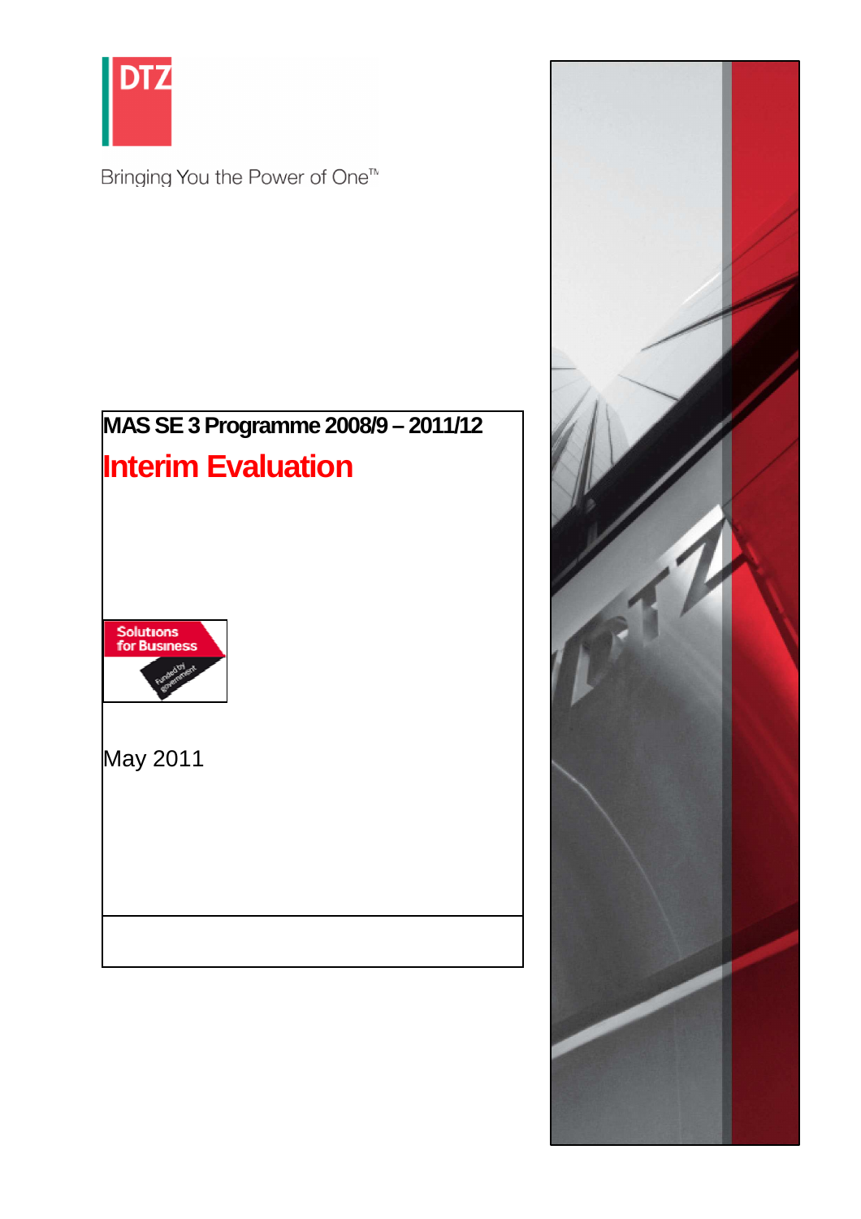DTZ

Bringing You the Power of One™

# MAS SE 3 Programme 2008/9 – 2011/12

## Interim Evaluation

Solutions for Business

Funded by government

May 2011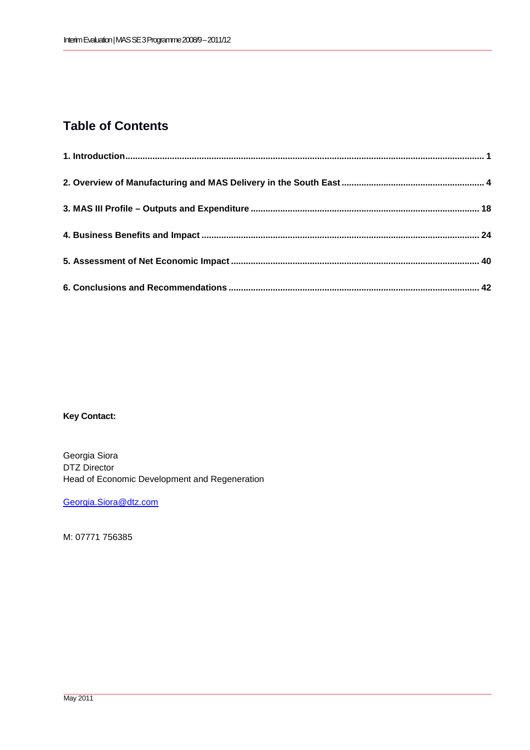# Table of Contents

**1. Introduction** ........................................ **1**

**2. Overview of Manufacturing and MAS Delivery in the South East** ........................................ **4**

**3. MAS III Profile – Outputs and Expenditure** ........................................ **18**

**4. Business Benefits and Impact** ........................................ **24**

**5. Assessment of Net Economic Impact** ........................................ **40**

**6. Conclusions and Recommendations** ........................................ **42**

**Key Contact:**

Georgia Siora
DTZ Director
Head of Economic Development and Regeneration

Georgia.Siora@dtz.com

M: 07771 756385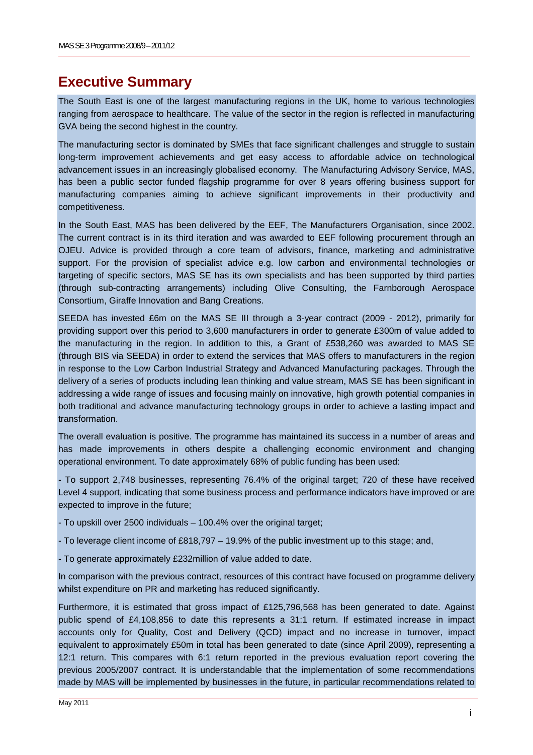# Executive Summary

The South East is one of the largest manufacturing regions in the UK, home to various technologies ranging from aerospace to healthcare. The value of the sector in the region is reflected in manufacturing GVA being the second highest in the country.

The manufacturing sector is dominated by SMEs that face significant challenges and struggle to sustain long-term improvement achievements and get easy access to affordable advice on technological advancement issues in an increasingly globalised economy. The Manufacturing Advisory Service, MAS, has been a public sector funded flagship programme for over 8 years offering business support for manufacturing companies aiming to achieve significant improvements in their productivity and competitiveness.

In the South East, MAS has been delivered by the EEF, The Manufacturers Organisation, since 2002. The current contract is in its third iteration and was awarded to EEF following procurement through an OJEU. Advice is provided through a core team of advisors, finance, marketing and administrative support. For the provision of specialist advice e.g. low carbon and environmental technologies or targeting of specific sectors, MAS SE has its own specialists and has been supported by third parties (through sub-contracting arrangements) including Olive Consulting, the Farnborough Aerospace Consortium, Giraffe Innovation and Bang Creations.

SEEDA has invested £6m on the MAS SE III through a 3-year contract (2009 - 2012), primarily for providing support over this period to 3,600 manufacturers in order to generate £300m of value added to the manufacturing in the region. In addition to this, a Grant of £538,260 was awarded to MAS SE (through BIS via SEEDA) in order to extend the services that MAS offers to manufacturers in the region in response to the Low Carbon Industrial Strategy and Advanced Manufacturing packages. Through the delivery of a series of products including lean thinking and value stream, MAS SE has been significant in addressing a wide range of issues and focusing mainly on innovative, high growth potential companies in both traditional and advance manufacturing technology groups in order to achieve a lasting impact and transformation.

The overall evaluation is positive. The programme has maintained its success in a number of areas and has made improvements in others despite a challenging economic environment and changing operational environment. To date approximately 68% of public funding has been used:

- To support 2,748 businesses, representing 76.4% of the original target; 720 of these have received Level 4 support, indicating that some business process and performance indicators have improved or are expected to improve in the future;
- To upskill over 2500 individuals – 100.4% over the original target;
- To leverage client income of £818,797 – 19.9% of the public investment up to this stage; and,
- To generate approximately £232million of value added to date.

In comparison with the previous contract, resources of this contract have focused on programme delivery whilst expenditure on PR and marketing has reduced significantly.

Furthermore, it is estimated that gross impact of £125,796,568 has been generated to date. Against public spend of £4,108,856 to date this represents a 31:1 return. If estimated increase in impact accounts only for Quality, Cost and Delivery (QCD) impact and no increase in turnover, impact equivalent to approximately £50m in total has been generated to date (since April 2009), representing a 12:1 return. This compares with 6:1 return reported in the previous evaluation report covering the previous 2005/2007 contract. It is understandable that the implementation of some recommendations made by MAS will be implemented by businesses in the future, in particular recommendations related to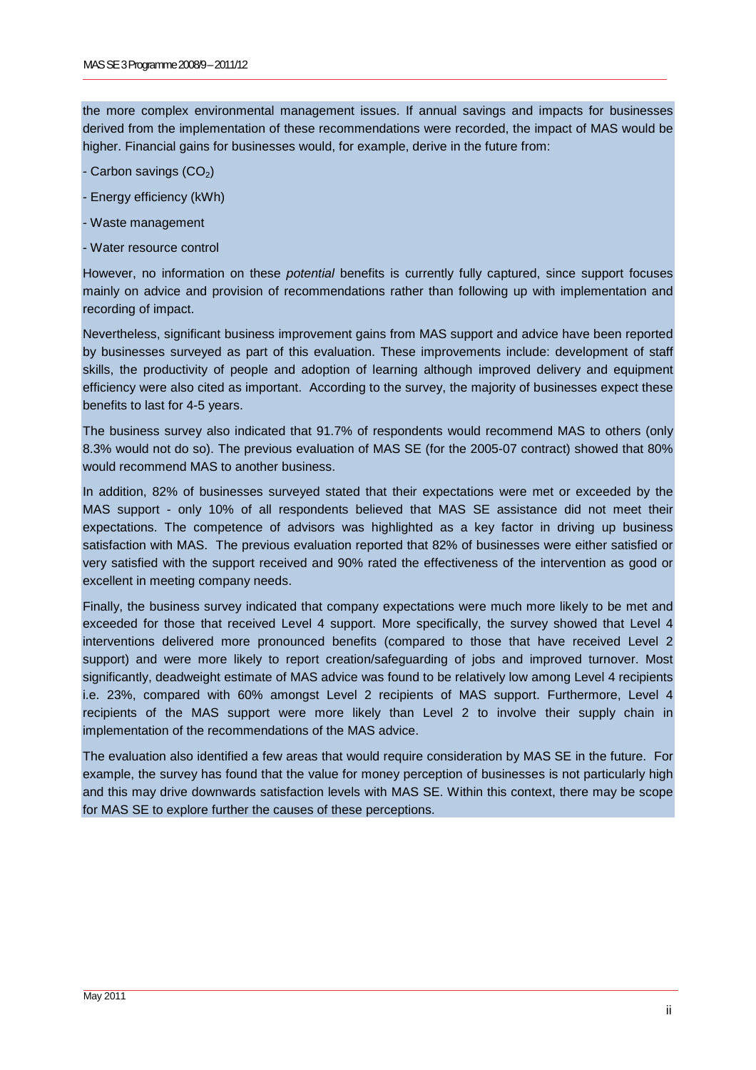the more complex environmental management issues. If annual savings and impacts for businesses derived from the implementation of these recommendations were recorded, the impact of MAS would be higher. Financial gains for businesses would, for example, derive in the future from:

- Carbon savings ($CO_2$)
- Energy efficiency (kWh)
- Waste management
- Water resource control

However, no information on these *potential* benefits is currently fully captured, since support focuses mainly on advice and provision of recommendations rather than following up with implementation and recording of impact.

Nevertheless, significant business improvement gains from MAS support and advice have been reported by businesses surveyed as part of this evaluation. These improvements include: development of staff skills, the productivity of people and adoption of learning although improved delivery and equipment efficiency were also cited as important. According to the survey, the majority of businesses expect these benefits to last for 4-5 years.

The business survey also indicated that 91.7% of respondents would recommend MAS to others (only 8.3% would not do so). The previous evaluation of MAS SE (for the 2005-07 contract) showed that 80% would recommend MAS to another business.

In addition, 82% of businesses surveyed stated that their expectations were met or exceeded by the MAS support - only 10% of all respondents believed that MAS SE assistance did not meet their expectations. The competence of advisors was highlighted as a key factor in driving up business satisfaction with MAS. The previous evaluation reported that 82% of businesses were either satisfied or very satisfied with the support received and 90% rated the effectiveness of the intervention as good or excellent in meeting company needs.

Finally, the business survey indicated that company expectations were much more likely to be met and exceeded for those that received Level 4 support. More specifically, the survey showed that Level 4 interventions delivered more pronounced benefits (compared to those that have received Level 2 support) and were more likely to report creation/safeguarding of jobs and improved turnover. Most significantly, deadweight estimate of MAS advice was found to be relatively low among Level 4 recipients i.e. 23%, compared with 60% amongst Level 2 recipients of MAS support. Furthermore, Level 4 recipients of the MAS support were more likely than Level 2 to involve their supply chain in implementation of the recommendations of the MAS advice.

The evaluation also identified a few areas that would require consideration by MAS SE in the future. For example, the survey has found that the value for money perception of businesses is not particularly high and this may drive downwards satisfaction levels with MAS SE. Within this context, there may be scope for MAS SE to explore further the causes of these perceptions.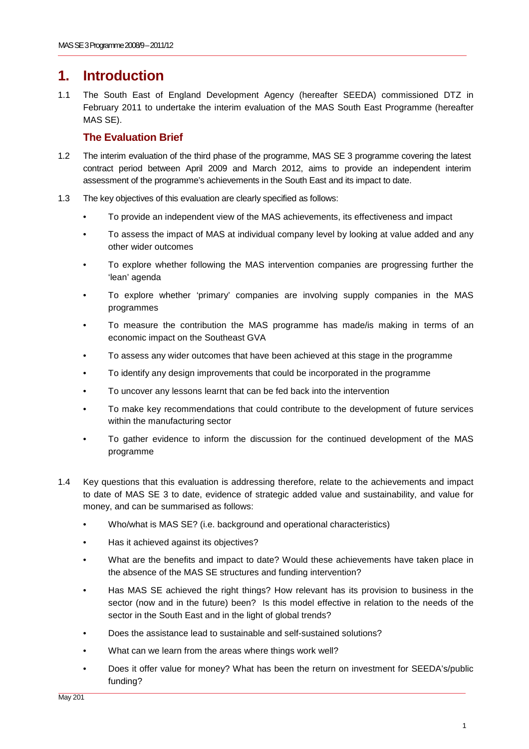# 1. Introduction

1.1 The South East of England Development Agency (hereafter SEEDA) commissioned DTZ in February 2011 to undertake the interim evaluation of the MAS South East Programme (hereafter MAS SE).

## The Evaluation Brief

1.2 The interim evaluation of the third phase of the programme, MAS SE 3 programme covering the latest contract period between April 2009 and March 2012, aims to provide an independent interim assessment of the programme's achievements in the South East and its impact to date.

1.3 The key objectives of this evaluation are clearly specified as follows:

- To provide an independent view of the MAS achievements, its effectiveness and impact
- To assess the impact of MAS at individual company level by looking at value added and any other wider outcomes
- To explore whether following the MAS intervention companies are progressing further the 'lean' agenda
- To explore whether 'primary' companies are involving supply companies in the MAS programmes
- To measure the contribution the MAS programme has made/is making in terms of an economic impact on the Southeast GVA
- To assess any wider outcomes that have been achieved at this stage in the programme
- To identify any design improvements that could be incorporated in the programme
- To uncover any lessons learnt that can be fed back into the intervention
- To make key recommendations that could contribute to the development of future services within the manufacturing sector
- To gather evidence to inform the discussion for the continued development of the MAS programme

1.4 Key questions that this evaluation is addressing therefore, relate to the achievements and impact to date of MAS SE 3 to date, evidence of strategic added value and sustainability, and value for money, and can be summarised as follows:

- Who/what is MAS SE? (i.e. background and operational characteristics)
- Has it achieved against its objectives?
- What are the benefits and impact to date? Would these achievements have taken place in the absence of the MAS SE structures and funding intervention?
- Has MAS SE achieved the right things? How relevant has its provision to business in the sector (now and in the future) been? Is this model effective in relation to the needs of the sector in the South East and in the light of global trends?
- Does the assistance lead to sustainable and self-sustained solutions?
- What can we learn from the areas where things work well?
- Does it offer value for money? What has been the return on investment for SEEDA's/public funding?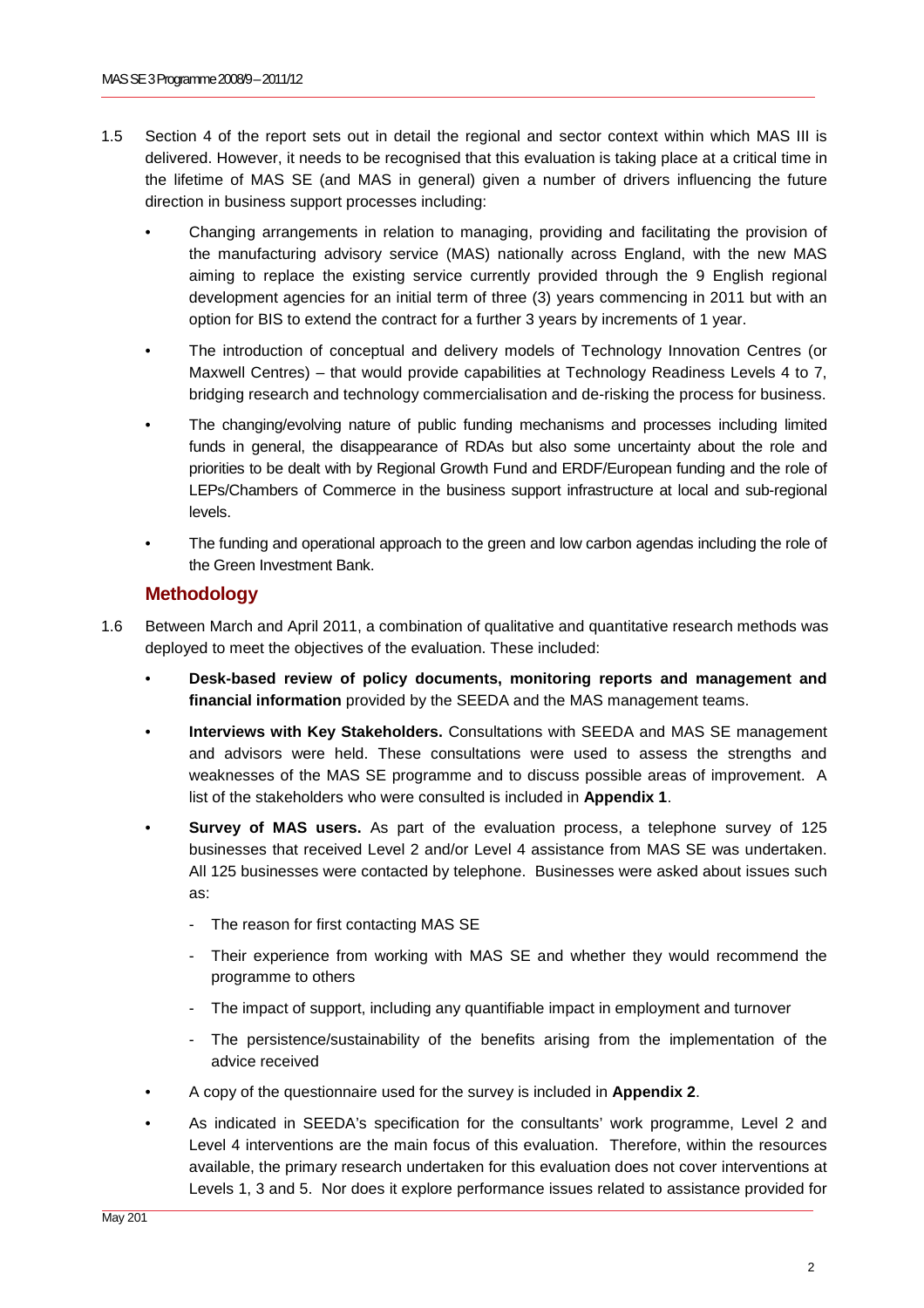1.5 Section 4 of the report sets out in detail the regional and sector context within which MAS III is delivered. However, it needs to be recognised that this evaluation is taking place at a critical time in the lifetime of MAS SE (and MAS in general) given a number of drivers influencing the future direction in business support processes including:

- Changing arrangements in relation to managing, providing and facilitating the provision of the manufacturing advisory service (MAS) nationally across England, with the new MAS aiming to replace the existing service currently provided through the 9 English regional development agencies for an initial term of three (3) years commencing in 2011 but with an option for BIS to extend the contract for a further 3 years by increments of 1 year.
- The introduction of conceptual and delivery models of Technology Innovation Centres (or Maxwell Centres) – that would provide capabilities at Technology Readiness Levels 4 to 7, bridging research and technology commercialisation and de-risking the process for business.
- The changing/evolving nature of public funding mechanisms and processes including limited funds in general, the disappearance of RDAs but also some uncertainty about the role and priorities to be dealt with by Regional Growth Fund and ERDF/European funding and the role of LEPs/Chambers of Commerce in the business support infrastructure at local and sub-regional levels.
- The funding and operational approach to the green and low carbon agendas including the role of the Green Investment Bank.

## Methodology

1.6 Between March and April 2011, a combination of qualitative and quantitative research methods was deployed to meet the objectives of the evaluation. These included:

- **Desk-based review of policy documents, monitoring reports and management and financial information** provided by the SEEDA and the MAS management teams.
- **Interviews with Key Stakeholders.** Consultations with SEEDA and MAS SE management and advisors were held. These consultations were used to assess the strengths and weaknesses of the MAS SE programme and to discuss possible areas of improvement. A list of the stakeholders who were consulted is included in **Appendix 1**.
- **Survey of MAS users.** As part of the evaluation process, a telephone survey of 125 businesses that received Level 2 and/or Level 4 assistance from MAS SE was undertaken. All 125 businesses were contacted by telephone. Businesses were asked about issues such as:
  - The reason for first contacting MAS SE
  - Their experience from working with MAS SE and whether they would recommend the programme to others
  - The impact of support, including any quantifiable impact in employment and turnover
  - The persistence/sustainability of the benefits arising from the implementation of the advice received
- A copy of the questionnaire used for the survey is included in **Appendix 2**.
- As indicated in SEEDA's specification for the consultants' work programme, Level 2 and Level 4 interventions are the main focus of this evaluation. Therefore, within the resources available, the primary research undertaken for this evaluation does not cover interventions at Levels 1, 3 and 5. Nor does it explore performance issues related to assistance provided for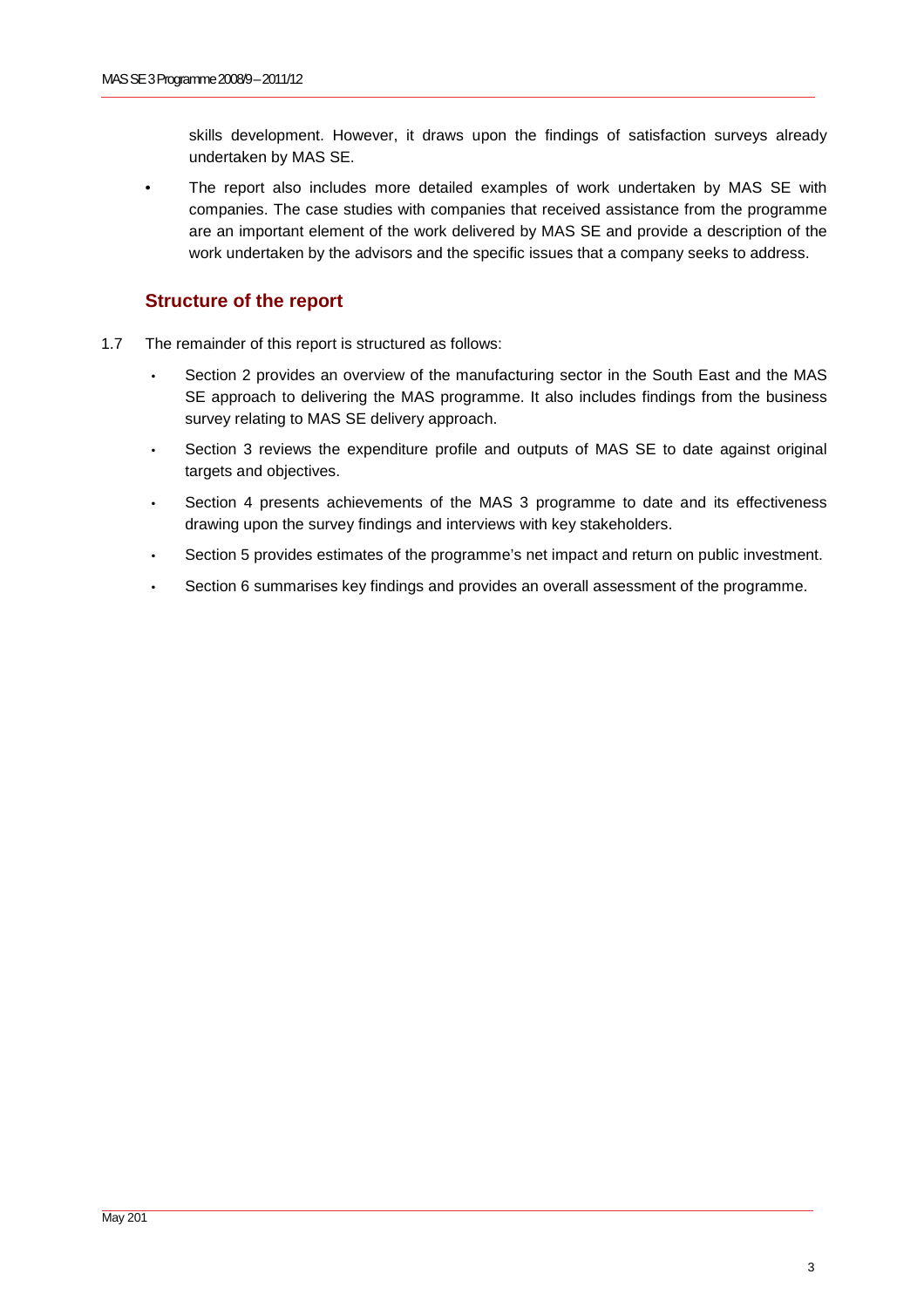skills development. However, it draws upon the findings of satisfaction surveys already undertaken by MAS SE.

- The report also includes more detailed examples of work undertaken by MAS SE with companies. The case studies with companies that received assistance from the programme are an important element of the work delivered by MAS SE and provide a description of the work undertaken by the advisors and the specific issues that a company seeks to address.

## Structure of the report

1.7 The remainder of this report is structured as follows:

- Section 2 provides an overview of the manufacturing sector in the South East and the MAS SE approach to delivering the MAS programme. It also includes findings from the business survey relating to MAS SE delivery approach.
- Section 3 reviews the expenditure profile and outputs of MAS SE to date against original targets and objectives.
- Section 4 presents achievements of the MAS 3 programme to date and its effectiveness drawing upon the survey findings and interviews with key stakeholders.
- Section 5 provides estimates of the programme's net impact and return on public investment.
- Section 6 summarises key findings and provides an overall assessment of the programme.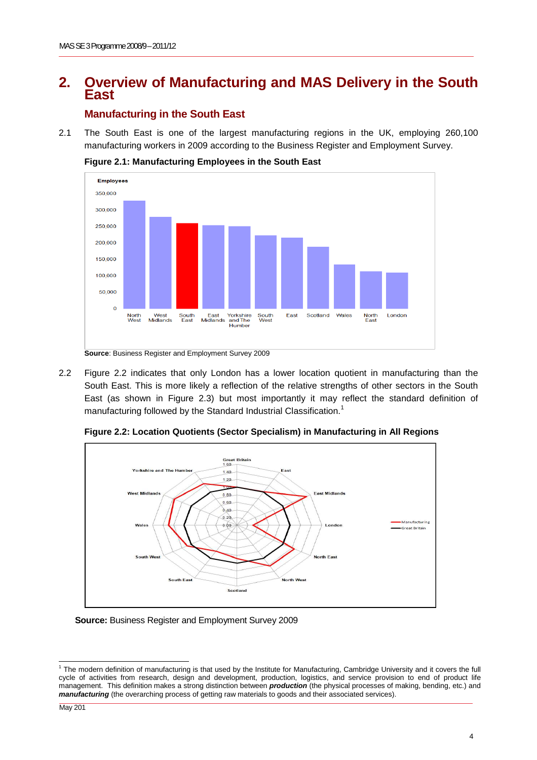# 2. Overview of Manufacturing and MAS Delivery in the South East

## Manufacturing in the South East

2.1 The South East is one of the largest manufacturing regions in the UK, employing 260,100 manufacturing workers in 2009 according to the Business Register and Employment Survey.

**Figure 2.1: Manufacturing Employees in the South East**

**Source**: Business Register and Employment Survey 2009

2.2 Figure 2.2 indicates that only London has a lower location quotient in manufacturing than the South East. This is more likely a reflection of the relative strengths of other sectors in the South East (as shown in Figure 2.3) but most importantly it may reflect the standard definition of manufacturing followed by the Standard Industrial Classification.[1]

**Figure 2.2: Location Quotients (Sector Specialism) in Manufacturing in All Regions**

**Source:** Business Register and Employment Survey 2009

[1] The modern definition of manufacturing is that used by the Institute for Manufacturing, Cambridge University and it covers the full cycle of activities from research, design and development, production, logistics, and service provision to end of product life management. This definition makes a strong distinction between ***production*** (the physical processes of making, bending, etc.) and ***manufacturing*** (the overarching process of getting raw materials to goods and their associated services).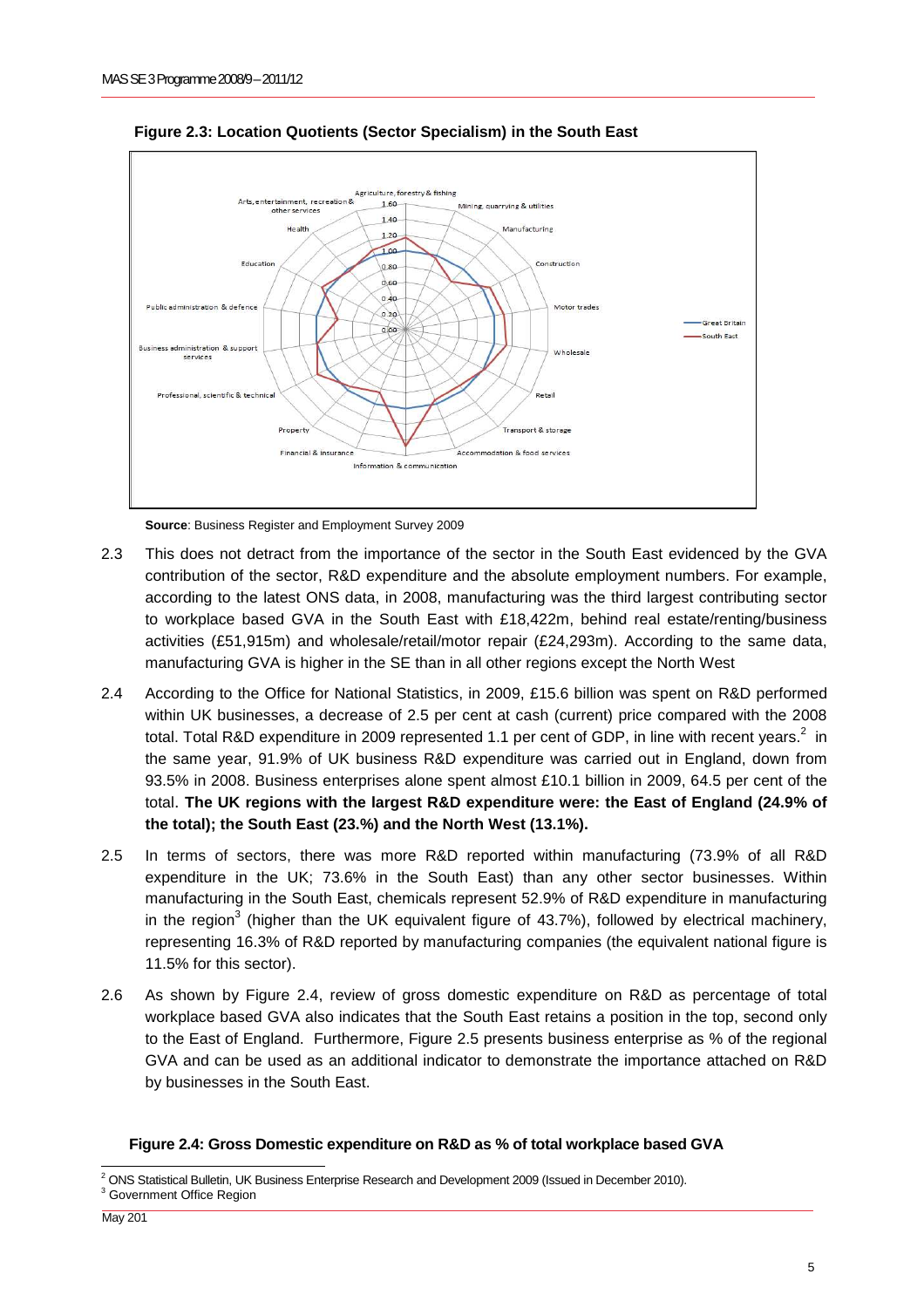**Figure 2.3: Location Quotients (Sector Specialism) in the South East**

**Source**: Business Register and Employment Survey 2009

2.3 This does not detract from the importance of the sector in the South East evidenced by the GVA contribution of the sector, R&D expenditure and the absolute employment numbers. For example, according to the latest ONS data, in 2008, manufacturing was the third largest contributing sector to workplace based GVA in the South East with £18,422m, behind real estate/renting/business activities (£51,915m) and wholesale/retail/motor repair (£24,293m). According to the same data, manufacturing GVA is higher in the SE than in all other regions except the North West

2.4 According to the Office for National Statistics, in 2009, £15.6 billion was spent on R&D performed within UK businesses, a decrease of 2.5 per cent at cash (current) price compared with the 2008 total. Total R&D expenditure in 2009 represented 1.1 per cent of GDP, in line with recent years.[2] in the same year, 91.9% of UK business R&D expenditure was carried out in England, down from 93.5% in 2008. Business enterprises alone spent almost £10.1 billion in 2009, 64.5 per cent of the total. **The UK regions with the largest R&D expenditure were: the East of England (24.9% of the total); the South East (23.%) and the North West (13.1%).**

2.5 In terms of sectors, there was more R&D reported within manufacturing (73.9% of all R&D expenditure in the UK; 73.6% in the South East) than any other sector businesses. Within manufacturing in the South East, chemicals represent 52.9% of R&D expenditure in manufacturing in the region[3] (higher than the UK equivalent figure of 43.7%), followed by electrical machinery, representing 16.3% of R&D reported by manufacturing companies (the equivalent national figure is 11.5% for this sector).

2.6 As shown by Figure 2.4, review of gross domestic expenditure on R&D as percentage of total workplace based GVA also indicates that the South East retains a position in the top, second only to the East of England. Furthermore, Figure 2.5 presents business enterprise as % of the regional GVA and can be used as an additional indicator to demonstrate the importance attached on R&D by businesses in the South East.

**Figure 2.4: Gross Domestic expenditure on R&D as % of total workplace based GVA**

[2] ONS Statistical Bulletin, UK Business Enterprise Research and Development 2009 (Issued in December 2010).

[3] Government Office Region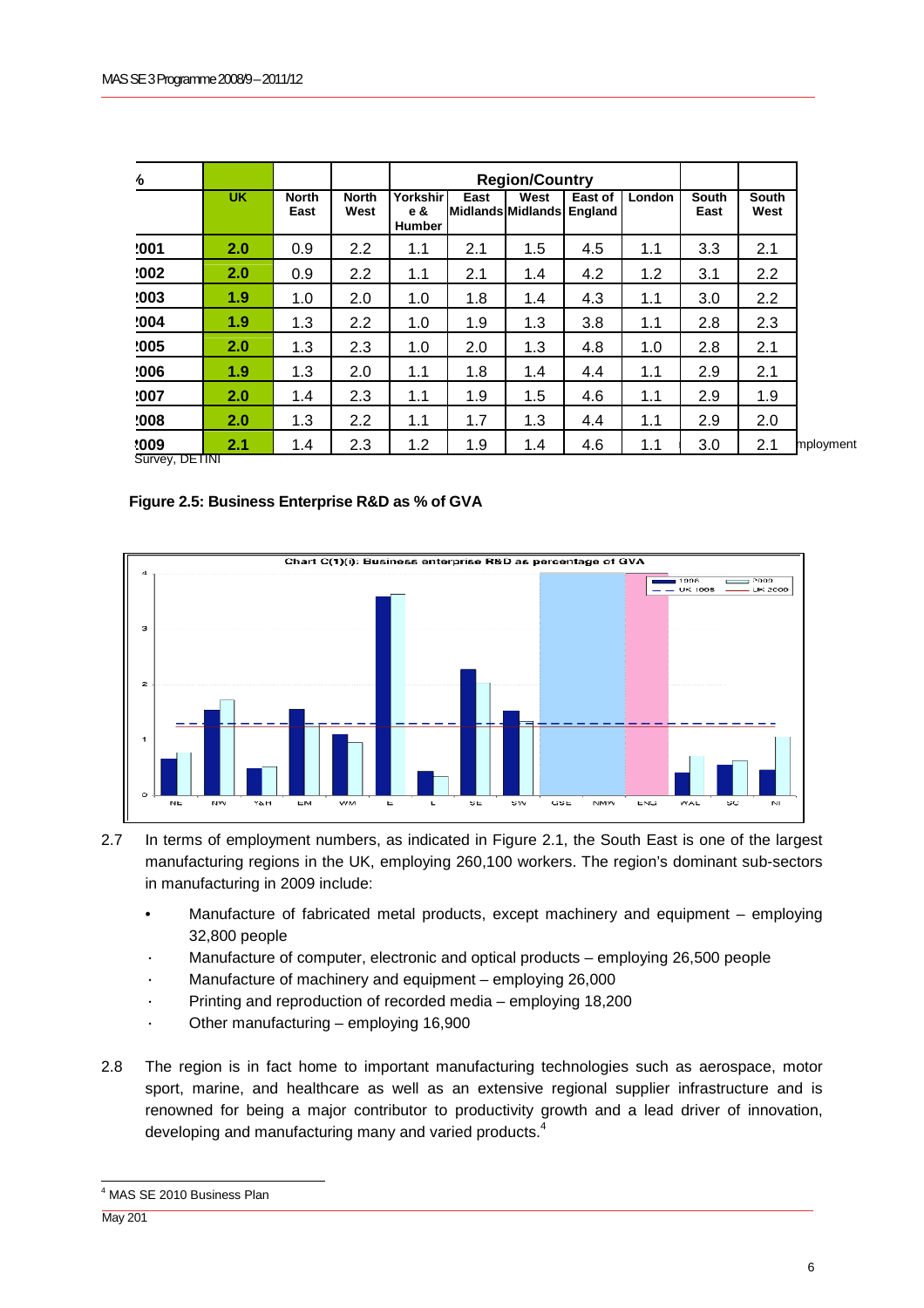| % | | | | Region/Country | | | | | | |
|---|---|---|---|---|---|---|---|---|---|---|
| | UK | North East | North West | Yorkshire & Humber | East Midlands | West Midlands | East of England | London | South East | South West |
| 2001 | **2.0** | 0.9 | 2.2 | 1.1 | 2.1 | 1.5 | 4.5 | 1.1 | 3.3 | 2.1 |
| 2002 | **2.0** | 0.9 | 2.2 | 1.1 | 2.1 | 1.4 | 4.2 | 1.2 | 3.1 | 2.2 |
| 2003 | **1.9** | 1.0 | 2.0 | 1.0 | 1.8 | 1.4 | 4.3 | 1.1 | 3.0 | 2.2 |
| 2004 | **1.9** | 1.3 | 2.2 | 1.0 | 1.9 | 1.3 | 3.8 | 1.1 | 2.8 | 2.3 |
| 2005 | **2.0** | 1.3 | 2.3 | 1.0 | 2.0 | 1.3 | 4.8 | 1.0 | 2.8 | 2.1 |
| 2006 | **1.9** | 1.3 | 2.0 | 1.1 | 1.8 | 1.4 | 4.4 | 1.1 | 2.9 | 2.1 |
| 2007 | **2.0** | 1.4 | 2.3 | 1.1 | 1.9 | 1.5 | 4.6 | 1.1 | 2.9 | 1.9 |
| 2008 | **2.0** | 1.3 | 2.2 | 1.1 | 1.7 | 1.3 | 4.4 | 1.1 | 2.9 | 2.0 |
| 2009 | **2.1** | 1.4 | 2.3 | 1.2 | 1.9 | 1.4 | 4.6 | 1.1 | 3.0 | 2.1 |

Survey, DETINI

**Figure 2.5: Business Enterprise R&D as % of GVA**

Chart C(1)(i): Business enterprise R&D as percentage of GVA

2.7 In terms of employment numbers, as indicated in Figure 2.1, the South East is one of the largest manufacturing regions in the UK, employing 260,100 workers. The region's dominant sub-sectors in manufacturing in 2009 include:

- Manufacture of fabricated metal products, except machinery and equipment – employing 32,800 people
- Manufacture of computer, electronic and optical products – employing 26,500 people
- Manufacture of machinery and equipment – employing 26,000
- Printing and reproduction of recorded media – employing 18,200
- Other manufacturing – employing 16,900

2.8 The region is in fact home to important manufacturing technologies such as aerospace, motor sport, marine, and healthcare as well as an extensive regional supplier infrastructure and is renowned for being a major contributor to productivity growth and a lead driver of innovation, developing and manufacturing many and varied products.[4]

[4] MAS SE 2010 Business Plan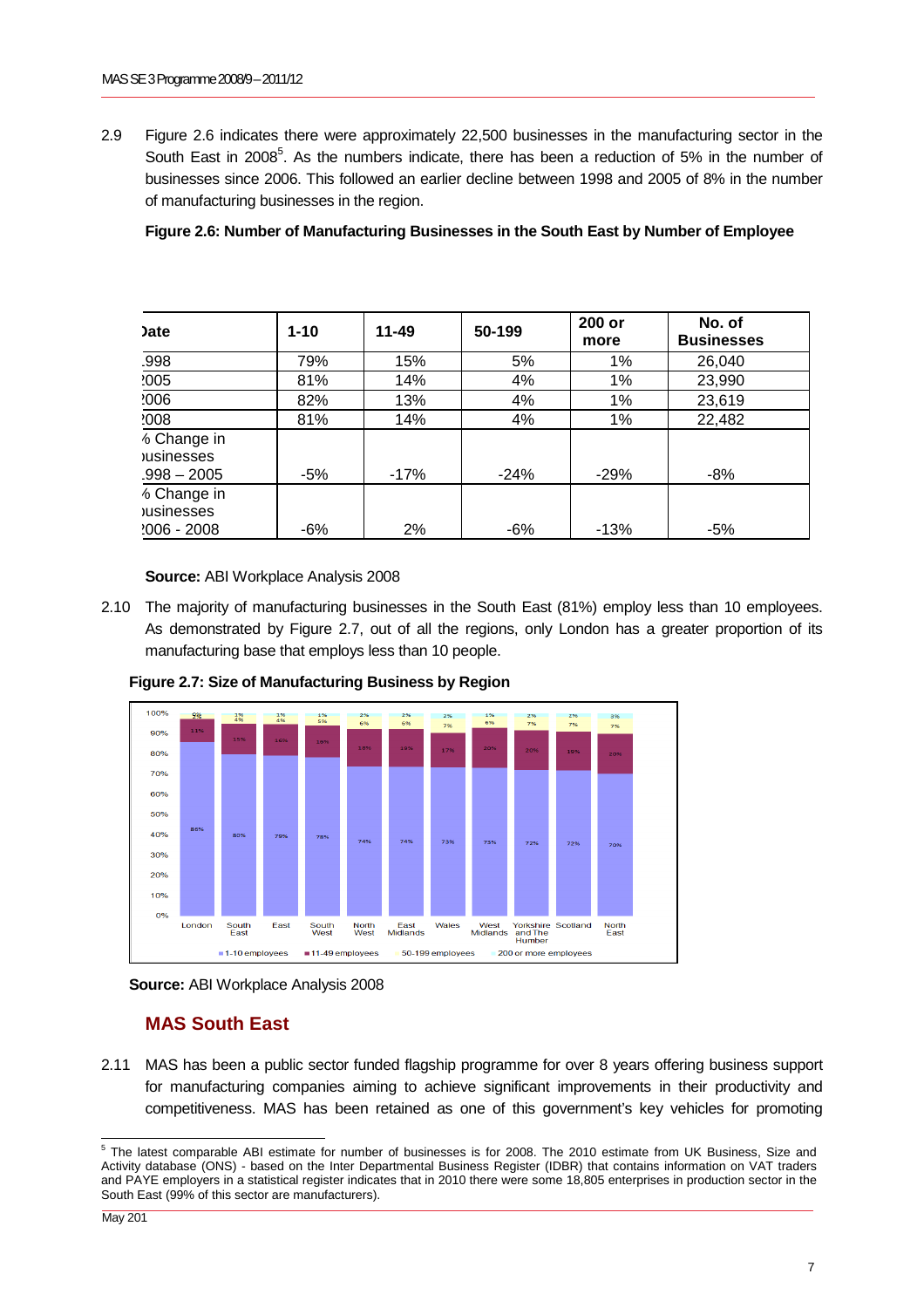2.9 Figure 2.6 indicates there were approximately 22,500 businesses in the manufacturing sector in the South East in 2008[5]. As the numbers indicate, there has been a reduction of 5% in the number of businesses since 2006. This followed an earlier decline between 1998 and 2005 of 8% in the number of manufacturing businesses in the region.

**Figure 2.6: Number of Manufacturing Businesses in the South East by Number of Employee**

| Date | 1-10 | 11-49 | 50-199 | 200 or more | No. of Businesses |
|---|---|---|---|---|---|
| 1998 | 79% | 15% | 5% | 1% | 26,040 |
| 2005 | 81% | 14% | 4% | 1% | 23,990 |
| 2006 | 82% | 13% | 4% | 1% | 23,619 |
| 2008 | 81% | 14% | 4% | 1% | 22,482 |
| % Change in businesses 1998 – 2005 | -5% | -17% | -24% | -29% | -8% |
| % Change in businesses 2006 - 2008 | -6% | 2% | -6% | -13% | -5% |

**Source:** ABI Workplace Analysis 2008

2.10 The majority of manufacturing businesses in the South East (81%) employ less than 10 employees. As demonstrated by Figure 2.7, out of all the regions, only London has a greater proportion of its manufacturing base that employs less than 10 people.

**Figure 2.7: Size of Manufacturing Business by Region**

**Source:** ABI Workplace Analysis 2008

## MAS South East

2.11 MAS has been a public sector funded flagship programme for over 8 years offering business support for manufacturing companies aiming to achieve significant improvements in their productivity and competitiveness. MAS has been retained as one of this government's key vehicles for promoting

[5] The latest comparable ABI estimate for number of businesses is for 2008. The 2010 estimate from UK Business, Size and Activity database (ONS) - based on the Inter Departmental Business Register (IDBR) that contains information on VAT traders and PAYE employers in a statistical register indicates that in 2010 there were some 18,805 enterprises in production sector in the South East (99% of this sector are manufacturers).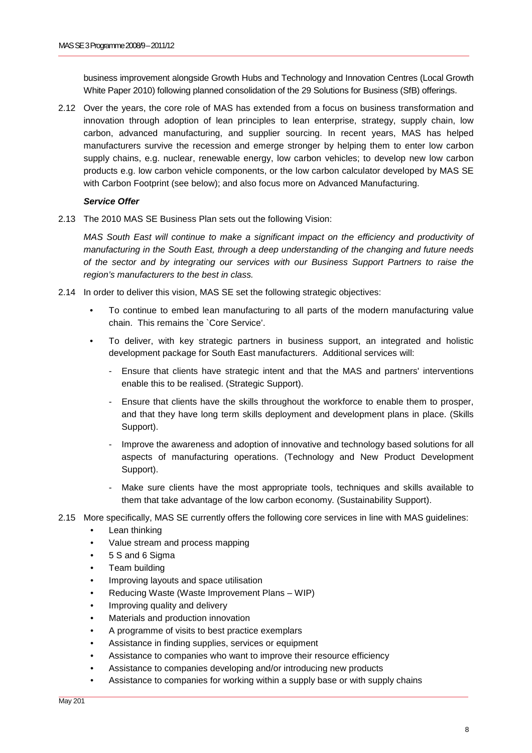business improvement alongside Growth Hubs and Technology and Innovation Centres (Local Growth White Paper 2010) following planned consolidation of the 29 Solutions for Business (SfB) offerings.

2.12 Over the years, the core role of MAS has extended from a focus on business transformation and innovation through adoption of lean principles to lean enterprise, strategy, supply chain, low carbon, advanced manufacturing, and supplier sourcing. In recent years, MAS has helped manufacturers survive the recession and emerge stronger by helping them to enter low carbon supply chains, e.g. nuclear, renewable energy, low carbon vehicles; to develop new low carbon products e.g. low carbon vehicle components, or the low carbon calculator developed by MAS SE with Carbon Footprint (see below); and also focus more on Advanced Manufacturing.

***Service Offer***

2.13 The 2010 MAS SE Business Plan sets out the following Vision:

*MAS South East will continue to make a significant impact on the efficiency and productivity of manufacturing in the South East, through a deep understanding of the changing and future needs of the sector and by integrating our services with our Business Support Partners to raise the region's manufacturers to the best in class.*

2.14 In order to deliver this vision, MAS SE set the following strategic objectives:

- To continue to embed lean manufacturing to all parts of the modern manufacturing value chain. This remains the `Core Service'.
- To deliver, with key strategic partners in business support, an integrated and holistic development package for South East manufacturers. Additional services will:
  - Ensure that clients have strategic intent and that the MAS and partners' interventions enable this to be realised. (Strategic Support).
  - Ensure that clients have the skills throughout the workforce to enable them to prosper, and that they have long term skills deployment and development plans in place. (Skills Support).
  - Improve the awareness and adoption of innovative and technology based solutions for all aspects of manufacturing operations. (Technology and New Product Development Support).
  - Make sure clients have the most appropriate tools, techniques and skills available to them that take advantage of the low carbon economy. (Sustainability Support).

2.15 More specifically, MAS SE currently offers the following core services in line with MAS guidelines:

- Lean thinking
- Value stream and process mapping
- 5 S and 6 Sigma
- Team building
- Improving layouts and space utilisation
- Reducing Waste (Waste Improvement Plans – WIP)
- Improving quality and delivery
- Materials and production innovation
- A programme of visits to best practice exemplars
- Assistance in finding supplies, services or equipment
- Assistance to companies who want to improve their resource efficiency
- Assistance to companies developing and/or introducing new products
- Assistance to companies for working within a supply base or with supply chains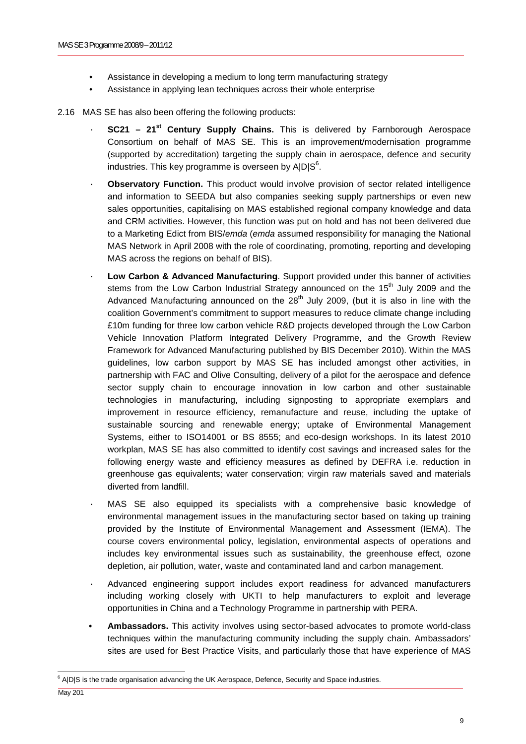- Assistance in developing a medium to long term manufacturing strategy
- Assistance in applying lean techniques across their whole enterprise

2.16 MAS SE has also been offering the following products:

- **SC21 – 21st Century Supply Chains.** This is delivered by Farnborough Aerospace Consortium on behalf of MAS SE. This is an improvement/modernisation programme (supported by accreditation) targeting the supply chain in aerospace, defence and security industries. This key programme is overseen by A|D|S[6].
- **Observatory Function.** This product would involve provision of sector related intelligence and information to SEEDA but also companies seeking supply partnerships or even new sales opportunities, capitalising on MAS established regional company knowledge and data and CRM activities. However, this function was put on hold and has not been delivered due to a Marketing Edict from BIS/*emda* (*emda* assumed responsibility for managing the National MAS Network in April 2008 with the role of coordinating, promoting, reporting and developing MAS across the regions on behalf of BIS).
- **Low Carbon & Advanced Manufacturing**. Support provided under this banner of activities stems from the Low Carbon Industrial Strategy announced on the 15th July 2009 and the Advanced Manufacturing announced on the 28th July 2009, (but it is also in line with the coalition Government's commitment to support measures to reduce climate change including £10m funding for three low carbon vehicle R&D projects developed through the Low Carbon Vehicle Innovation Platform Integrated Delivery Programme, and the Growth Review Framework for Advanced Manufacturing published by BIS December 2010). Within the MAS guidelines, low carbon support by MAS SE has included amongst other activities, in partnership with FAC and Olive Consulting, delivery of a pilot for the aerospace and defence sector supply chain to encourage innovation in low carbon and other sustainable technologies in manufacturing, including signposting to appropriate exemplars and improvement in resource efficiency, remanufacture and reuse, including the uptake of sustainable sourcing and renewable energy; uptake of Environmental Management Systems, either to ISO14001 or BS 8555; and eco-design workshops. In its latest 2010 workplan, MAS SE has also committed to identify cost savings and increased sales for the following energy waste and efficiency measures as defined by DEFRA i.e. reduction in greenhouse gas equivalents; water conservation; virgin raw materials saved and materials diverted from landfill.
- MAS SE also equipped its specialists with a comprehensive basic knowledge of environmental management issues in the manufacturing sector based on taking up training provided by the Institute of Environmental Management and Assessment (IEMA). The course covers environmental policy, legislation, environmental aspects of operations and includes key environmental issues such as sustainability, the greenhouse effect, ozone depletion, air pollution, water, waste and contaminated land and carbon management.
- Advanced engineering support includes export readiness for advanced manufacturers including working closely with UKTI to help manufacturers to exploit and leverage opportunities in China and a Technology Programme in partnership with PERA.
- **Ambassadors.** This activity involves using sector-based advocates to promote world-class techniques within the manufacturing community including the supply chain. Ambassadors' sites are used for Best Practice Visits, and particularly those that have experience of MAS

[6] A|D|S is the trade organisation advancing the UK Aerospace, Defence, Security and Space industries.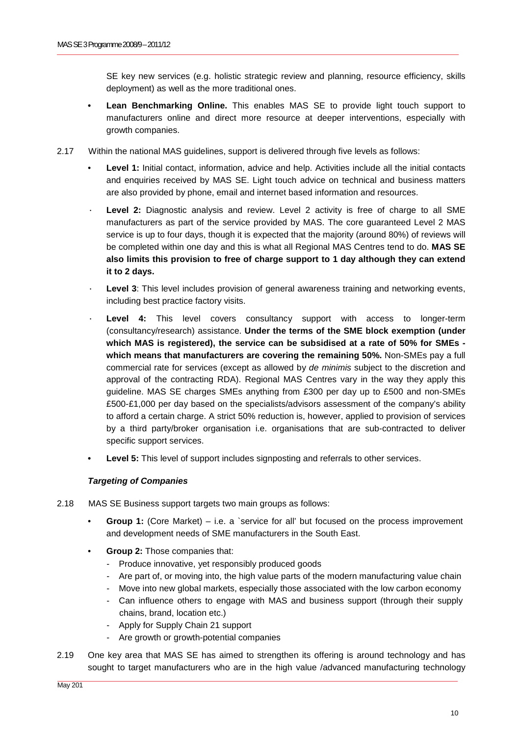SE key new services (e.g. holistic strategic review and planning, resource efficiency, skills deployment) as well as the more traditional ones.

- **Lean Benchmarking Online.** This enables MAS SE to provide light touch support to manufacturers online and direct more resource at deeper interventions, especially with growth companies.

2.17 Within the national MAS guidelines, support is delivered through five levels as follows:

- **Level 1:** Initial contact, information, advice and help. Activities include all the initial contacts and enquiries received by MAS SE. Light touch advice on technical and business matters are also provided by phone, email and internet based information and resources.
- **Level 2:** Diagnostic analysis and review. Level 2 activity is free of charge to all SME manufacturers as part of the service provided by MAS. The core guaranteed Level 2 MAS service is up to four days, though it is expected that the majority (around 80%) of reviews will be completed within one day and this is what all Regional MAS Centres tend to do. **MAS SE also limits this provision to free of charge support to 1 day although they can extend it to 2 days.**
- **Level 3**: This level includes provision of general awareness training and networking events, including best practice factory visits.
- **Level 4:** This level covers consultancy support with access to longer-term (consultancy/research) assistance. **Under the terms of the SME block exemption (under which MAS is registered), the service can be subsidised at a rate of 50% for SMEs - which means that manufacturers are covering the remaining 50%.** Non-SMEs pay a full commercial rate for services (except as allowed by *de minimis* subject to the discretion and approval of the contracting RDA). Regional MAS Centres vary in the way they apply this guideline. MAS SE charges SMEs anything from £300 per day up to £500 and non-SMEs £500-£1,000 per day based on the specialists/advisors assessment of the company's ability to afford a certain charge. A strict 50% reduction is, however, applied to provision of services by a third party/broker organisation i.e. organisations that are sub-contracted to deliver specific support services.
- **Level 5:** This level of support includes signposting and referrals to other services.

### *Targeting of Companies*

2.18 MAS SE Business support targets two main groups as follows:

- **Group 1:** (Core Market) – i.e. a `service for all' but focused on the process improvement and development needs of SME manufacturers in the South East.
- **Group 2:** Those companies that:
  - Produce innovative, yet responsibly produced goods
  - Are part of, or moving into, the high value parts of the modern manufacturing value chain
  - Move into new global markets, especially those associated with the low carbon economy
  - Can influence others to engage with MAS and business support (through their supply chains, brand, location etc.)
  - Apply for Supply Chain 21 support
  - Are growth or growth-potential companies

2.19 One key area that MAS SE has aimed to strengthen its offering is around technology and has sought to target manufacturers who are in the high value /advanced manufacturing technology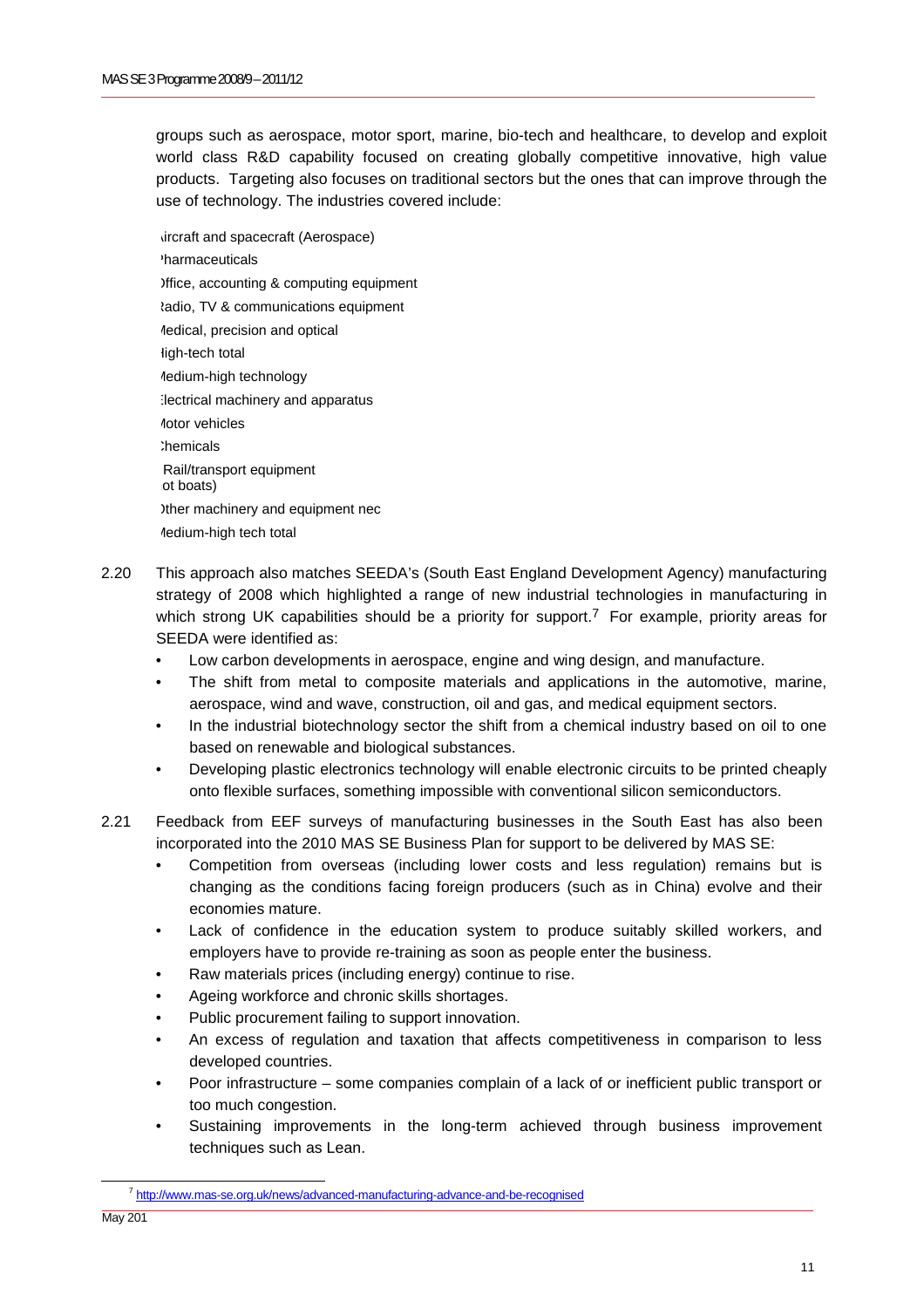groups such as aerospace, motor sport, marine, bio-tech and healthcare, to develop and exploit world class R&D capability focused on creating globally competitive innovative, high value products. Targeting also focuses on traditional sectors but the ones that can improve through the use of technology. The industries covered include:

- ircraft and spacecraft (Aerospace)
- harmaceuticals
- ffice, accounting & computing equipment
- adio, TV & communications equipment
- ledical, precision and optical
- ligh-tech total
- ledium-high technology
- lectrical machinery and apparatus
- lotor vehicles
- hemicals
- Rail/transport equipment ot boats)
- ther machinery and equipment nec
- ledium-high tech total

2.20 This approach also matches SEEDA's (South East England Development Agency) manufacturing strategy of 2008 which highlighted a range of new industrial technologies in manufacturing in which strong UK capabilities should be a priority for support.[7] For example, priority areas for SEEDA were identified as:

- Low carbon developments in aerospace, engine and wing design, and manufacture.
- The shift from metal to composite materials and applications in the automotive, marine, aerospace, wind and wave, construction, oil and gas, and medical equipment sectors.
- In the industrial biotechnology sector the shift from a chemical industry based on oil to one based on renewable and biological substances.
- Developing plastic electronics technology will enable electronic circuits to be printed cheaply onto flexible surfaces, something impossible with conventional silicon semiconductors.

2.21 Feedback from EEF surveys of manufacturing businesses in the South East has also been incorporated into the 2010 MAS SE Business Plan for support to be delivered by MAS SE:

- Competition from overseas (including lower costs and less regulation) remains but is changing as the conditions facing foreign producers (such as in China) evolve and their economies mature.
- Lack of confidence in the education system to produce suitably skilled workers, and employers have to provide re-training as soon as people enter the business.
- Raw materials prices (including energy) continue to rise.
- Ageing workforce and chronic skills shortages.
- Public procurement failing to support innovation.
- An excess of regulation and taxation that affects competitiveness in comparison to less developed countries.
- Poor infrastructure – some companies complain of a lack of or inefficient public transport or too much congestion.
- Sustaining improvements in the long-term achieved through business improvement techniques such as Lean.

[7] http://www.mas-se.org.uk/news/advanced-manufacturing-advance-and-be-recognised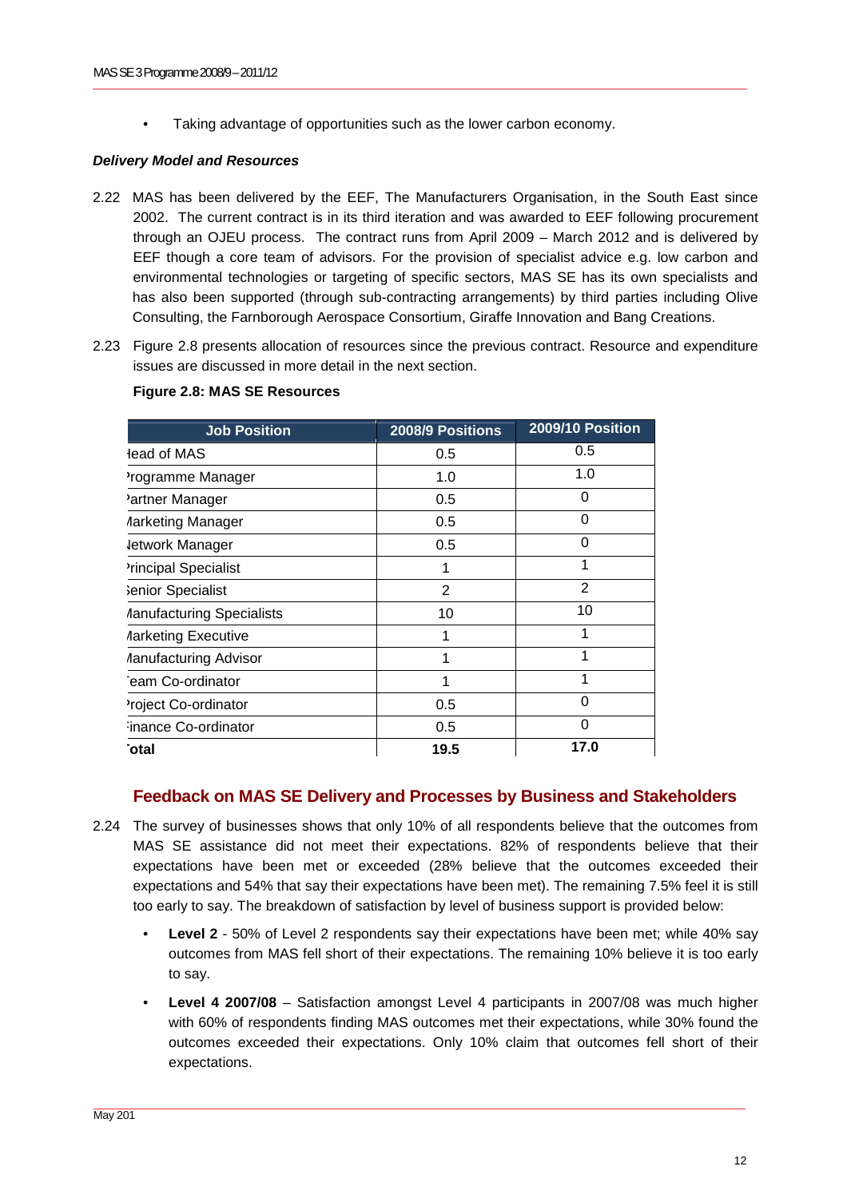- Taking advantage of opportunities such as the lower carbon economy.

***Delivery Model and Resources***

2.22 MAS has been delivered by the EEF, The Manufacturers Organisation, in the South East since 2002. The current contract is in its third iteration and was awarded to EEF following procurement through an OJEU process. The contract runs from April 2009 – March 2012 and is delivered by EEF though a core team of advisors. For the provision of specialist advice e.g. low carbon and environmental technologies or targeting of specific sectors, MAS SE has its own specialists and has also been supported (through sub-contracting arrangements) by third parties including Olive Consulting, the Farnborough Aerospace Consortium, Giraffe Innovation and Bang Creations.

2.23 Figure 2.8 presents allocation of resources since the previous contract. Resource and expenditure issues are discussed in more detail in the next section.

**Figure 2.8: MAS SE Resources**

| Job Position | 2008/9 Positions | 2009/10 Position |
|---|---|---|
| Head of MAS | 0.5 | 0.5 |
| Programme Manager | 1.0 | 1.0 |
| Partner Manager | 0.5 | 0 |
| Marketing Manager | 0.5 | 0 |
| Network Manager | 0.5 | 0 |
| Principal Specialist | 1 | 1 |
| Senior Specialist | 2 | 2 |
| Manufacturing Specialists | 10 | 10 |
| Marketing Executive | 1 | 1 |
| Manufacturing Advisor | 1 | 1 |
| Team Co-ordinator | 1 | 1 |
| Project Co-ordinator | 0.5 | 0 |
| Finance Co-ordinator | 0.5 | 0 |
| **Total** | **19.5** | **17.0** |

## Feedback on MAS SE Delivery and Processes by Business and Stakeholders

2.24 The survey of businesses shows that only 10% of all respondents believe that the outcomes from MAS SE assistance did not meet their expectations. 82% of respondents believe that their expectations have been met or exceeded (28% believe that the outcomes exceeded their expectations and 54% that say their expectations have been met). The remaining 7.5% feel it is still too early to say. The breakdown of satisfaction by level of business support is provided below:

- **Level 2** - 50% of Level 2 respondents say their expectations have been met; while 40% say outcomes from MAS fell short of their expectations. The remaining 10% believe it is too early to say.
- **Level 4 2007/08** – Satisfaction amongst Level 4 participants in 2007/08 was much higher with 60% of respondents finding MAS outcomes met their expectations, while 30% found the outcomes exceeded their expectations. Only 10% claim that outcomes fell short of their expectations.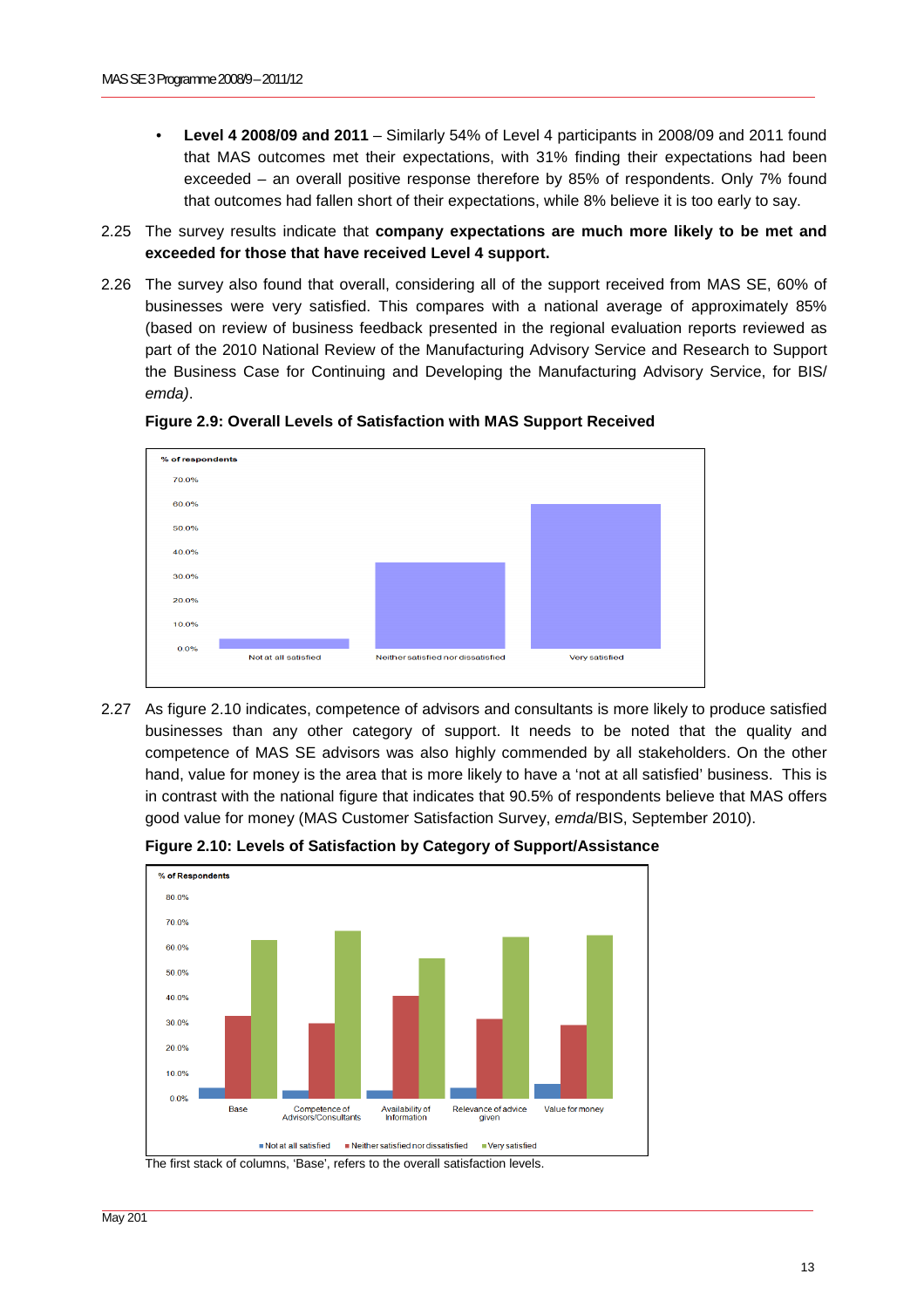- **Level 4 2008/09 and 2011** – Similarly 54% of Level 4 participants in 2008/09 and 2011 found that MAS outcomes met their expectations, with 31% finding their expectations had been exceeded – an overall positive response therefore by 85% of respondents. Only 7% found that outcomes had fallen short of their expectations, while 8% believe it is too early to say.

2.25 The survey results indicate that **company expectations are much more likely to be met and exceeded for those that have received Level 4 support.**

2.26 The survey also found that overall, considering all of the support received from MAS SE, 60% of businesses were very satisfied. This compares with a national average of approximately 85% (based on review of business feedback presented in the regional evaluation reports reviewed as part of the 2010 National Review of the Manufacturing Advisory Service and Research to Support the Business Case for Continuing and Developing the Manufacturing Advisory Service, for BIS/ *emda)*.

**Figure 2.9: Overall Levels of Satisfaction with MAS Support Received**

2.27 As figure 2.10 indicates, competence of advisors and consultants is more likely to produce satisfied businesses than any other category of support. It needs to be noted that the quality and competence of MAS SE advisors was also highly commended by all stakeholders. On the other hand, value for money is the area that is more likely to have a 'not at all satisfied' business. This is in contrast with the national figure that indicates that 90.5% of respondents believe that MAS offers good value for money (MAS Customer Satisfaction Survey, *emda*/BIS, September 2010).

**Figure 2.10: Levels of Satisfaction by Category of Support/Assistance**

The first stack of columns, 'Base', refers to the overall satisfaction levels.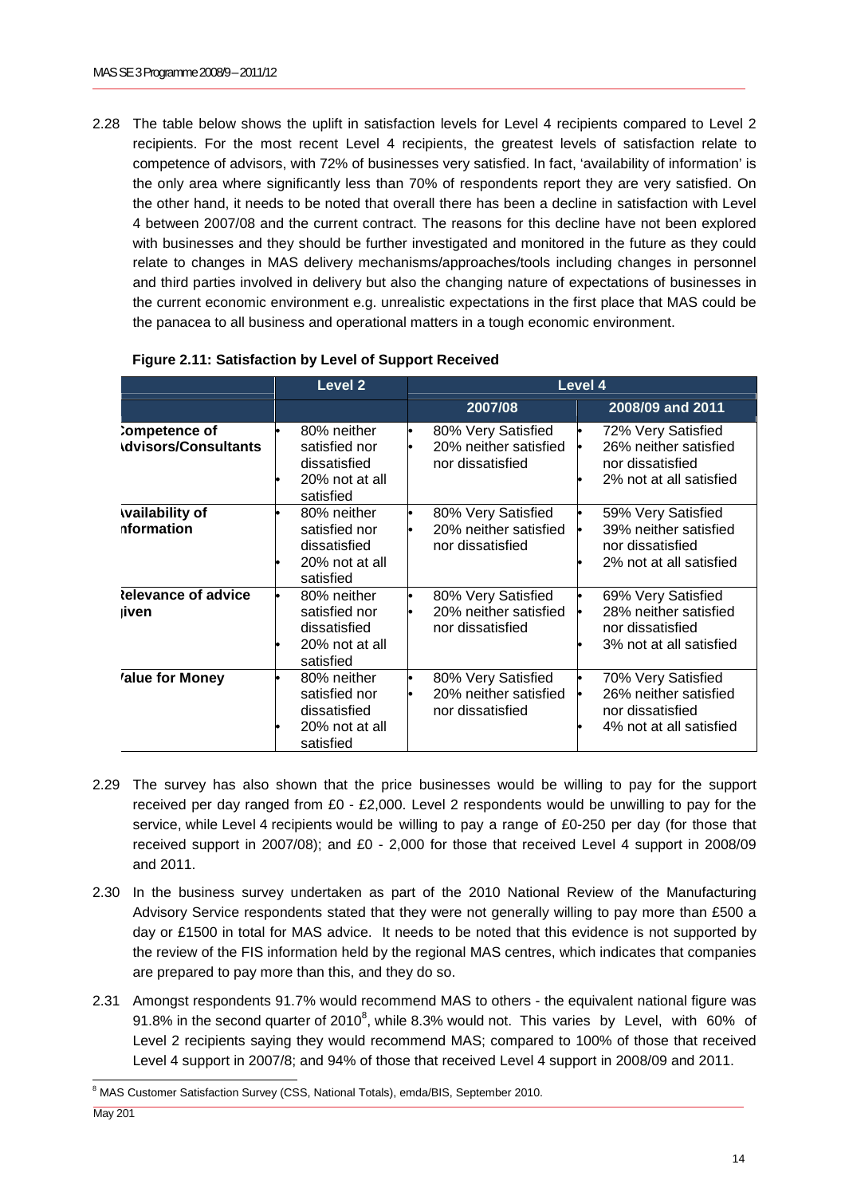2.28 The table below shows the uplift in satisfaction levels for Level 4 recipients compared to Level 2 recipients. For the most recent Level 4 recipients, the greatest levels of satisfaction relate to competence of advisors, with 72% of businesses very satisfied. In fact, 'availability of information' is the only area where significantly less than 70% of respondents report they are very satisfied. On the other hand, it needs to be noted that overall there has been a decline in satisfaction with Level 4 between 2007/08 and the current contract. The reasons for this decline have not been explored with businesses and they should be further investigated and monitored in the future as they could relate to changes in MAS delivery mechanisms/approaches/tools including changes in personnel and third parties involved in delivery but also the changing nature of expectations of businesses in the current economic environment e.g. unrealistic expectations in the first place that MAS could be the panacea to all business and operational matters in a tough economic environment.

**Figure 2.11: Satisfaction by Level of Support Received**

| | Level 2 | Level 4 | |
|---|---|---|---|
| | | 2007/08 | 2008/09 and 2011 |
| **Competence of Advisors/Consultants** | • 80% neither satisfied nor dissatisfied<br>• 20% not at all satisfied | • 80% Very Satisfied<br>• 20% neither satisfied nor dissatisfied | • 72% Very Satisfied<br>• 26% neither satisfied nor dissatisfied<br>• 2% not at all satisfied |
| **Availability of Information** | • 80% neither satisfied nor dissatisfied<br>• 20% not at all satisfied | • 80% Very Satisfied<br>• 20% neither satisfied nor dissatisfied | • 59% Very Satisfied<br>• 39% neither satisfied nor dissatisfied<br>• 2% not at all satisfied |
| **Relevance of advice given** | • 80% neither satisfied nor dissatisfied<br>• 20% not at all satisfied | • 80% Very Satisfied<br>• 20% neither satisfied nor dissatisfied | • 69% Very Satisfied<br>• 28% neither satisfied nor dissatisfied<br>• 3% not at all satisfied |
| **Value for Money** | • 80% neither satisfied nor dissatisfied<br>• 20% not at all satisfied | • 80% Very Satisfied<br>• 20% neither satisfied nor dissatisfied | • 70% Very Satisfied<br>• 26% neither satisfied nor dissatisfied<br>• 4% not at all satisfied |

2.29 The survey has also shown that the price businesses would be willing to pay for the support received per day ranged from £0 - £2,000. Level 2 respondents would be unwilling to pay for the service, while Level 4 recipients would be willing to pay a range of £0-250 per day (for those that received support in 2007/08); and £0 - 2,000 for those that received Level 4 support in 2008/09 and 2011.

2.30 In the business survey undertaken as part of the 2010 National Review of the Manufacturing Advisory Service respondents stated that they were not generally willing to pay more than £500 a day or £1500 in total for MAS advice. It needs to be noted that this evidence is not supported by the review of the FIS information held by the regional MAS centres, which indicates that companies are prepared to pay more than this, and they do so.

2.31 Amongst respondents 91.7% would recommend MAS to others - the equivalent national figure was 91.8% in the second quarter of 2010[8], while 8.3% would not. This varies by Level, with 60% of Level 2 recipients saying they would recommend MAS; compared to 100% of those that received Level 4 support in 2007/8; and 94% of those that received Level 4 support in 2008/09 and 2011.

[8] MAS Customer Satisfaction Survey (CSS, National Totals), emda/BIS, September 2010.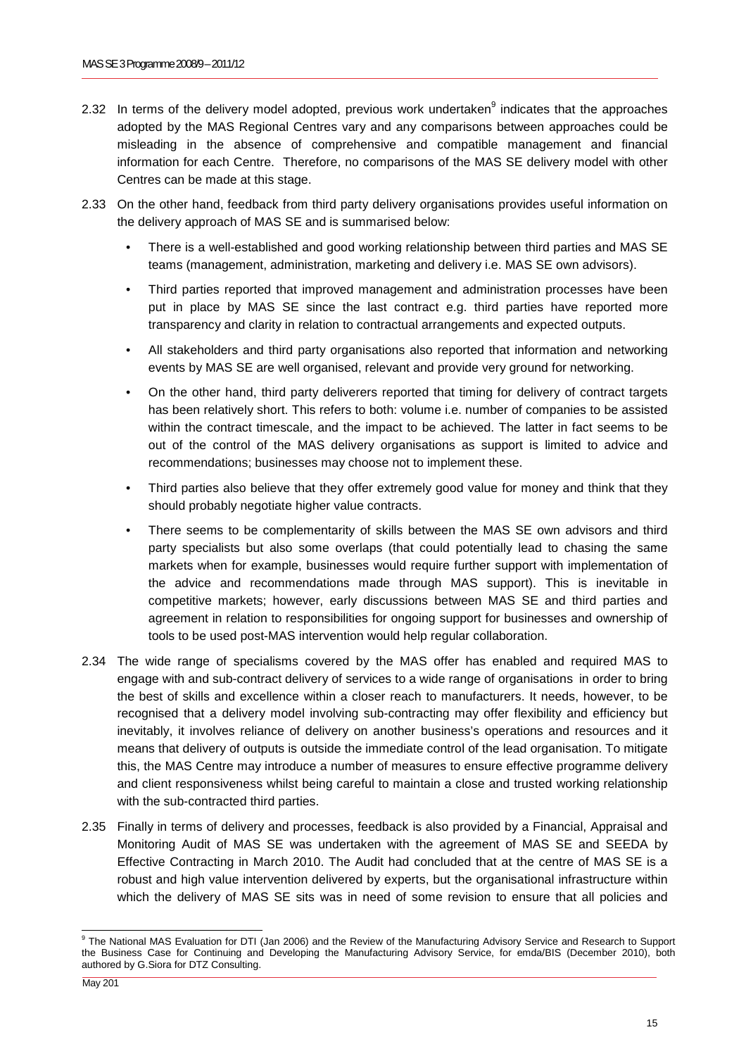2.32 In terms of the delivery model adopted, previous work undertaken[9] indicates that the approaches adopted by the MAS Regional Centres vary and any comparisons between approaches could be misleading in the absence of comprehensive and compatible management and financial information for each Centre. Therefore, no comparisons of the MAS SE delivery model with other Centres can be made at this stage.

2.33 On the other hand, feedback from third party delivery organisations provides useful information on the delivery approach of MAS SE and is summarised below:

- There is a well-established and good working relationship between third parties and MAS SE teams (management, administration, marketing and delivery i.e. MAS SE own advisors).
- Third parties reported that improved management and administration processes have been put in place by MAS SE since the last contract e.g. third parties have reported more transparency and clarity in relation to contractual arrangements and expected outputs.
- All stakeholders and third party organisations also reported that information and networking events by MAS SE are well organised, relevant and provide very ground for networking.
- On the other hand, third party deliverers reported that timing for delivery of contract targets has been relatively short. This refers to both: volume i.e. number of companies to be assisted within the contract timescale, and the impact to be achieved. The latter in fact seems to be out of the control of the MAS delivery organisations as support is limited to advice and recommendations; businesses may choose not to implement these.
- Third parties also believe that they offer extremely good value for money and think that they should probably negotiate higher value contracts.
- There seems to be complementarity of skills between the MAS SE own advisors and third party specialists but also some overlaps (that could potentially lead to chasing the same markets when for example, businesses would require further support with implementation of the advice and recommendations made through MAS support). This is inevitable in competitive markets; however, early discussions between MAS SE and third parties and agreement in relation to responsibilities for ongoing support for businesses and ownership of tools to be used post-MAS intervention would help regular collaboration.

2.34 The wide range of specialisms covered by the MAS offer has enabled and required MAS to engage with and sub-contract delivery of services to a wide range of organisations in order to bring the best of skills and excellence within a closer reach to manufacturers. It needs, however, to be recognised that a delivery model involving sub-contracting may offer flexibility and efficiency but inevitably, it involves reliance of delivery on another business's operations and resources and it means that delivery of outputs is outside the immediate control of the lead organisation. To mitigate this, the MAS Centre may introduce a number of measures to ensure effective programme delivery and client responsiveness whilst being careful to maintain a close and trusted working relationship with the sub-contracted third parties.

2.35 Finally in terms of delivery and processes, feedback is also provided by a Financial, Appraisal and Monitoring Audit of MAS SE was undertaken with the agreement of MAS SE and SEEDA by Effective Contracting in March 2010. The Audit had concluded that at the centre of MAS SE is a robust and high value intervention delivered by experts, but the organisational infrastructure within which the delivery of MAS SE sits was in need of some revision to ensure that all policies and

[9] The National MAS Evaluation for DTI (Jan 2006) and the Review of the Manufacturing Advisory Service and Research to Support the Business Case for Continuing and Developing the Manufacturing Advisory Service, for emda/BIS (December 2010), both authored by G.Siora for DTZ Consulting.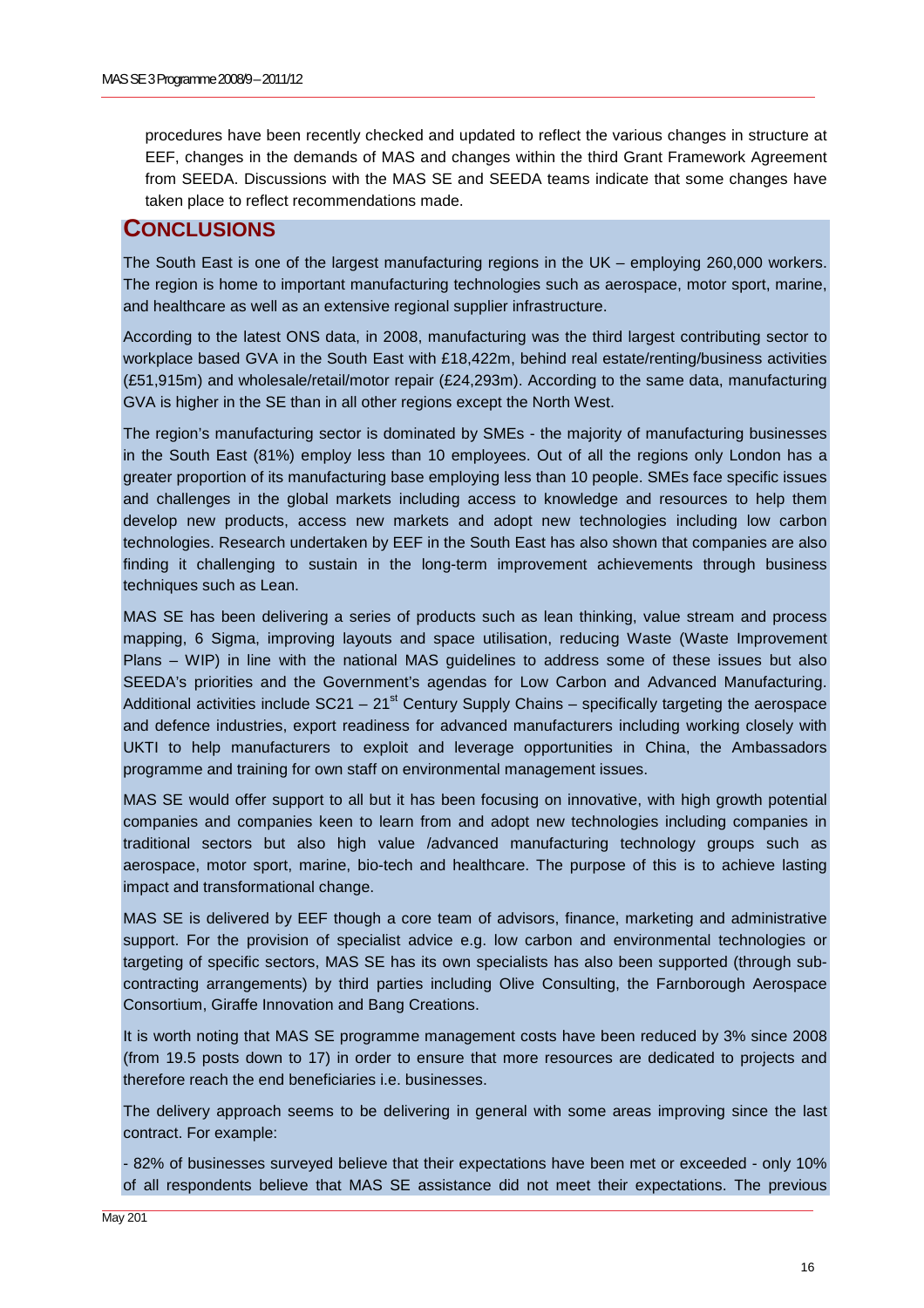procedures have been recently checked and updated to reflect the various changes in structure at EEF, changes in the demands of MAS and changes within the third Grant Framework Agreement from SEEDA. Discussions with the MAS SE and SEEDA teams indicate that some changes have taken place to reflect recommendations made.

## CONCLUSIONS

The South East is one of the largest manufacturing regions in the UK – employing 260,000 workers. The region is home to important manufacturing technologies such as aerospace, motor sport, marine, and healthcare as well as an extensive regional supplier infrastructure.

According to the latest ONS data, in 2008, manufacturing was the third largest contributing sector to workplace based GVA in the South East with £18,422m, behind real estate/renting/business activities (£51,915m) and wholesale/retail/motor repair (£24,293m). According to the same data, manufacturing GVA is higher in the SE than in all other regions except the North West.

The region's manufacturing sector is dominated by SMEs - the majority of manufacturing businesses in the South East (81%) employ less than 10 employees. Out of all the regions only London has a greater proportion of its manufacturing base employing less than 10 people. SMEs face specific issues and challenges in the global markets including access to knowledge and resources to help them develop new products, access new markets and adopt new technologies including low carbon technologies. Research undertaken by EEF in the South East has also shown that companies are also finding it challenging to sustain in the long-term improvement achievements through business techniques such as Lean.

MAS SE has been delivering a series of products such as lean thinking, value stream and process mapping, 6 Sigma, improving layouts and space utilisation, reducing Waste (Waste Improvement Plans – WIP) in line with the national MAS guidelines to address some of these issues but also SEEDA's priorities and the Government's agendas for Low Carbon and Advanced Manufacturing. Additional activities include SC21 – 21st Century Supply Chains – specifically targeting the aerospace and defence industries, export readiness for advanced manufacturers including working closely with UKTI to help manufacturers to exploit and leverage opportunities in China, the Ambassadors programme and training for own staff on environmental management issues.

MAS SE would offer support to all but it has been focusing on innovative, with high growth potential companies and companies keen to learn from and adopt new technologies including companies in traditional sectors but also high value /advanced manufacturing technology groups such as aerospace, motor sport, marine, bio-tech and healthcare. The purpose of this is to achieve lasting impact and transformational change.

MAS SE is delivered by EEF though a core team of advisors, finance, marketing and administrative support. For the provision of specialist advice e.g. low carbon and environmental technologies or targeting of specific sectors, MAS SE has its own specialists has also been supported (through sub-contracting arrangements) by third parties including Olive Consulting, the Farnborough Aerospace Consortium, Giraffe Innovation and Bang Creations.

It is worth noting that MAS SE programme management costs have been reduced by 3% since 2008 (from 19.5 posts down to 17) in order to ensure that more resources are dedicated to projects and therefore reach the end beneficiaries i.e. businesses.

The delivery approach seems to be delivering in general with some areas improving since the last contract. For example:

- 82% of businesses surveyed believe that their expectations have been met or exceeded - only 10% of all respondents believe that MAS SE assistance did not meet their expectations. The previous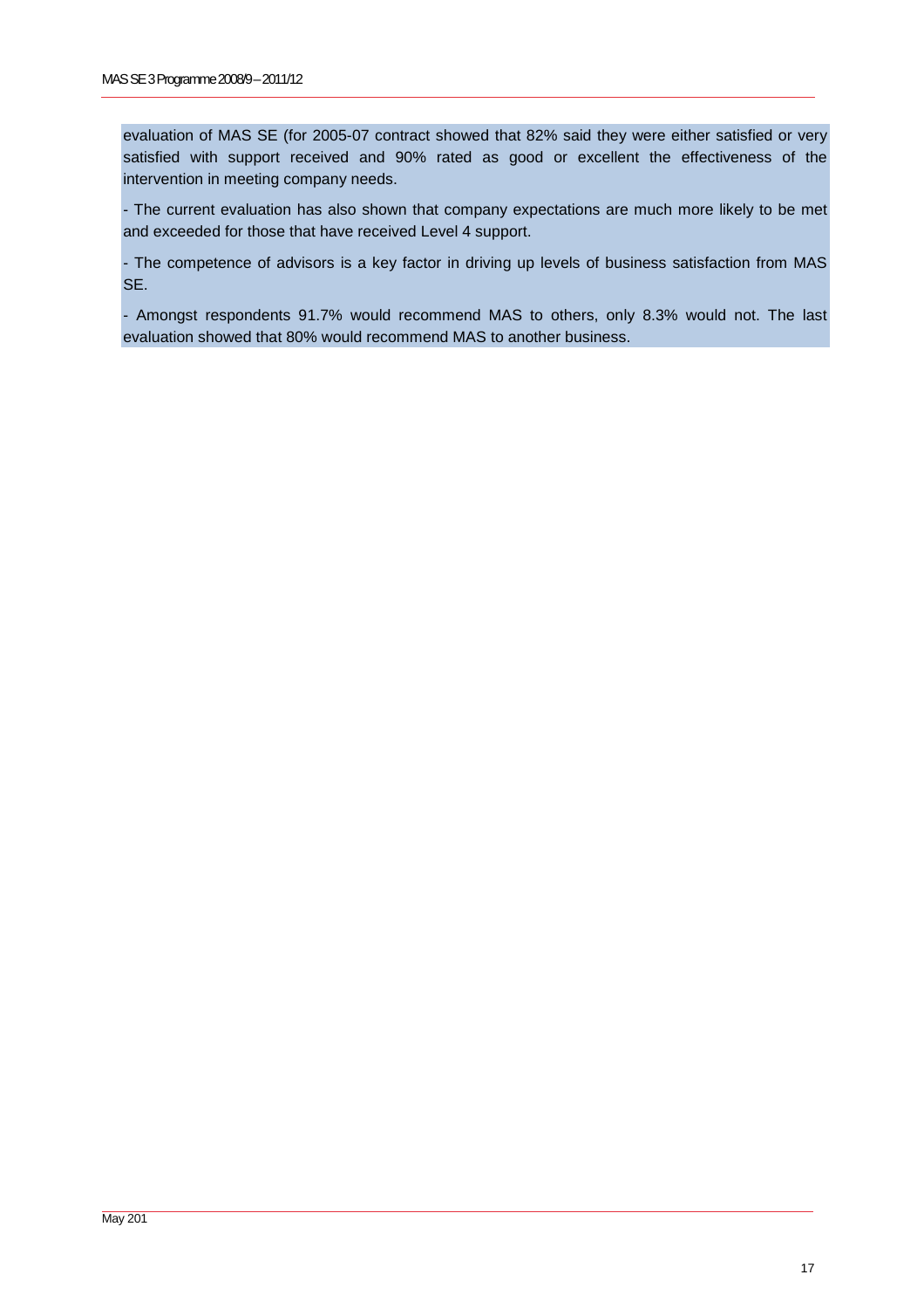evaluation of MAS SE (for 2005-07 contract showed that 82% said they were either satisfied or very satisfied with support received and 90% rated as good or excellent the effectiveness of the intervention in meeting company needs.

- The current evaluation has also shown that company expectations are much more likely to be met and exceeded for those that have received Level 4 support.

- The competence of advisors is a key factor in driving up levels of business satisfaction from MAS SE.

- Amongst respondents 91.7% would recommend MAS to others, only 8.3% would not. The last evaluation showed that 80% would recommend MAS to another business.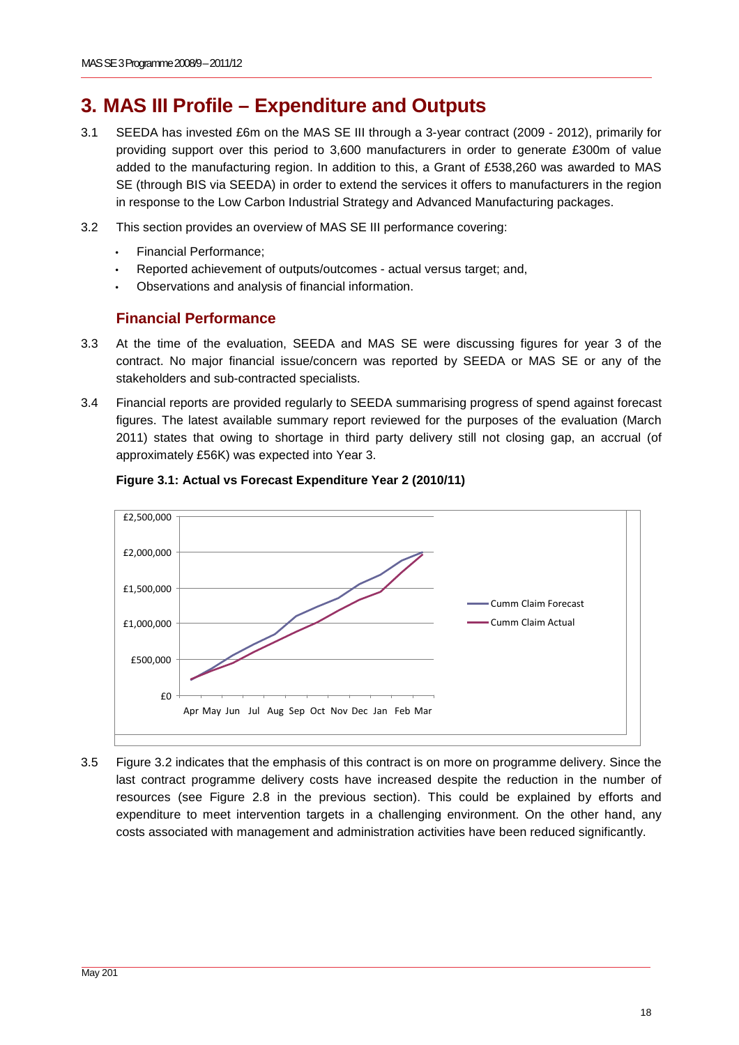# 3. MAS III Profile – Expenditure and Outputs

3.1 SEEDA has invested £6m on the MAS SE III through a 3-year contract (2009 - 2012), primarily for providing support over this period to 3,600 manufacturers in order to generate £300m of value added to the manufacturing region. In addition to this, a Grant of £538,260 was awarded to MAS SE (through BIS via SEEDA) in order to extend the services it offers to manufacturers in the region in response to the Low Carbon Industrial Strategy and Advanced Manufacturing packages.

3.2 This section provides an overview of MAS SE III performance covering:

- Financial Performance;
- Reported achievement of outputs/outcomes - actual versus target; and,
- Observations and analysis of financial information.

## Financial Performance

3.3 At the time of the evaluation, SEEDA and MAS SE were discussing figures for year 3 of the contract. No major financial issue/concern was reported by SEEDA or MAS SE or any of the stakeholders and sub-contracted specialists.

3.4 Financial reports are provided regularly to SEEDA summarising progress of spend against forecast figures. The latest available summary report reviewed for the purposes of the evaluation (March 2011) states that owing to shortage in third party delivery still not closing gap, an accrual (of approximately £56K) was expected into Year 3.

**Figure 3.1: Actual vs Forecast Expenditure Year 2 (2010/11)**

3.5 Figure 3.2 indicates that the emphasis of this contract is on more on programme delivery. Since the last contract programme delivery costs have increased despite the reduction in the number of resources (see Figure 2.8 in the previous section). This could be explained by efforts and expenditure to meet intervention targets in a challenging environment. On the other hand, any costs associated with management and administration activities have been reduced significantly.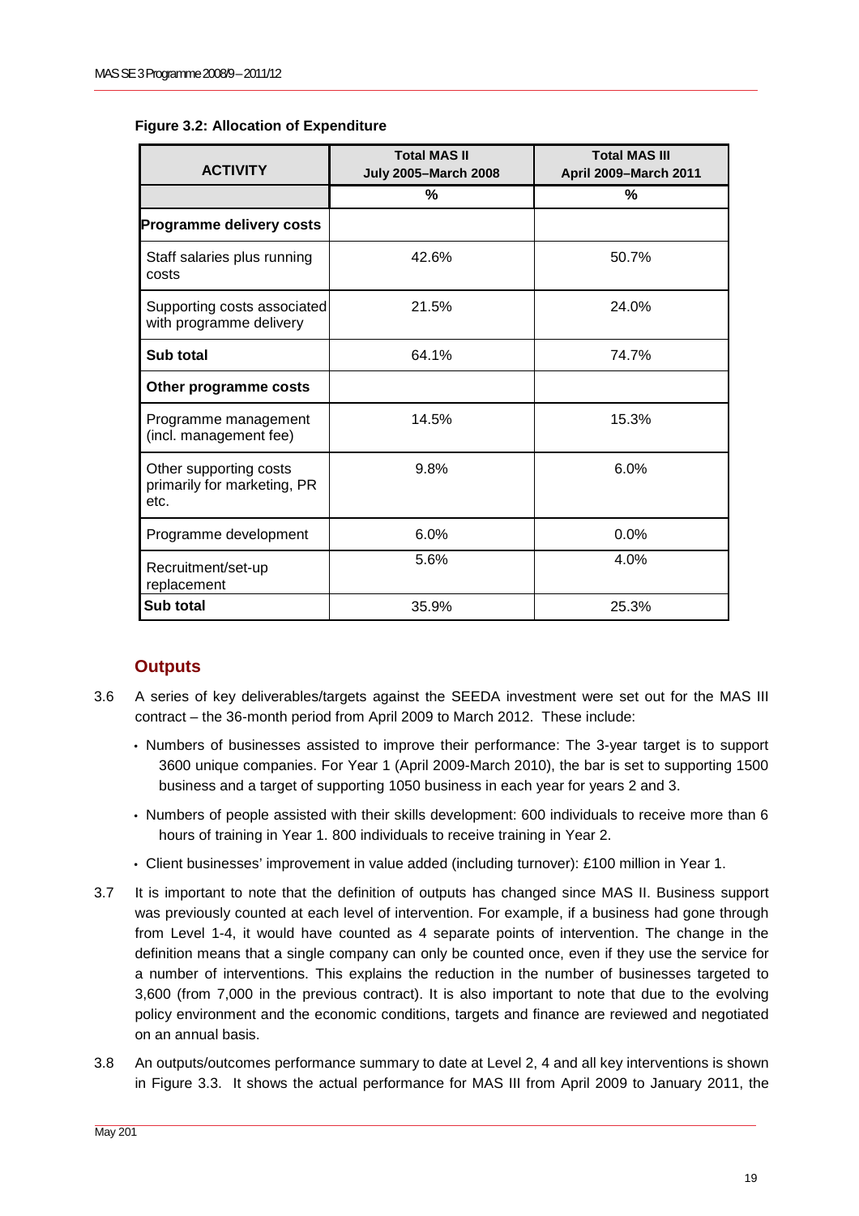**Figure 3.2: Allocation of Expenditure**

| ACTIVITY | Total MAS II July 2005–March 2008 | Total MAS III April 2009–March 2011 |
|---|---|---|
| | % | % |
| **Programme delivery costs** | | |
| Staff salaries plus running costs | 42.6% | 50.7% |
| Supporting costs associated with programme delivery | 21.5% | 24.0% |
| **Sub total** | 64.1% | 74.7% |
| **Other programme costs** | | |
| Programme management (incl. management fee) | 14.5% | 15.3% |
| Other supporting costs primarily for marketing, PR etc. | 9.8% | 6.0% |
| Programme development | 6.0% | 0.0% |
| Recruitment/set-up replacement | 5.6% | 4.0% |
| **Sub total** | 35.9% | 25.3% |

## Outputs

3.6 A series of key deliverables/targets against the SEEDA investment were set out for the MAS III contract – the 36-month period from April 2009 to March 2012. These include:

- Numbers of businesses assisted to improve their performance: The 3-year target is to support 3600 unique companies. For Year 1 (April 2009-March 2010), the bar is set to supporting 1500 business and a target of supporting 1050 business in each year for years 2 and 3.
- Numbers of people assisted with their skills development: 600 individuals to receive more than 6 hours of training in Year 1. 800 individuals to receive training in Year 2.
- Client businesses' improvement in value added (including turnover): £100 million in Year 1.

3.7 It is important to note that the definition of outputs has changed since MAS II. Business support was previously counted at each level of intervention. For example, if a business had gone through from Level 1-4, it would have counted as 4 separate points of intervention. The change in the definition means that a single company can only be counted once, even if they use the service for a number of interventions. This explains the reduction in the number of businesses targeted to 3,600 (from 7,000 in the previous contract). It is also important to note that due to the evolving policy environment and the economic conditions, targets and finance are reviewed and negotiated on an annual basis.

3.8 An outputs/outcomes performance summary to date at Level 2, 4 and all key interventions is shown in Figure 3.3. It shows the actual performance for MAS III from April 2009 to January 2011, the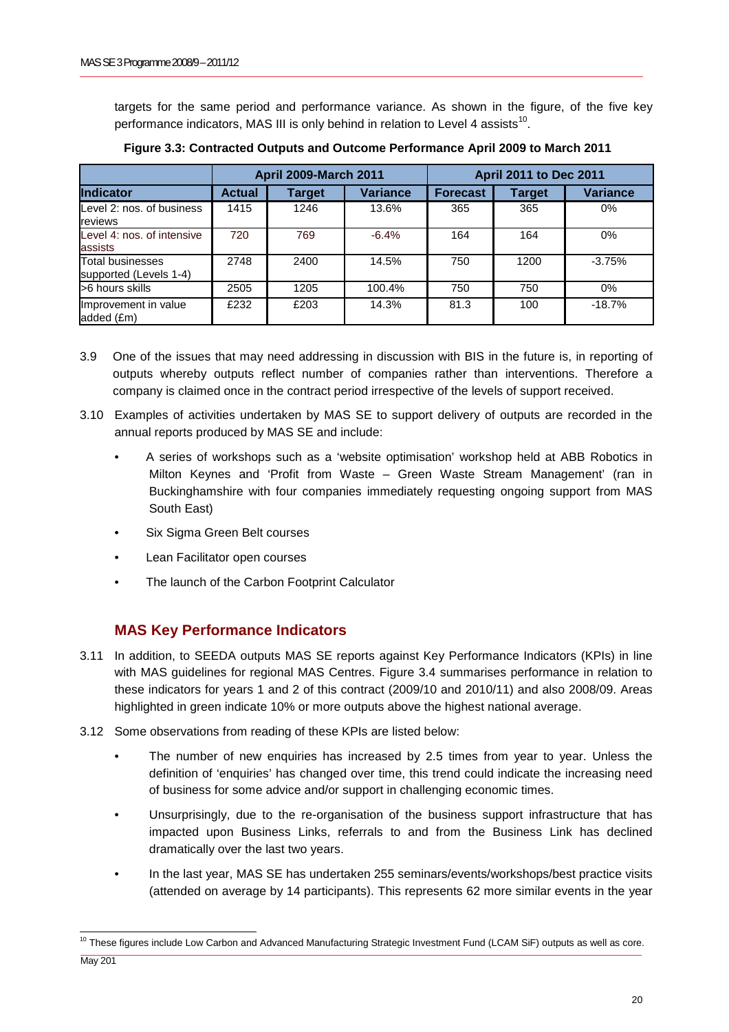targets for the same period and performance variance. As shown in the figure, of the five key performance indicators, MAS III is only behind in relation to Level 4 assists[10].

**Figure 3.3: Contracted Outputs and Outcome Performance April 2009 to March 2011**

| | April 2009-March 2011 | | | April 2011 to Dec 2011 | | |
|---|---|---|---|---|---|---|
| **Indicator** | **Actual** | **Target** | **Variance** | **Forecast** | **Target** | **Variance** |
| Level 2: nos. of business reviews | 1415 | 1246 | 13.6% | 365 | 365 | 0% |
| Level 4: nos. of intensive assists | 720 | 769 | -6.4% | 164 | 164 | 0% |
| Total businesses supported (Levels 1-4) | 2748 | 2400 | 14.5% | 750 | 1200 | -3.75% |
| >6 hours skills | 2505 | 1205 | 100.4% | 750 | 750 | 0% |
| Improvement in value added (£m) | £232 | £203 | 14.3% | 81.3 | 100 | -18.7% |

3.9 One of the issues that may need addressing in discussion with BIS in the future is, in reporting of outputs whereby outputs reflect number of companies rather than interventions. Therefore a company is claimed once in the contract period irrespective of the levels of support received.

3.10 Examples of activities undertaken by MAS SE to support delivery of outputs are recorded in the annual reports produced by MAS SE and include:

- A series of workshops such as a 'website optimisation' workshop held at ABB Robotics in Milton Keynes and 'Profit from Waste – Green Waste Stream Management' (ran in Buckinghamshire with four companies immediately requesting ongoing support from MAS South East)
- Six Sigma Green Belt courses
- Lean Facilitator open courses
- The launch of the Carbon Footprint Calculator

### MAS Key Performance Indicators

3.11 In addition, to SEEDA outputs MAS SE reports against Key Performance Indicators (KPIs) in line with MAS guidelines for regional MAS Centres. Figure 3.4 summarises performance in relation to these indicators for years 1 and 2 of this contract (2009/10 and 2010/11) and also 2008/09. Areas highlighted in green indicate 10% or more outputs above the highest national average.

3.12 Some observations from reading of these KPIs are listed below:

- The number of new enquiries has increased by 2.5 times from year to year. Unless the definition of 'enquiries' has changed over time, this trend could indicate the increasing need of business for some advice and/or support in challenging economic times.
- Unsurprisingly, due to the re-organisation of the business support infrastructure that has impacted upon Business Links, referrals to and from the Business Link has declined dramatically over the last two years.
- In the last year, MAS SE has undertaken 255 seminars/events/workshops/best practice visits (attended on average by 14 participants). This represents 62 more similar events in the year

[10] These figures include Low Carbon and Advanced Manufacturing Strategic Investment Fund (LCAM SiF) outputs as well as core.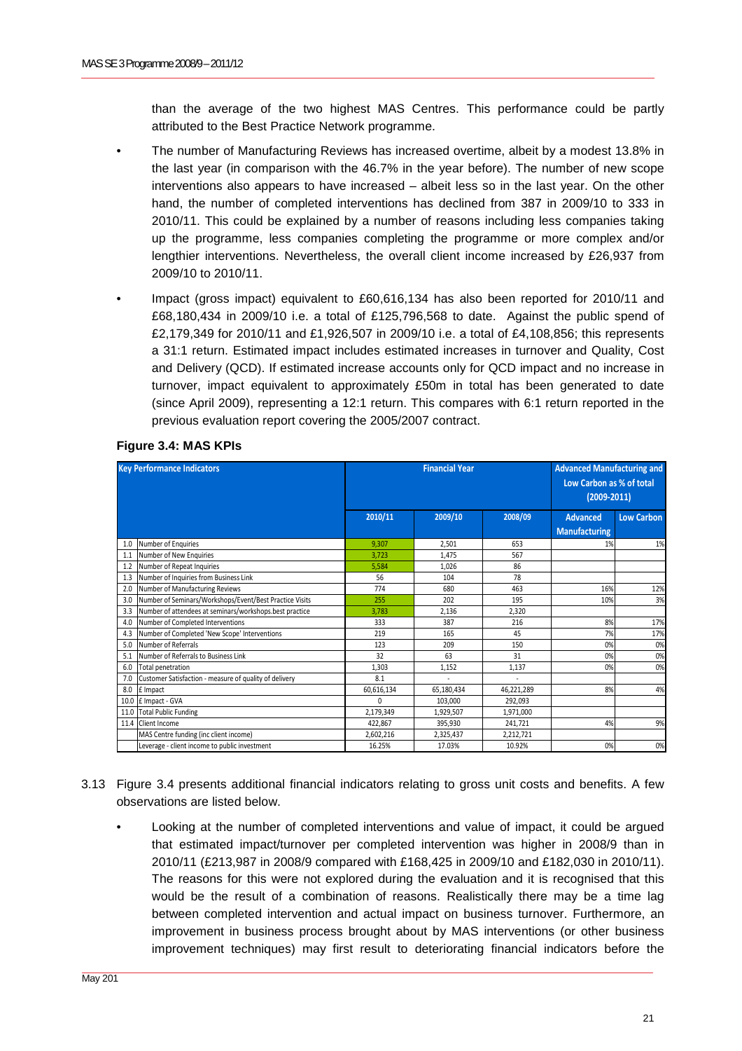than the average of the two highest MAS Centres. This performance could be partly attributed to the Best Practice Network programme.

- The number of Manufacturing Reviews has increased overtime, albeit by a modest 13.8% in the last year (in comparison with the 46.7% in the year before). The number of new scope interventions also appears to have increased – albeit less so in the last year. On the other hand, the number of completed interventions has declined from 387 in 2009/10 to 333 in 2010/11. This could be explained by a number of reasons including less companies taking up the programme, less companies completing the programme or more complex and/or lengthier interventions. Nevertheless, the overall client income increased by £26,937 from 2009/10 to 2010/11.
- Impact (gross impact) equivalent to £60,616,134 has also been reported for 2010/11 and £68,180,434 in 2009/10 i.e. a total of £125,796,568 to date. Against the public spend of £2,179,349 for 2010/11 and £1,926,507 in 2009/10 i.e. a total of £4,108,856; this represents a 31:1 return. Estimated impact includes estimated increases in turnover and Quality, Cost and Delivery (QCD). If estimated increase accounts only for QCD impact and no increase in turnover, impact equivalent to approximately £50m in total has been generated to date (since April 2009), representing a 12:1 return. This compares with 6:1 return reported in the previous evaluation report covering the 2005/2007 contract.

**Figure 3.4: MAS KPIs**

| | Key Performance Indicators | Financial Year | | | Advanced Manufacturing and Low Carbon as % of total (2009-2011) | |
|---|---|---|---|---|---|---|
| | | 2010/11 | 2009/10 | 2008/09 | Advanced Manufacturing | Low Carbon |
| 1.0 | Number of Enquiries | 9,307 | 2,501 | 653 | 1% | 1% |
| 1.1 | Number of New Enquiries | 3,723 | 1,475 | 567 | | |
| 1.2 | Number of Repeat Inquiries | 5,584 | 1,026 | 86 | | |
| 1.3 | Number of Inquiries from Business Link | 56 | 104 | 78 | | |
| 2.0 | Number of Manufacturing Reviews | 774 | 680 | 463 | 16% | 12% |
| 3.0 | Number of Seminars/Workshops/Event/Best Practice Visits | 255 | 202 | 195 | 10% | 3% |
| 3.3 | Number of attendees at seminars/workshops.best practice | 3,783 | 2,136 | 2,320 | | |
| 4.0 | Number of Completed Interventions | 333 | 387 | 216 | 8% | 17% |
| 4.3 | Number of Completed 'New Scope' Interventions | 219 | 165 | 45 | 7% | 17% |
| 5.0 | Number of Referrals | 123 | 209 | 150 | 0% | 0% |
| 5.1 | Number of Referrals to Business Link | 32 | 63 | 31 | 0% | 0% |
| 6.0 | Total penetration | 1,303 | 1,152 | 1,137 | 0% | 0% |
| 7.0 | Customer Satisfaction - measure of quality of delivery | 8.1 | - | - | | |
| 8.0 | £ Impact | 60,616,134 | 65,180,434 | 46,221,289 | 8% | 4% |
| 10.0 | £ Impact - GVA | 0 | 103,000 | 292,093 | | |
| 11.0 | Total Public Funding | 2,179,349 | 1,929,507 | 1,971,000 | | |
| 11.4 | Client Income | 422,867 | 395,930 | 241,721 | 4% | 9% |
| | MAS Centre funding (inc client income) | 2,602,216 | 2,325,437 | 2,212,721 | | |
| | Leverage - client income to public investment | 16.25% | 17.03% | 10.92% | 0% | 0% |

3.13 Figure 3.4 presents additional financial indicators relating to gross unit costs and benefits. A few observations are listed below.

- Looking at the number of completed interventions and value of impact, it could be argued that estimated impact/turnover per completed intervention was higher in 2008/9 than in 2010/11 (£213,987 in 2008/9 compared with £168,425 in 2009/10 and £182,030 in 2010/11). The reasons for this were not explored during the evaluation and it is recognised that this would be the result of a combination of reasons. Realistically there may be a time lag between completed intervention and actual impact on business turnover. Furthermore, an improvement in business process brought about by MAS interventions (or other business improvement techniques) may first result to deteriorating financial indicators before the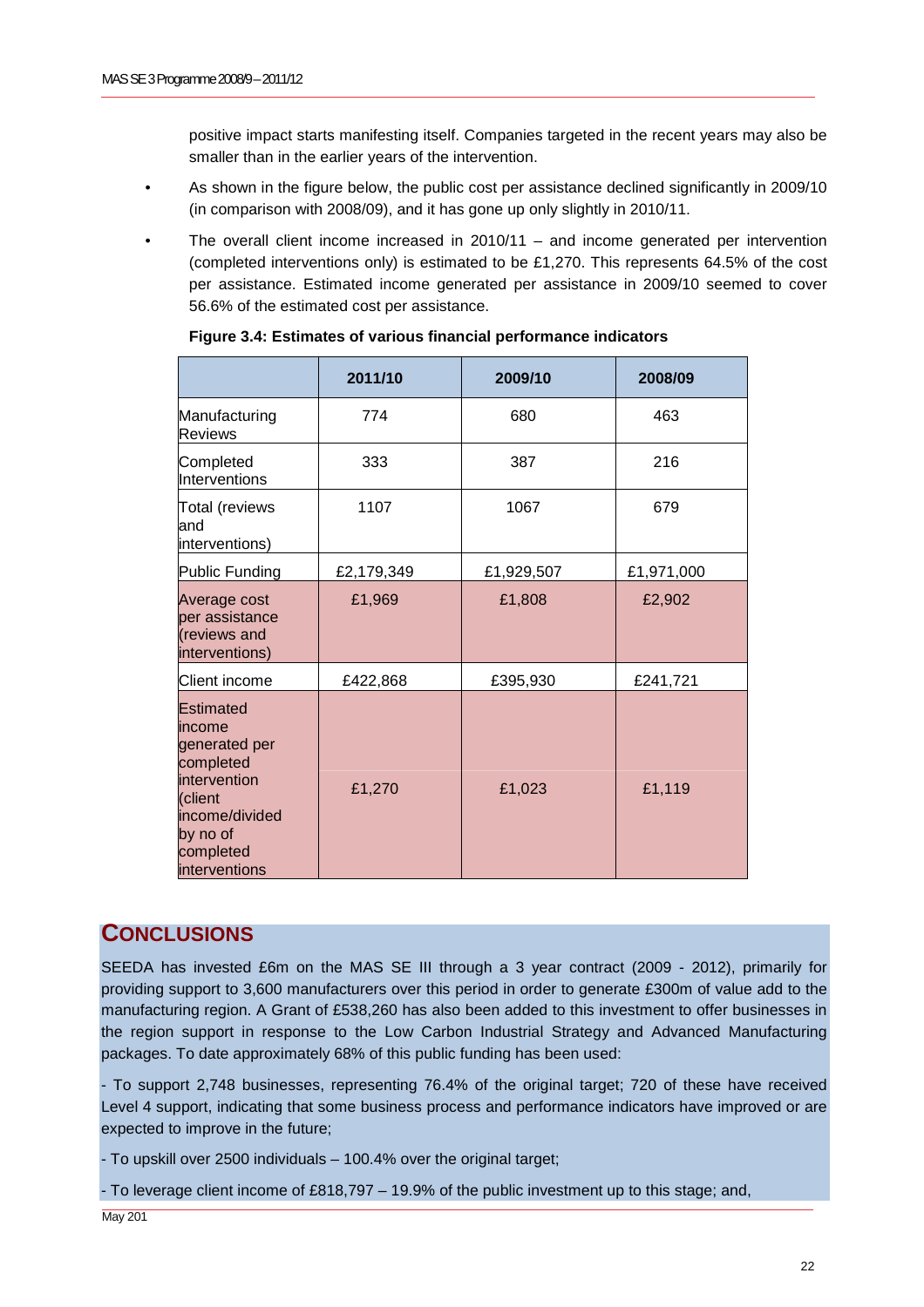positive impact starts manifesting itself. Companies targeted in the recent years may also be smaller than in the earlier years of the intervention.

- As shown in the figure below, the public cost per assistance declined significantly in 2009/10 (in comparison with 2008/09), and it has gone up only slightly in 2010/11.
- The overall client income increased in 2010/11 – and income generated per intervention (completed interventions only) is estimated to be £1,270. This represents 64.5% of the cost per assistance. Estimated income generated per assistance in 2009/10 seemed to cover 56.6% of the estimated cost per assistance.

**Figure 3.4: Estimates of various financial performance indicators**

| | 2011/10 | 2009/10 | 2008/09 |
|---|---|---|---|
| Manufacturing Reviews | 774 | 680 | 463 |
| Completed Interventions | 333 | 387 | 216 |
| Total (reviews and interventions) | 1107 | 1067 | 679 |
| Public Funding | £2,179,349 | £1,929,507 | £1,971,000 |
| Average cost per assistance (reviews and interventions) | £1,969 | £1,808 | £2,902 |
| Client income | £422,868 | £395,930 | £241,721 |
| Estimated income generated per completed intervention (client income/divided by no of completed interventions | £1,270 | £1,023 | £1,119 |

## CONCLUSIONS

SEEDA has invested £6m on the MAS SE III through a 3 year contract (2009 - 2012), primarily for providing support to 3,600 manufacturers over this period in order to generate £300m of value add to the manufacturing region. A Grant of £538,260 has also been added to this investment to offer businesses in the region support in response to the Low Carbon Industrial Strategy and Advanced Manufacturing packages. To date approximately 68% of this public funding has been used:

- To support 2,748 businesses, representing 76.4% of the original target; 720 of these have received Level 4 support, indicating that some business process and performance indicators have improved or are expected to improve in the future;

- To upskill over 2500 individuals – 100.4% over the original target;

- To leverage client income of £818,797 – 19.9% of the public investment up to this stage; and,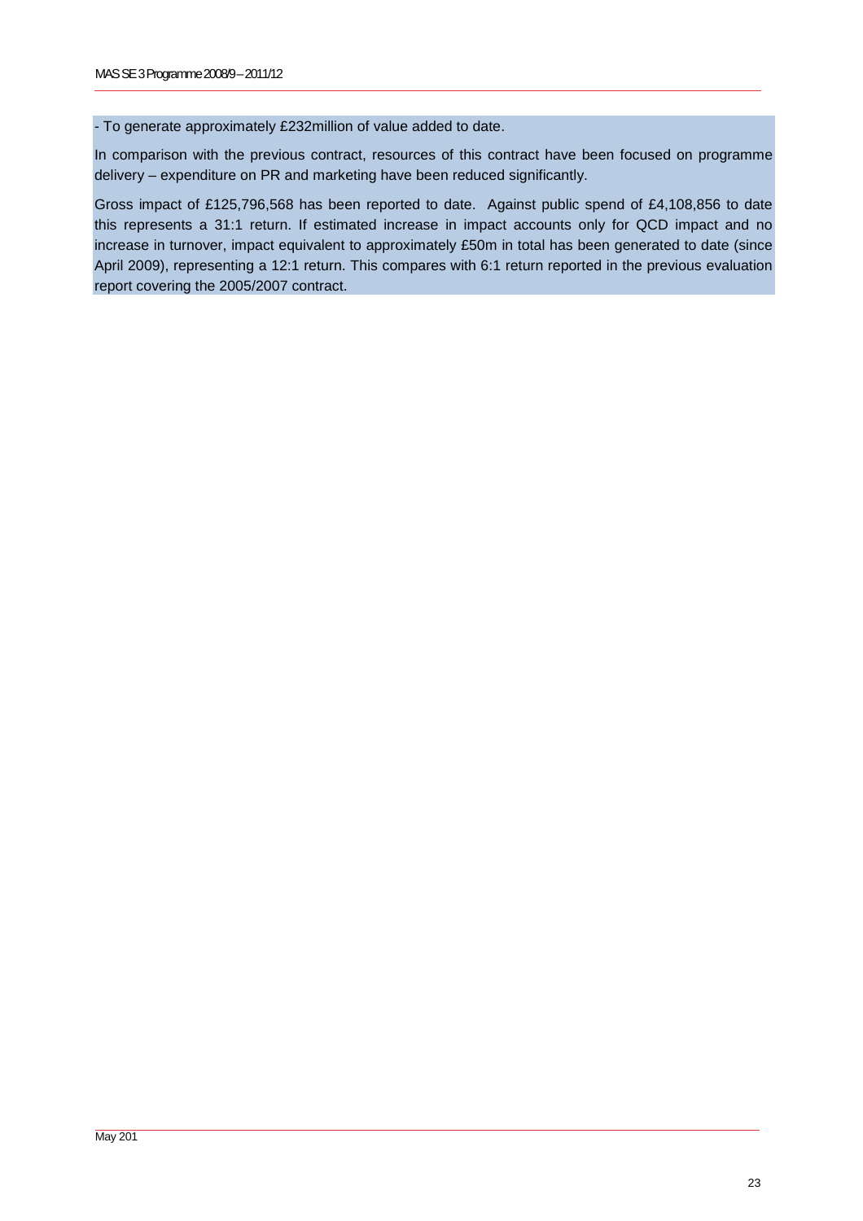- To generate approximately £232million of value added to date.

In comparison with the previous contract, resources of this contract have been focused on programme delivery – expenditure on PR and marketing have been reduced significantly.

Gross impact of £125,796,568 has been reported to date. Against public spend of £4,108,856 to date this represents a 31:1 return. If estimated increase in impact accounts only for QCD impact and no increase in turnover, impact equivalent to approximately £50m in total has been generated to date (since April 2009), representing a 12:1 return. This compares with 6:1 return reported in the previous evaluation report covering the 2005/2007 contract.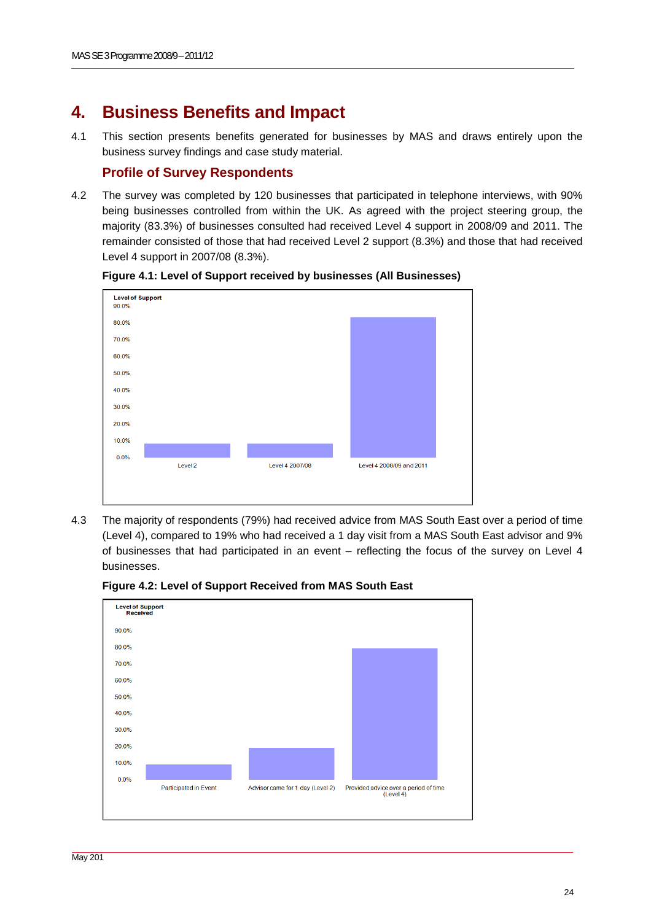# 4. Business Benefits and Impact

4.1 This section presents benefits generated for businesses by MAS and draws entirely upon the business survey findings and case study material.

## Profile of Survey Respondents

4.2 The survey was completed by 120 businesses that participated in telephone interviews, with 90% being businesses controlled from within the UK. As agreed with the project steering group, the majority (83.3%) of businesses consulted had received Level 4 support in 2008/09 and 2011. The remainder consisted of those that had received Level 2 support (8.3%) and those that had received Level 4 support in 2007/08 (8.3%).

**Figure 4.1: Level of Support received by businesses (All Businesses)**

Level of Support

| Level 2 | Level 4 2007/08 | Level 4 2008/09 and 2011 |
|---|---|---|

4.3 The majority of respondents (79%) had received advice from MAS South East over a period of time (Level 4), compared to 19% who had received a 1 day visit from a MAS South East advisor and 9% of businesses that had participated in an event – reflecting the focus of the survey on Level 4 businesses.

**Figure 4.2: Level of Support Received from MAS South East**

Level of Support Received

| Participated in Event | Advisor came for 1 day (Level 2) | Provided advice over a period of time (Level 4) |
|---|---|---|

May 201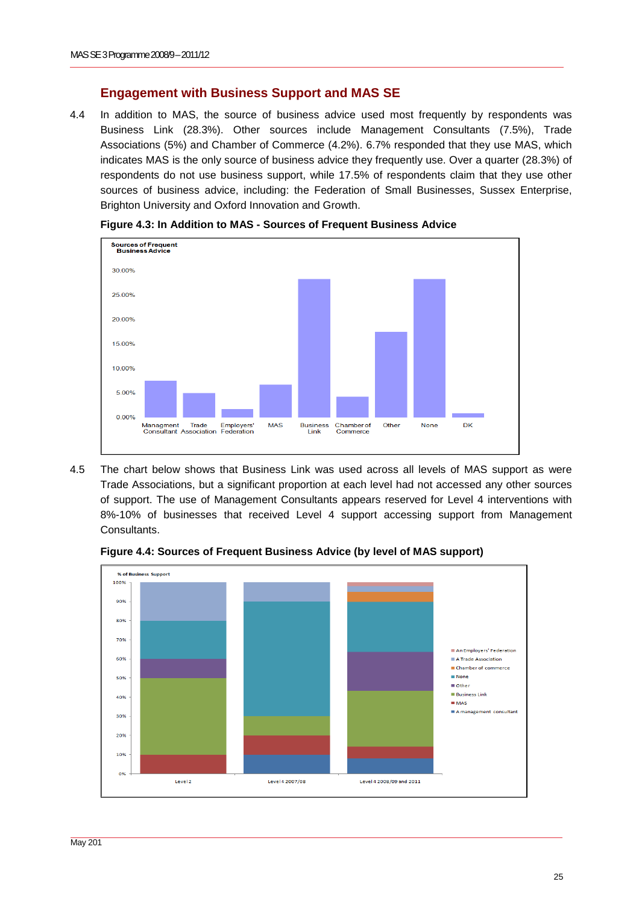## Engagement with Business Support and MAS SE

4.4 In addition to MAS, the source of business advice used most frequently by respondents was Business Link (28.3%). Other sources include Management Consultants (7.5%), Trade Associations (5%) and Chamber of Commerce (4.2%). 6.7% responded that they use MAS, which indicates MAS is the only source of business advice they frequently use. Over a quarter (28.3%) of respondents do not use business support, while 17.5% of respondents claim that they use other sources of business advice, including: the Federation of Small Businesses, Sussex Enterprise, Brighton University and Oxford Innovation and Growth.

**Figure 4.3: In Addition to MAS - Sources of Frequent Business Advice**

4.5 The chart below shows that Business Link was used across all levels of MAS support as were Trade Associations, but a significant proportion at each level had not accessed any other sources of support. The use of Management Consultants appears reserved for Level 4 interventions with 8%-10% of businesses that received Level 4 support accessing support from Management Consultants.

**Figure 4.4: Sources of Frequent Business Advice (by level of MAS support)**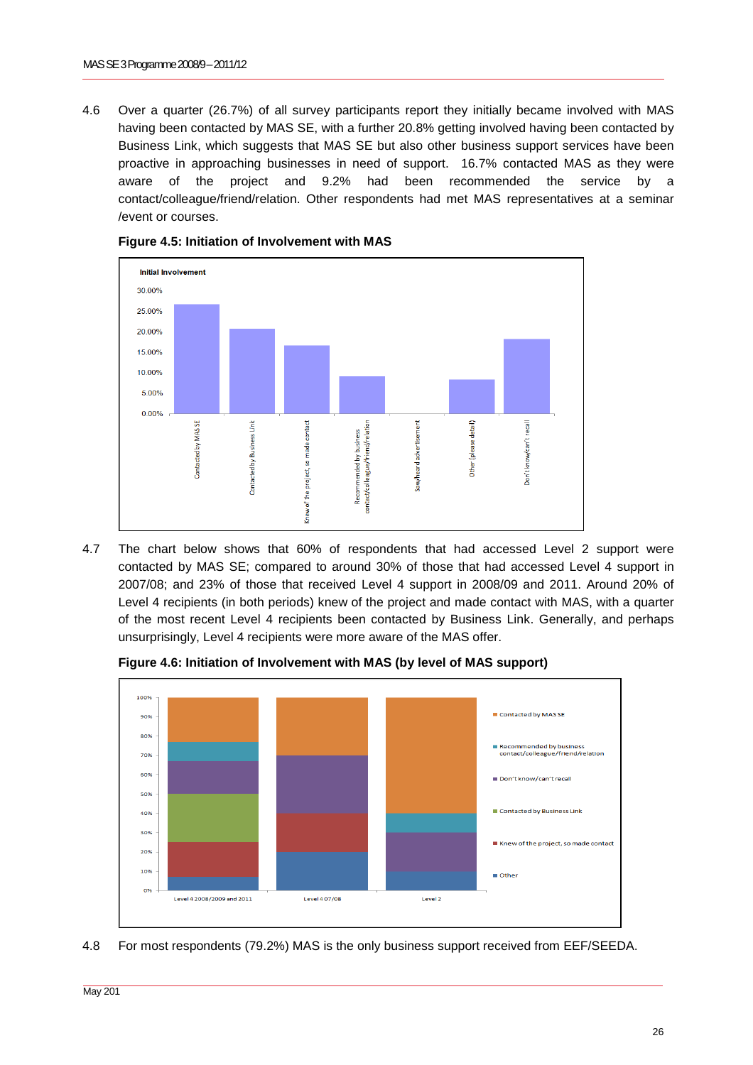4.6 Over a quarter (26.7%) of all survey participants report they initially became involved with MAS having been contacted by MAS SE, with a further 20.8% getting involved having been contacted by Business Link, which suggests that MAS SE but also other business support services have been proactive in approaching businesses in need of support. 16.7% contacted MAS as they were aware of the project and 9.2% had been recommended the service by a contact/colleague/friend/relation. Other respondents had met MAS representatives at a seminar /event or courses.

**Figure 4.5: Initiation of Involvement with MAS**

4.7 The chart below shows that 60% of respondents that had accessed Level 2 support were contacted by MAS SE; compared to around 30% of those that had accessed Level 4 support in 2007/08; and 23% of those that received Level 4 support in 2008/09 and 2011. Around 20% of Level 4 recipients (in both periods) knew of the project and made contact with MAS, with a quarter of the most recent Level 4 recipients been contacted by Business Link. Generally, and perhaps unsurprisingly, Level 4 recipients were more aware of the MAS offer.

**Figure 4.6: Initiation of Involvement with MAS (by level of MAS support)**

4.8 For most respondents (79.2%) MAS is the only business support received from EEF/SEEDA.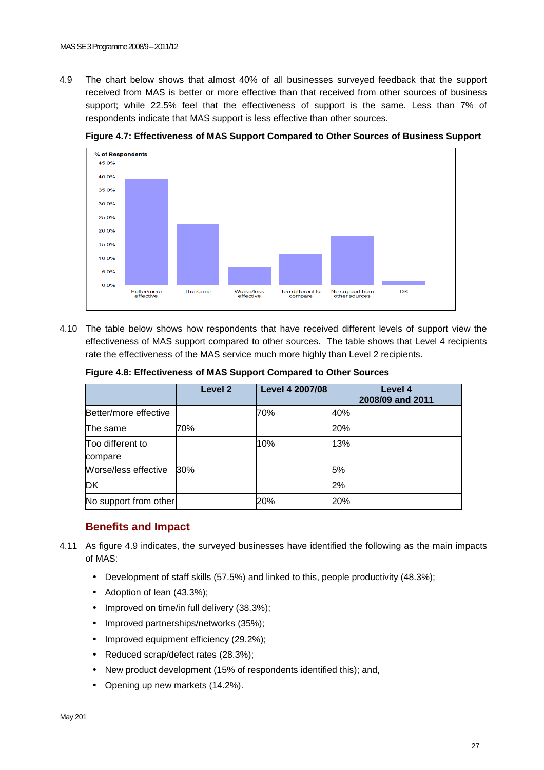4.9 The chart below shows that almost 40% of all businesses surveyed feedback that the support received from MAS is better or more effective than that received from other sources of business support; while 22.5% feel that the effectiveness of support is the same. Less than 7% of respondents indicate that MAS support is less effective than other sources.

**Figure 4.7: Effectiveness of MAS Support Compared to Other Sources of Business Support**

4.10 The table below shows how respondents that have received different levels of support view the effectiveness of MAS support compared to other sources. The table shows that Level 4 recipients rate the effectiveness of the MAS service much more highly than Level 2 recipients.

**Figure 4.8: Effectiveness of MAS Support Compared to Other Sources**

| | Level 2 | Level 4 2007/08 | Level 4 2008/09 and 2011 |
|---|---|---|---|
| Better/more effective | | 70% | 40% |
| The same | 70% | | 20% |
| Too different to compare | | 10% | 13% |
| Worse/less effective | 30% | | 5% |
| DK | | | 2% |
| No support from other | | 20% | 20% |

## Benefits and Impact

4.11 As figure 4.9 indicates, the surveyed businesses have identified the following as the main impacts of MAS:

- Development of staff skills (57.5%) and linked to this, people productivity (48.3%);
- Adoption of lean (43.3%);
- Improved on time/in full delivery (38.3%);
- Improved partnerships/networks (35%);
- Improved equipment efficiency (29.2%);
- Reduced scrap/defect rates (28.3%);
- New product development (15% of respondents identified this); and,
- Opening up new markets (14.2%).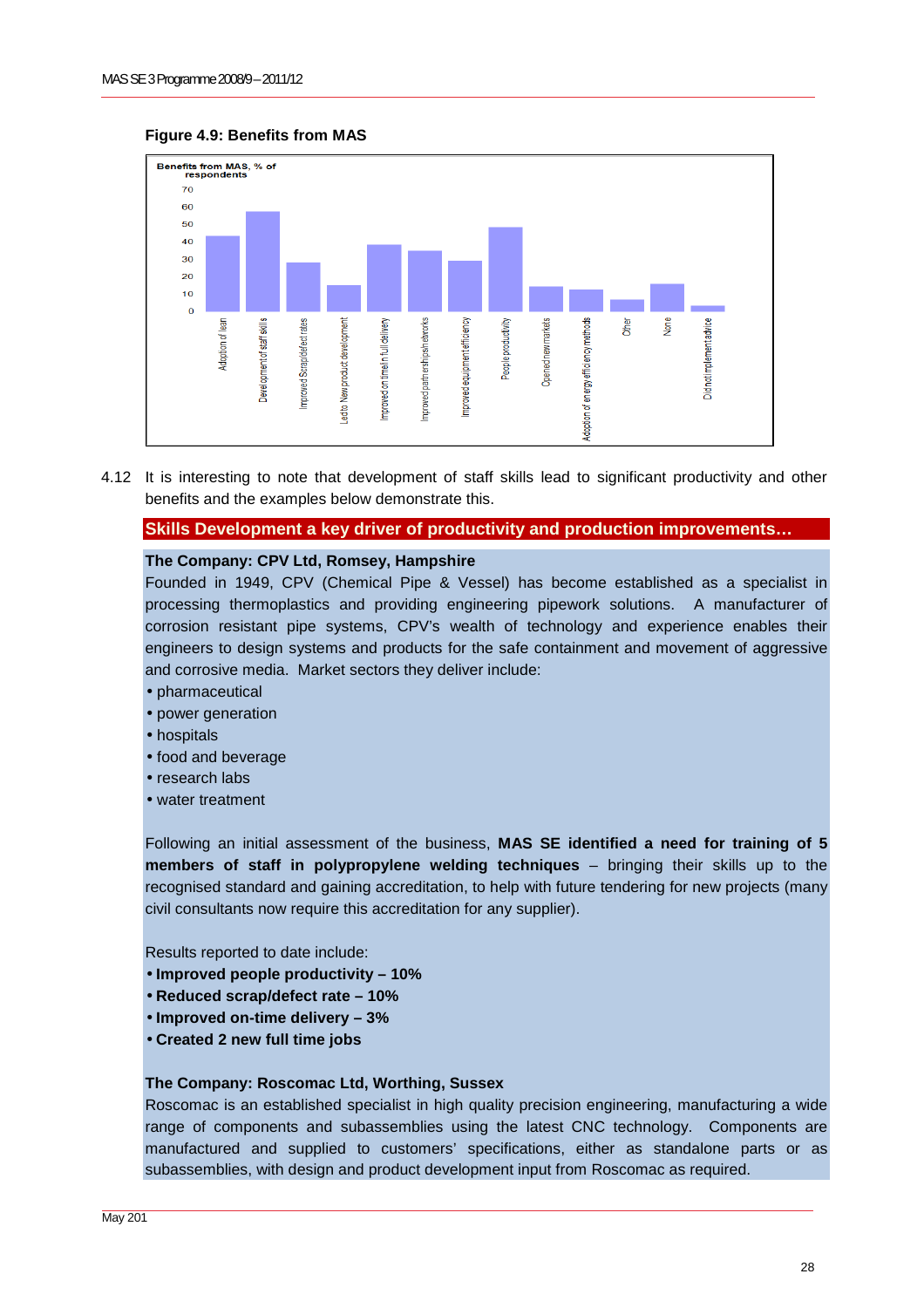**Figure 4.9: Benefits from MAS**

Benefits from MAS, % of respondents

| Benefit | % of respondents (approx.) |
|---|---|
| Adoption of lean | 43 |
| Development of staff skills | 57 |
| Improved Scrap/defect rates | 28 |
| Led to New product development | 15 |
| Improved on time in full delivery | 38 |
| Improved partnerships/networks | 35 |
| Improved equipment efficiency | 29 |
| People productivity | 48 |
| Opened new markets | 14 |
| Adoption of energy efficiency methods | 13 |
| Other | 7 |
| None | 16 |
| Did not implement advice | 3 |

4.12 It is interesting to note that development of staff skills lead to significant productivity and other benefits and the examples below demonstrate this.

**Skills Development a key driver of productivity and production improvements…**

**The Company: CPV Ltd, Romsey, Hampshire**

Founded in 1949, CPV (Chemical Pipe & Vessel) has become established as a specialist in processing thermoplastics and providing engineering pipework solutions. A manufacturer of corrosion resistant pipe systems, CPV's wealth of technology and experience enables their engineers to design systems and products for the safe containment and movement of aggressive and corrosive media. Market sectors they deliver include:

- pharmaceutical
- power generation
- hospitals
- food and beverage
- research labs
- water treatment

Following an initial assessment of the business, **MAS SE identified a need for training of 5 members of staff in polypropylene welding techniques** – bringing their skills up to the recognised standard and gaining accreditation, to help with future tendering for new projects (many civil consultants now require this accreditation for any supplier).

Results reported to date include:

- **Improved people productivity – 10%**
- **Reduced scrap/defect rate – 10%**
- **Improved on-time delivery – 3%**
- **Created 2 new full time jobs**

**The Company: Roscomac Ltd, Worthing, Sussex**

Roscomac is an established specialist in high quality precision engineering, manufacturing a wide range of components and subassemblies using the latest CNC technology. Components are manufactured and supplied to customers' specifications, either as standalone parts or as subassemblies, with design and product development input from Roscomac as required.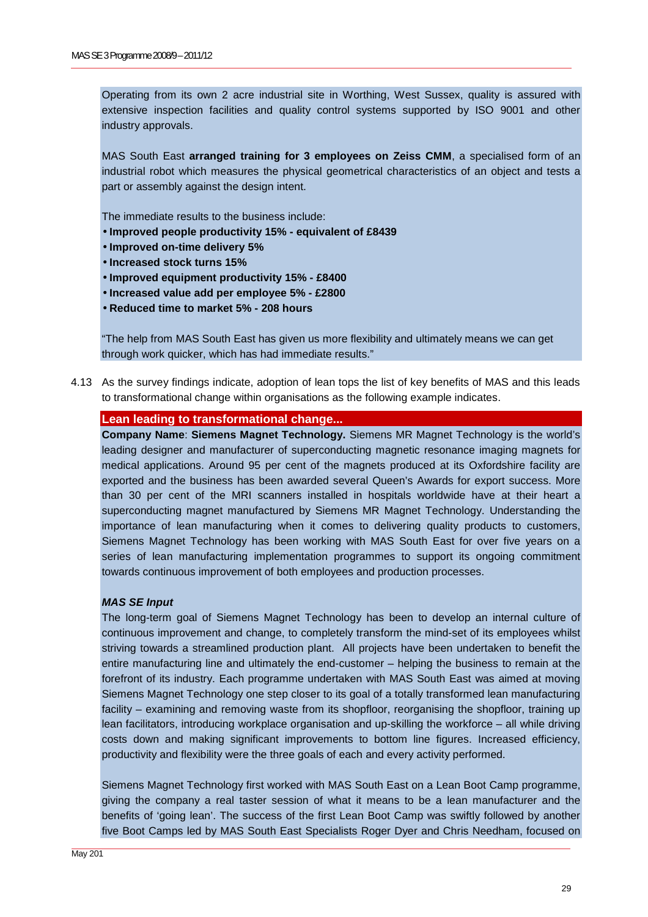Operating from its own 2 acre industrial site in Worthing, West Sussex, quality is assured with extensive inspection facilities and quality control systems supported by ISO 9001 and other industry approvals.

MAS South East **arranged training for 3 employees on Zeiss CMM**, a specialised form of an industrial robot which measures the physical geometrical characteristics of an object and tests a part or assembly against the design intent.

The immediate results to the business include:

- **Improved people productivity 15% - equivalent of £8439**
- **Improved on-time delivery 5%**
- **Increased stock turns 15%**
- **Improved equipment productivity 15% - £8400**
- **Increased value add per employee 5% - £2800**
- **Reduced time to market 5% - 208 hours**

"The help from MAS South East has given us more flexibility and ultimately means we can get through work quicker, which has had immediate results."

4.13 As the survey findings indicate, adoption of lean tops the list of key benefits of MAS and this leads to transformational change within organisations as the following example indicates.

**Lean leading to transformational change...**

**Company Name**: **Siemens Magnet Technology.** Siemens MR Magnet Technology is the world's leading designer and manufacturer of superconducting magnetic resonance imaging magnets for medical applications. Around 95 per cent of the magnets produced at its Oxfordshire facility are exported and the business has been awarded several Queen's Awards for export success. More than 30 per cent of the MRI scanners installed in hospitals worldwide have at their heart a superconducting magnet manufactured by Siemens MR Magnet Technology. Understanding the importance of lean manufacturing when it comes to delivering quality products to customers, Siemens Magnet Technology has been working with MAS South East for over five years on a series of lean manufacturing implementation programmes to support its ongoing commitment towards continuous improvement of both employees and production processes.

***MAS SE Input***

The long-term goal of Siemens Magnet Technology has been to develop an internal culture of continuous improvement and change, to completely transform the mind-set of its employees whilst striving towards a streamlined production plant. All projects have been undertaken to benefit the entire manufacturing line and ultimately the end-customer – helping the business to remain at the forefront of its industry. Each programme undertaken with MAS South East was aimed at moving Siemens Magnet Technology one step closer to its goal of a totally transformed lean manufacturing facility – examining and removing waste from its shopfloor, reorganising the shopfloor, training up lean facilitators, introducing workplace organisation and up-skilling the workforce – all while driving costs down and making significant improvements to bottom line figures. Increased efficiency, productivity and flexibility were the three goals of each and every activity performed.

Siemens Magnet Technology first worked with MAS South East on a Lean Boot Camp programme, giving the company a real taster session of what it means to be a lean manufacturer and the benefits of 'going lean'. The success of the first Lean Boot Camp was swiftly followed by another five Boot Camps led by MAS South East Specialists Roger Dyer and Chris Needham, focused on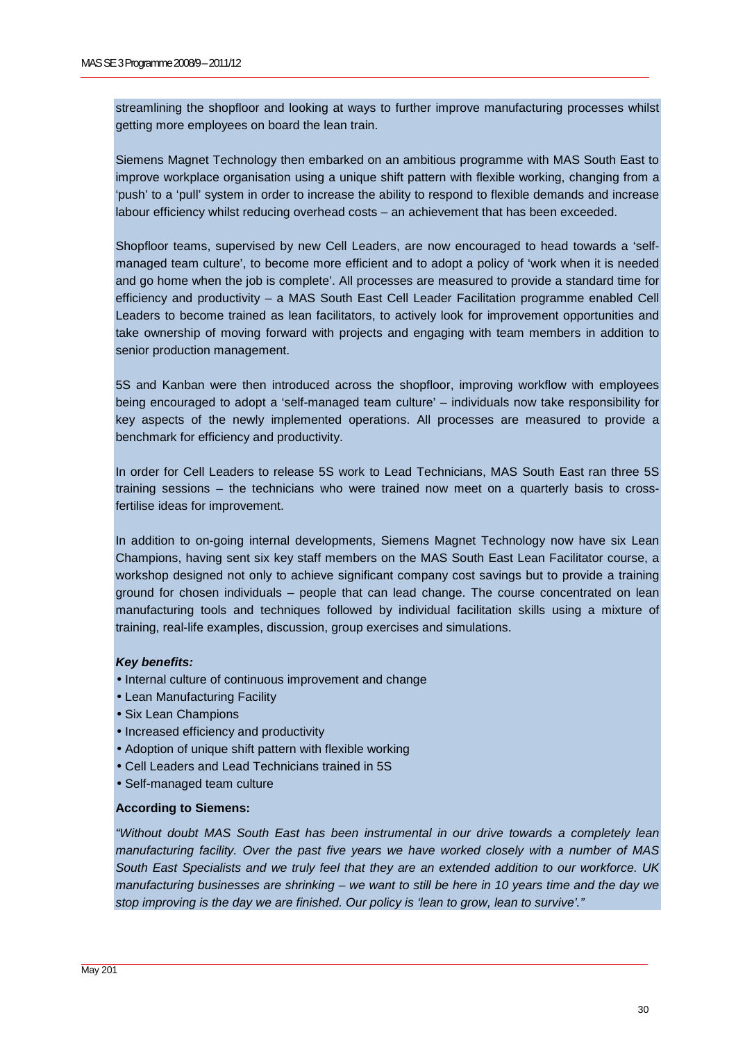streamlining the shopfloor and looking at ways to further improve manufacturing processes whilst getting more employees on board the lean train.

Siemens Magnet Technology then embarked on an ambitious programme with MAS South East to improve workplace organisation using a unique shift pattern with flexible working, changing from a 'push' to a 'pull' system in order to increase the ability to respond to flexible demands and increase labour efficiency whilst reducing overhead costs – an achievement that has been exceeded.

Shopfloor teams, supervised by new Cell Leaders, are now encouraged to head towards a 'self-managed team culture', to become more efficient and to adopt a policy of 'work when it is needed and go home when the job is complete'. All processes are measured to provide a standard time for efficiency and productivity – a MAS South East Cell Leader Facilitation programme enabled Cell Leaders to become trained as lean facilitators, to actively look for improvement opportunities and take ownership of moving forward with projects and engaging with team members in addition to senior production management.

5S and Kanban were then introduced across the shopfloor, improving workflow with employees being encouraged to adopt a 'self-managed team culture' – individuals now take responsibility for key aspects of the newly implemented operations. All processes are measured to provide a benchmark for efficiency and productivity.

In order for Cell Leaders to release 5S work to Lead Technicians, MAS South East ran three 5S training sessions – the technicians who were trained now meet on a quarterly basis to cross-fertilise ideas for improvement.

In addition to on-going internal developments, Siemens Magnet Technology now have six Lean Champions, having sent six key staff members on the MAS South East Lean Facilitator course, a workshop designed not only to achieve significant company cost savings but to provide a training ground for chosen individuals – people that can lead change. The course concentrated on lean manufacturing tools and techniques followed by individual facilitation skills using a mixture of training, real-life examples, discussion, group exercises and simulations.

***Key benefits:***

- Internal culture of continuous improvement and change
- Lean Manufacturing Facility
- Six Lean Champions
- Increased efficiency and productivity
- Adoption of unique shift pattern with flexible working
- Cell Leaders and Lead Technicians trained in 5S
- Self-managed team culture

**According to Siemens:**

*"Without doubt MAS South East has been instrumental in our drive towards a completely lean manufacturing facility. Over the past five years we have worked closely with a number of MAS South East Specialists and we truly feel that they are an extended addition to our workforce. UK manufacturing businesses are shrinking – we want to still be here in 10 years time and the day we stop improving is the day we are finished. Our policy is 'lean to grow, lean to survive'."*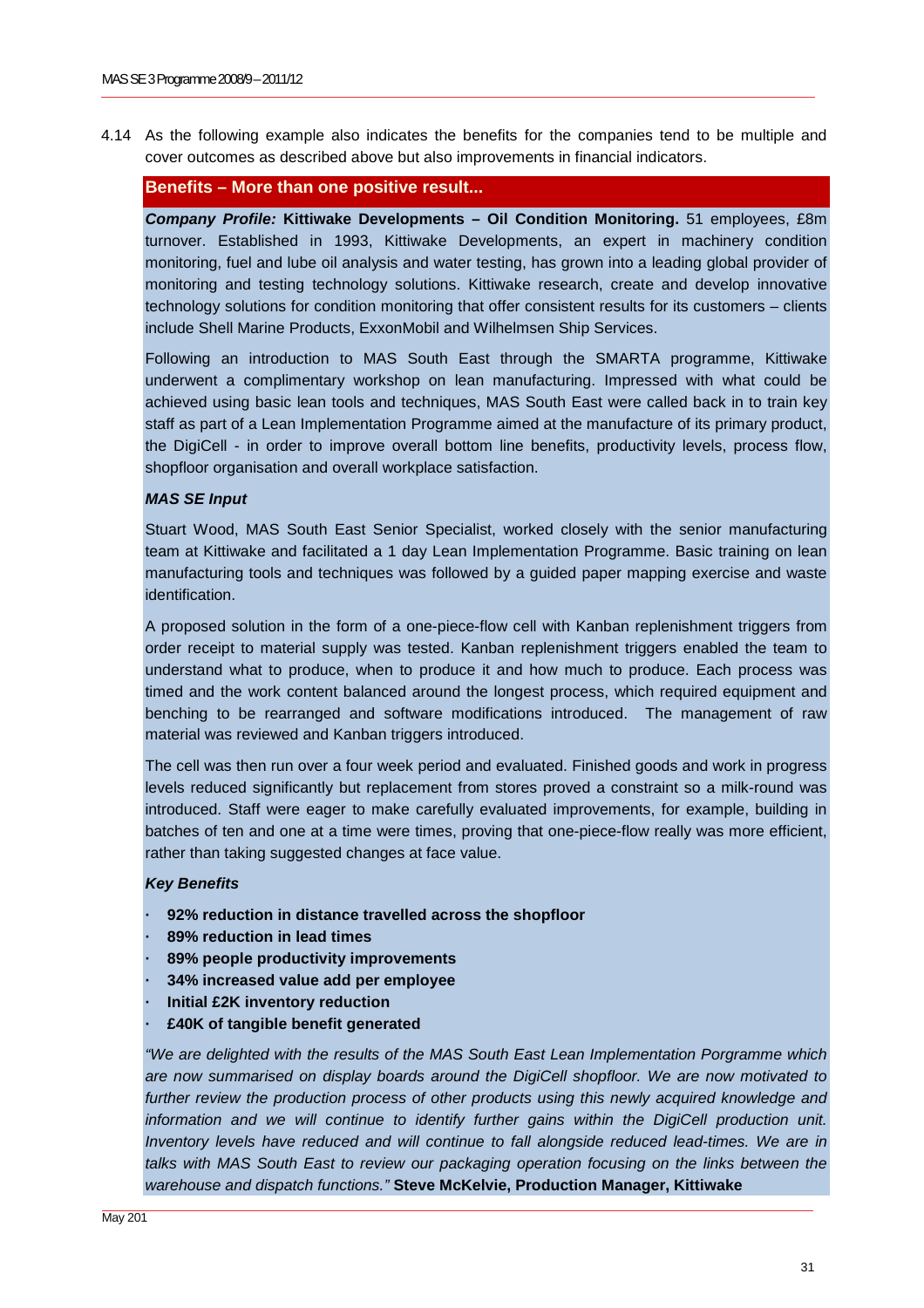4.14 As the following example also indicates the benefits for the companies tend to be multiple and cover outcomes as described above but also improvements in financial indicators.

**Benefits – More than one positive result...**

***Company Profile:*** **Kittiwake Developments – Oil Condition Monitoring.** 51 employees, £8m turnover. Established in 1993, Kittiwake Developments, an expert in machinery condition monitoring, fuel and lube oil analysis and water testing, has grown into a leading global provider of monitoring and testing technology solutions. Kittiwake research, create and develop innovative technology solutions for condition monitoring that offer consistent results for its customers – clients include Shell Marine Products, ExxonMobil and Wilhelmsen Ship Services.

Following an introduction to MAS South East through the SMARTA programme, Kittiwake underwent a complimentary workshop on lean manufacturing. Impressed with what could be achieved using basic lean tools and techniques, MAS South East were called back in to train key staff as part of a Lean Implementation Programme aimed at the manufacture of its primary product, the DigiCell - in order to improve overall bottom line benefits, productivity levels, process flow, shopfloor organisation and overall workplace satisfaction.

***MAS SE Input***

Stuart Wood, MAS South East Senior Specialist, worked closely with the senior manufacturing team at Kittiwake and facilitated a 1 day Lean Implementation Programme. Basic training on lean manufacturing tools and techniques was followed by a guided paper mapping exercise and waste identification.

A proposed solution in the form of a one-piece-flow cell with Kanban replenishment triggers from order receipt to material supply was tested. Kanban replenishment triggers enabled the team to understand what to produce, when to produce it and how much to produce. Each process was timed and the work content balanced around the longest process, which required equipment and benching to be rearranged and software modifications introduced. The management of raw material was reviewed and Kanban triggers introduced.

The cell was then run over a four week period and evaluated. Finished goods and work in progress levels reduced significantly but replacement from stores proved a constraint so a milk-round was introduced. Staff were eager to make carefully evaluated improvements, for example, building in batches of ten and one at a time were times, proving that one-piece-flow really was more efficient, rather than taking suggested changes at face value.

***Key Benefits***

- **92% reduction in distance travelled across the shopfloor**
- **89% reduction in lead times**
- **89% people productivity improvements**
- **34% increased value add per employee**
- **Initial £2K inventory reduction**
- **£40K of tangible benefit generated**

*"We are delighted with the results of the MAS South East Lean Implementation Porgramme which are now summarised on display boards around the DigiCell shopfloor. We are now motivated to further review the production process of other products using this newly acquired knowledge and information and we will continue to identify further gains within the DigiCell production unit. Inventory levels have reduced and will continue to fall alongside reduced lead-times. We are in talks with MAS South East to review our packaging operation focusing on the links between the warehouse and dispatch functions."* **Steve McKelvie, Production Manager, Kittiwake**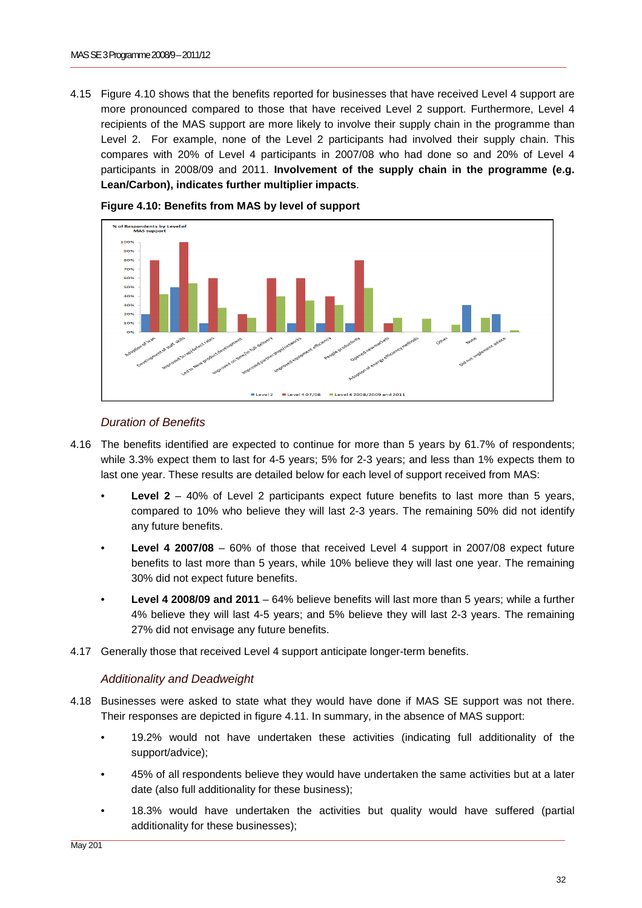4.15 Figure 4.10 shows that the benefits reported for businesses that have received Level 4 support are more pronounced compared to those that have received Level 2 support. Furthermore, Level 4 recipients of the MAS support are more likely to involve their supply chain in the programme than Level 2. For example, none of the Level 2 participants had involved their supply chain. This compares with 20% of Level 4 participants in 2007/08 who had done so and 20% of Level 4 participants in 2008/09 and 2011. **Involvement of the supply chain in the programme (e.g. Lean/Carbon), indicates further multiplier impacts**.

**Figure 4.10: Benefits from MAS by level of support**

### *Duration of Benefits*

4.16 The benefits identified are expected to continue for more than 5 years by 61.7% of respondents; while 3.3% expect them to last for 4-5 years; 5% for 2-3 years; and less than 1% expects them to last one year. These results are detailed below for each level of support received from MAS:

- **Level 2** – 40% of Level 2 participants expect future benefits to last more than 5 years, compared to 10% who believe they will last 2-3 years. The remaining 50% did not identify any future benefits.
- **Level 4 2007/08** – 60% of those that received Level 4 support in 2007/08 expect future benefits to last more than 5 years, while 10% believe they will last one year. The remaining 30% did not expect future benefits.
- **Level 4 2008/09 and 2011** – 64% believe benefits will last more than 5 years; while a further 4% believe they will last 4-5 years; and 5% believe they will last 2-3 years. The remaining 27% did not envisage any future benefits.

4.17 Generally those that received Level 4 support anticipate longer-term benefits.

### *Additionality and Deadweight*

4.18 Businesses were asked to state what they would have done if MAS SE support was not there. Their responses are depicted in figure 4.11. In summary, in the absence of MAS support:

- 19.2% would not have undertaken these activities (indicating full additionality of the support/advice);
- 45% of all respondents believe they would have undertaken the same activities but at a later date (also full additionality for these business);
- 18.3% would have undertaken the activities but quality would have suffered (partial additionality for these businesses);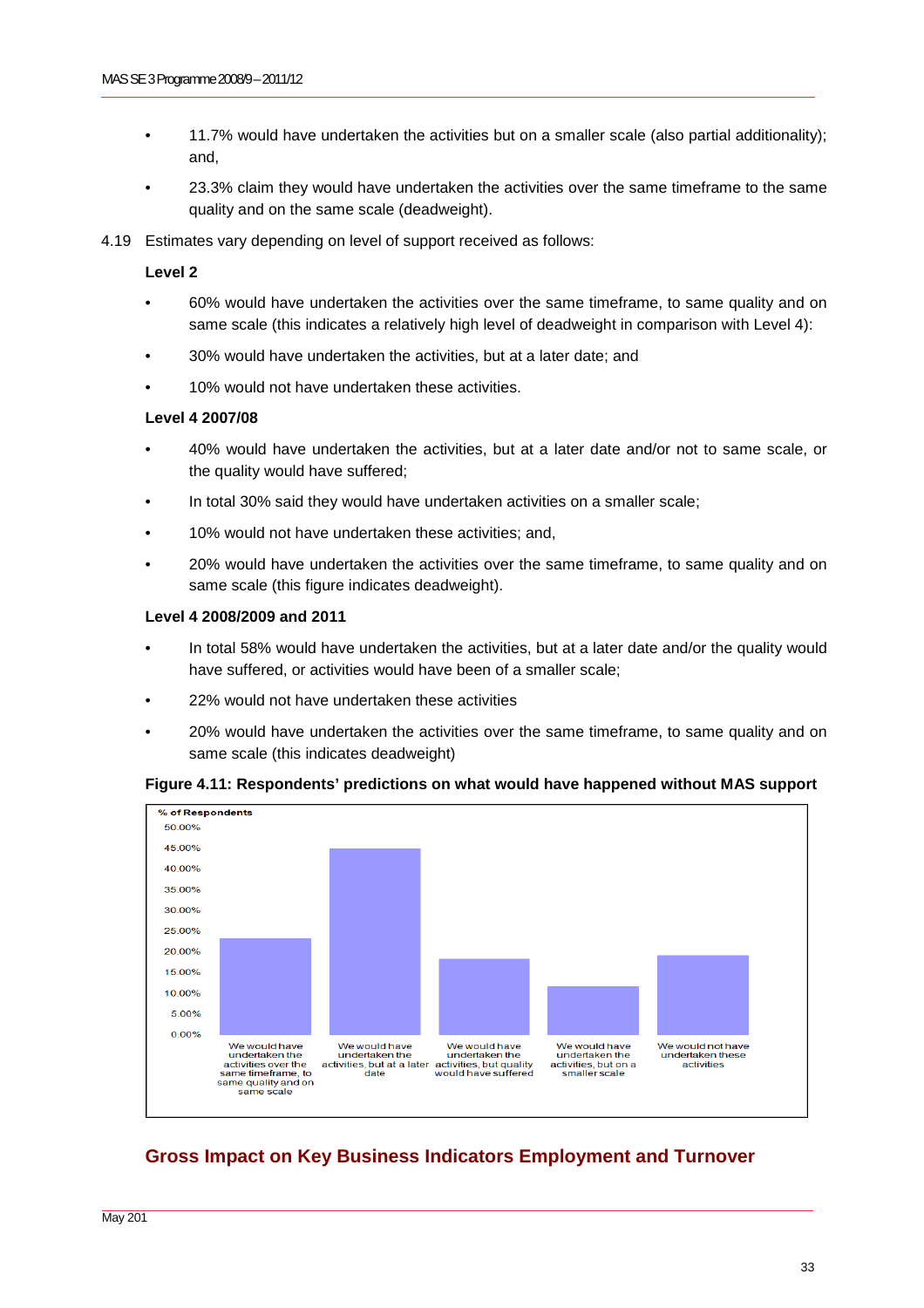- 11.7% would have undertaken the activities but on a smaller scale (also partial additionality); and,
- 23.3% claim they would have undertaken the activities over the same timeframe to the same quality and on the same scale (deadweight).

4.19 Estimates vary depending on level of support received as follows:

**Level 2**

- 60% would have undertaken the activities over the same timeframe, to same quality and on same scale (this indicates a relatively high level of deadweight in comparison with Level 4):
- 30% would have undertaken the activities, but at a later date; and
- 10% would not have undertaken these activities.

**Level 4 2007/08**

- 40% would have undertaken the activities, but at a later date and/or not to same scale, or the quality would have suffered;
- In total 30% said they would have undertaken activities on a smaller scale;
- 10% would not have undertaken these activities; and,
- 20% would have undertaken the activities over the same timeframe, to same quality and on same scale (this figure indicates deadweight).

**Level 4 2008/2009 and 2011**

- In total 58% would have undertaken the activities, but at a later date and/or the quality would have suffered, or activities would have been of a smaller scale;
- 22% would not have undertaken these activities
- 20% would have undertaken the activities over the same timeframe, to same quality and on same scale (this indicates deadweight)

**Figure 4.11: Respondents' predictions on what would have happened without MAS support**

% of Respondents

| Response | % of Respondents (approx.) |
|---|---|
| We would have undertaken the activities over the same timeframe, to same quality and on same scale | 23% |
| We would have undertaken the activities, but at a later date | 45% |
| We would have undertaken the activities, but quality would have suffered | 18% |
| We would have undertaken the activities, but on a smaller scale | 12% |
| We would not have undertaken these activities | 19% |

## Gross Impact on Key Business Indicators Employment and Turnover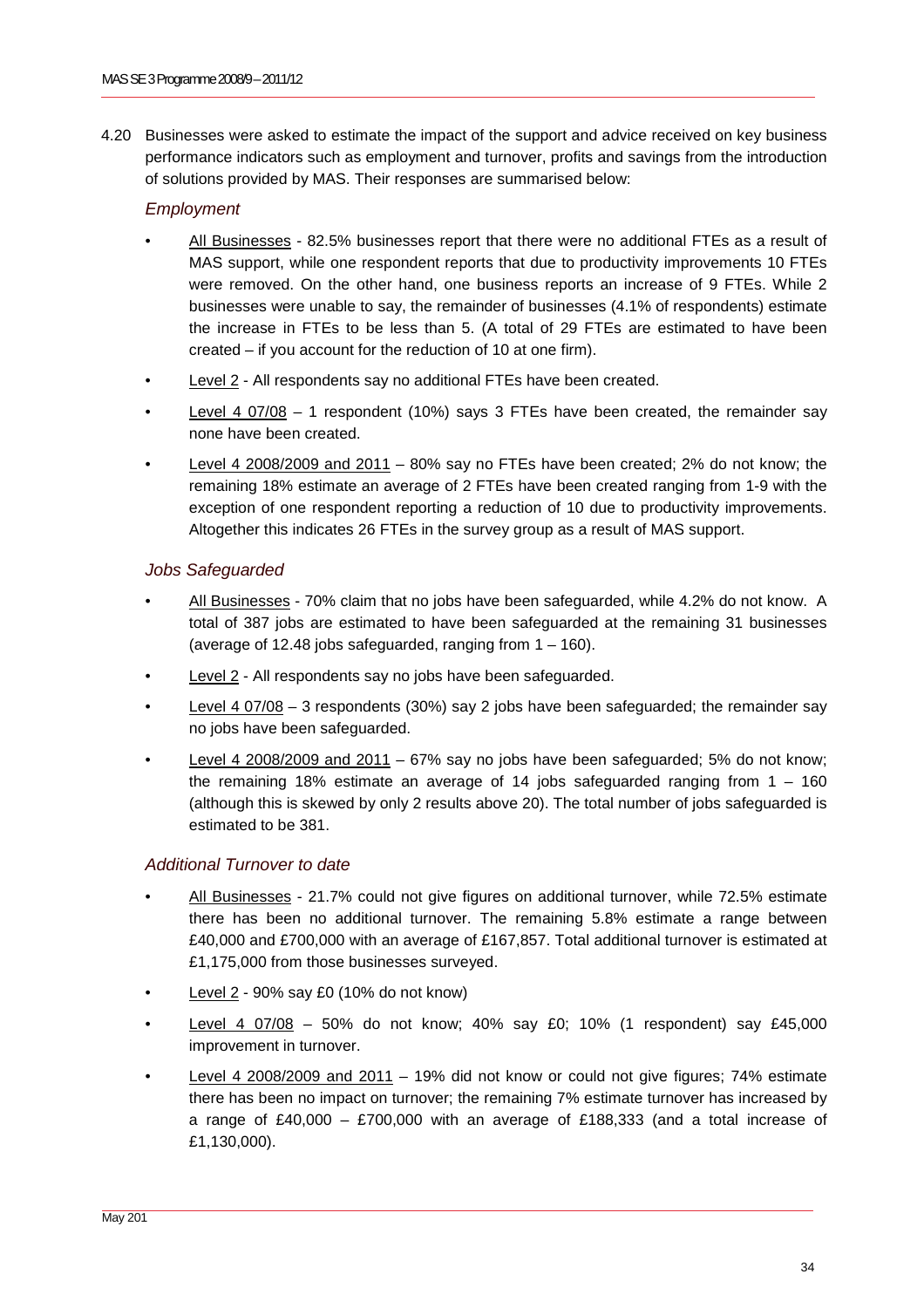4.20 Businesses were asked to estimate the impact of the support and advice received on key business performance indicators such as employment and turnover, profits and savings from the introduction of solutions provided by MAS. Their responses are summarised below:

### *Employment*

- All Businesses - 82.5% businesses report that there were no additional FTEs as a result of MAS support, while one respondent reports that due to productivity improvements 10 FTEs were removed. On the other hand, one business reports an increase of 9 FTEs. While 2 businesses were unable to say, the remainder of businesses (4.1% of respondents) estimate the increase in FTEs to be less than 5. (A total of 29 FTEs are estimated to have been created – if you account for the reduction of 10 at one firm).
- Level 2 - All respondents say no additional FTEs have been created.
- Level 4 07/08 – 1 respondent (10%) says 3 FTEs have been created, the remainder say none have been created.
- Level 4 2008/2009 and 2011 – 80% say no FTEs have been created; 2% do not know; the remaining 18% estimate an average of 2 FTEs have been created ranging from 1-9 with the exception of one respondent reporting a reduction of 10 due to productivity improvements. Altogether this indicates 26 FTEs in the survey group as a result of MAS support.

### *Jobs Safeguarded*

- All Businesses - 70% claim that no jobs have been safeguarded, while 4.2% do not know. A total of 387 jobs are estimated to have been safeguarded at the remaining 31 businesses (average of 12.48 jobs safeguarded, ranging from 1 – 160).
- Level 2 - All respondents say no jobs have been safeguarded.
- Level 4 07/08 – 3 respondents (30%) say 2 jobs have been safeguarded; the remainder say no jobs have been safeguarded.
- Level 4 2008/2009 and 2011 – 67% say no jobs have been safeguarded; 5% do not know; the remaining 18% estimate an average of 14 jobs safeguarded ranging from 1 – 160 (although this is skewed by only 2 results above 20). The total number of jobs safeguarded is estimated to be 381.

### *Additional Turnover to date*

- All Businesses - 21.7% could not give figures on additional turnover, while 72.5% estimate there has been no additional turnover. The remaining 5.8% estimate a range between £40,000 and £700,000 with an average of £167,857. Total additional turnover is estimated at £1,175,000 from those businesses surveyed.
- Level 2 - 90% say £0 (10% do not know)
- Level 4 07/08 – 50% do not know; 40% say £0; 10% (1 respondent) say £45,000 improvement in turnover.
- Level 4 2008/2009 and 2011 – 19% did not know or could not give figures; 74% estimate there has been no impact on turnover; the remaining 7% estimate turnover has increased by a range of £40,000 – £700,000 with an average of £188,333 (and a total increase of £1,130,000).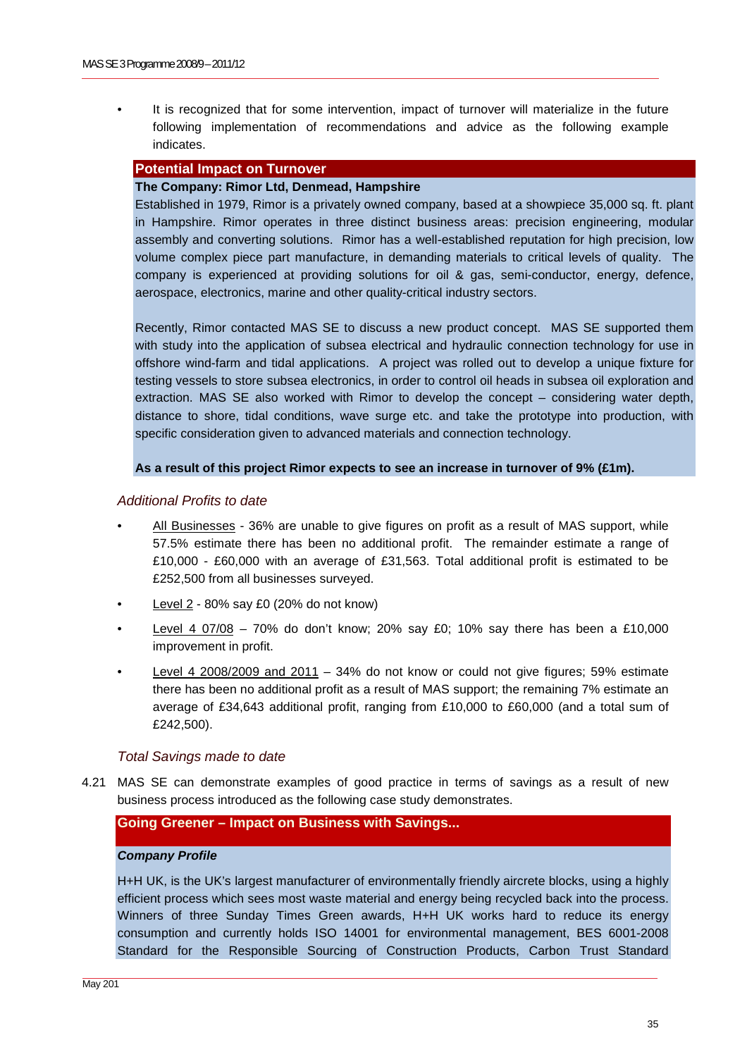- It is recognized that for some intervention, impact of turnover will materialize in the future following implementation of recommendations and advice as the following example indicates.

**Potential Impact on Turnover**

**The Company: Rimor Ltd, Denmead, Hampshire**

Established in 1979, Rimor is a privately owned company, based at a showpiece 35,000 sq. ft. plant in Hampshire. Rimor operates in three distinct business areas: precision engineering, modular assembly and converting solutions. Rimor has a well-established reputation for high precision, low volume complex piece part manufacture, in demanding materials to critical levels of quality. The company is experienced at providing solutions for oil & gas, semi-conductor, energy, defence, aerospace, electronics, marine and other quality-critical industry sectors.

Recently, Rimor contacted MAS SE to discuss a new product concept. MAS SE supported them with study into the application of subsea electrical and hydraulic connection technology for use in offshore wind-farm and tidal applications. A project was rolled out to develop a unique fixture for testing vessels to store subsea electronics, in order to control oil heads in subsea oil exploration and extraction. MAS SE also worked with Rimor to develop the concept – considering water depth, distance to shore, tidal conditions, wave surge etc. and take the prototype into production, with specific consideration given to advanced materials and connection technology.

**As a result of this project Rimor expects to see an increase in turnover of 9% (£1m).**

### *Additional Profits to date*

- All Businesses - 36% are unable to give figures on profit as a result of MAS support, while 57.5% estimate there has been no additional profit. The remainder estimate a range of £10,000 - £60,000 with an average of £31,563. Total additional profit is estimated to be £252,500 from all businesses surveyed.
- Level 2 - 80% say £0 (20% do not know)
- Level 4 07/08 – 70% do don't know; 20% say £0; 10% say there has been a £10,000 improvement in profit.
- Level 4 2008/2009 and 2011 – 34% do not know or could not give figures; 59% estimate there has been no additional profit as a result of MAS support; the remaining 7% estimate an average of £34,643 additional profit, ranging from £10,000 to £60,000 (and a total sum of £242,500).

### *Total Savings made to date*

4.21 MAS SE can demonstrate examples of good practice in terms of savings as a result of new business process introduced as the following case study demonstrates.

**Going Greener – Impact on Business with Savings...**

***Company Profile***

H+H UK, is the UK's largest manufacturer of environmentally friendly aircrete blocks, using a highly efficient process which sees most waste material and energy being recycled back into the process. Winners of three Sunday Times Green awards, H+H UK works hard to reduce its energy consumption and currently holds ISO 14001 for environmental management, BES 6001-2008 Standard for the Responsible Sourcing of Construction Products, Carbon Trust Standard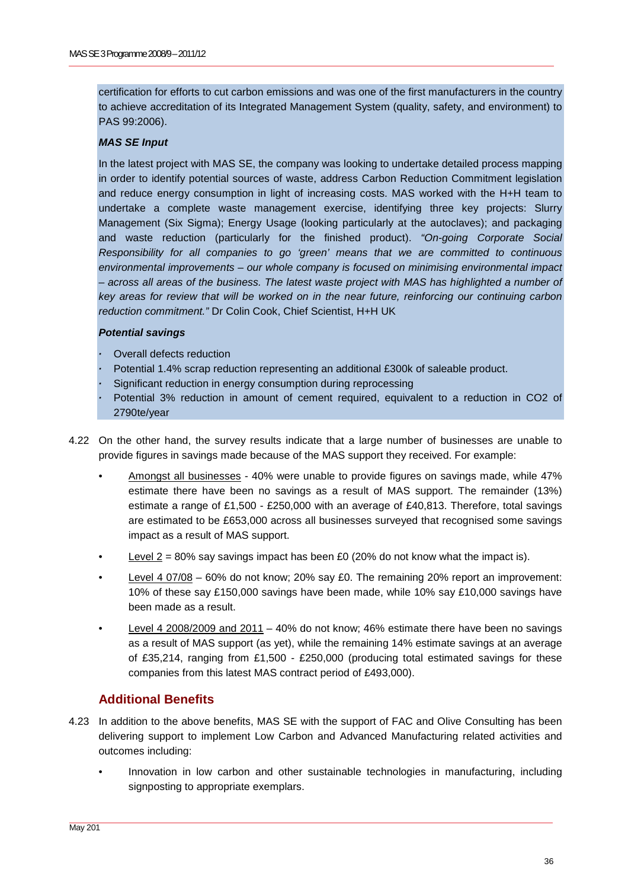certification for efforts to cut carbon emissions and was one of the first manufacturers in the country to achieve accreditation of its Integrated Management System (quality, safety, and environment) to PAS 99:2006).

***MAS SE Input***

In the latest project with MAS SE, the company was looking to undertake detailed process mapping in order to identify potential sources of waste, address Carbon Reduction Commitment legislation and reduce energy consumption in light of increasing costs. MAS worked with the H+H team to undertake a complete waste management exercise, identifying three key projects: Slurry Management (Six Sigma); Energy Usage (looking particularly at the autoclaves); and packaging and waste reduction (particularly for the finished product). *"On-going Corporate Social Responsibility for all companies to go 'green' means that we are committed to continuous environmental improvements – our whole company is focused on minimising environmental impact – across all areas of the business. The latest waste project with MAS has highlighted a number of key areas for review that will be worked on in the near future, reinforcing our continuing carbon reduction commitment."* Dr Colin Cook, Chief Scientist, H+H UK

***Potential savings***

- Overall defects reduction
- Potential 1.4% scrap reduction representing an additional £300k of saleable product.
- Significant reduction in energy consumption during reprocessing
- Potential 3% reduction in amount of cement required, equivalent to a reduction in $CO_2$ of 2790te/year

4.22 On the other hand, the survey results indicate that a large number of businesses are unable to provide figures in savings made because of the MAS support they received. For example:

- Amongst all businesses - 40% were unable to provide figures on savings made, while 47% estimate there have been no savings as a result of MAS support. The remainder (13%) estimate a range of £1,500 - £250,000 with an average of £40,813. Therefore, total savings are estimated to be £653,000 across all businesses surveyed that recognised some savings impact as a result of MAS support.
- Level 2 = 80% say savings impact has been £0 (20% do not know what the impact is).
- Level 4 07/08 – 60% do not know; 20% say £0. The remaining 20% report an improvement: 10% of these say £150,000 savings have been made, while 10% say £10,000 savings have been made as a result.
- Level 4 2008/2009 and 2011 – 40% do not know; 46% estimate there have been no savings as a result of MAS support (as yet), while the remaining 14% estimate savings at an average of £35,214, ranging from £1,500 - £250,000 (producing total estimated savings for these companies from this latest MAS contract period of £493,000).

## Additional Benefits

4.23 In addition to the above benefits, MAS SE with the support of FAC and Olive Consulting has been delivering support to implement Low Carbon and Advanced Manufacturing related activities and outcomes including:

- Innovation in low carbon and other sustainable technologies in manufacturing, including signposting to appropriate exemplars.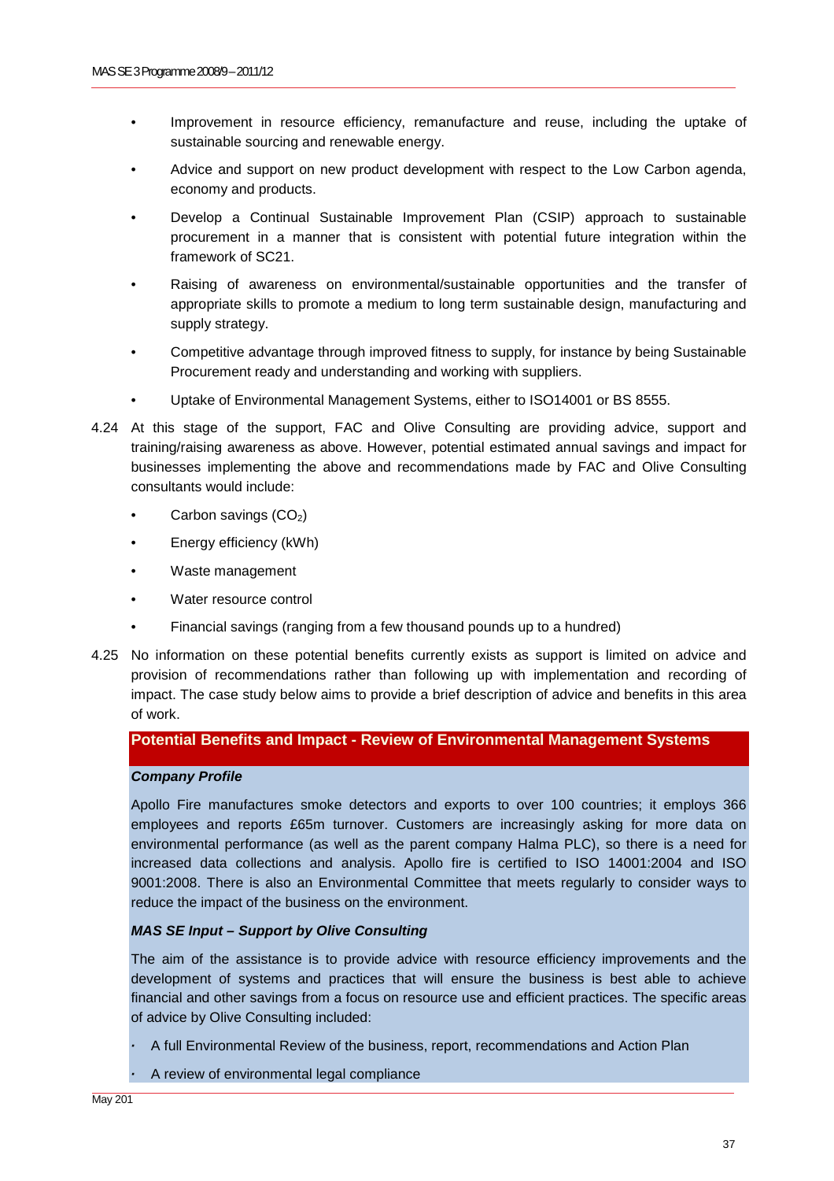- Improvement in resource efficiency, remanufacture and reuse, including the uptake of sustainable sourcing and renewable energy.
- Advice and support on new product development with respect to the Low Carbon agenda, economy and products.
- Develop a Continual Sustainable Improvement Plan (CSIP) approach to sustainable procurement in a manner that is consistent with potential future integration within the framework of SC21.
- Raising of awareness on environmental/sustainable opportunities and the transfer of appropriate skills to promote a medium to long term sustainable design, manufacturing and supply strategy.
- Competitive advantage through improved fitness to supply, for instance by being Sustainable Procurement ready and understanding and working with suppliers.
- Uptake of Environmental Management Systems, either to ISO14001 or BS 8555.

4.24 At this stage of the support, FAC and Olive Consulting are providing advice, support and training/raising awareness as above. However, potential estimated annual savings and impact for businesses implementing the above and recommendations made by FAC and Olive Consulting consultants would include:

- Carbon savings ($CO_2$)
- Energy efficiency (kWh)
- Waste management
- Water resource control
- Financial savings (ranging from a few thousand pounds up to a hundred)

4.25 No information on these potential benefits currently exists as support is limited on advice and provision of recommendations rather than following up with implementation and recording of impact. The case study below aims to provide a brief description of advice and benefits in this area of work.

**Potential Benefits and Impact - Review of Environmental Management Systems**

***Company Profile***

Apollo Fire manufactures smoke detectors and exports to over 100 countries; it employs 366 employees and reports £65m turnover. Customers are increasingly asking for more data on environmental performance (as well as the parent company Halma PLC), so there is a need for increased data collections and analysis. Apollo fire is certified to ISO 14001:2004 and ISO 9001:2008. There is also an Environmental Committee that meets regularly to consider ways to reduce the impact of the business on the environment.

***MAS SE Input – Support by Olive Consulting***

The aim of the assistance is to provide advice with resource efficiency improvements and the development of systems and practices that will ensure the business is best able to achieve financial and other savings from a focus on resource use and efficient practices. The specific areas of advice by Olive Consulting included:

- A full Environmental Review of the business, report, recommendations and Action Plan
- A review of environmental legal compliance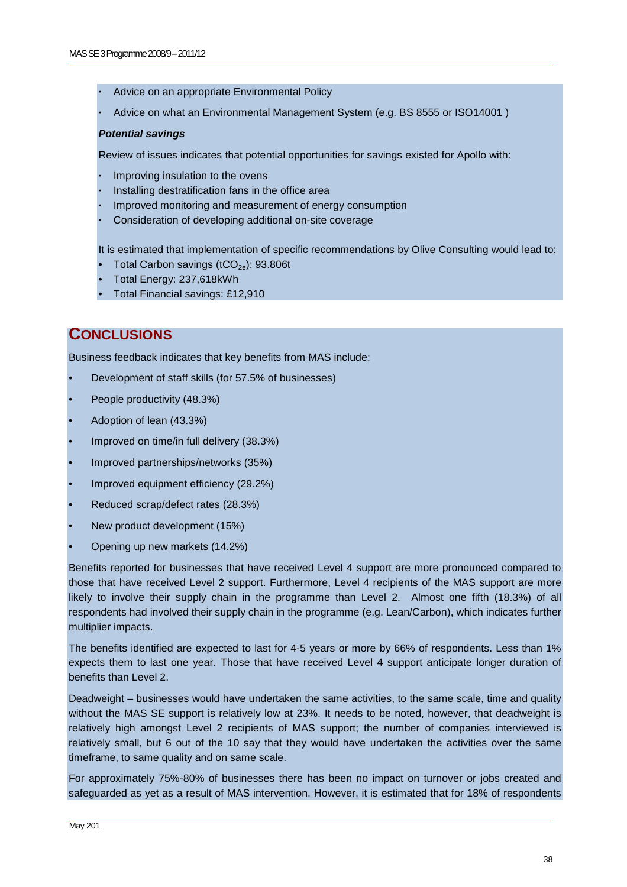- Advice on an appropriate Environmental Policy
- Advice on what an Environmental Management System (e.g. BS 8555 or ISO14001 )

***Potential savings***

Review of issues indicates that potential opportunities for savings existed for Apollo with:

- Improving insulation to the ovens
- Installing destratification fans in the office area
- Improved monitoring and measurement of energy consumption
- Consideration of developing additional on-site coverage

It is estimated that implementation of specific recommendations by Olive Consulting would lead to:

- Total Carbon savings ($tCO_{2e}$): 93.806t
- Total Energy: 237,618kWh
- Total Financial savings: £12,910

## CONCLUSIONS

Business feedback indicates that key benefits from MAS include:

- Development of staff skills (for 57.5% of businesses)
- People productivity (48.3%)
- Adoption of lean (43.3%)
- Improved on time/in full delivery (38.3%)
- Improved partnerships/networks (35%)
- Improved equipment efficiency (29.2%)
- Reduced scrap/defect rates (28.3%)
- New product development (15%)
- Opening up new markets (14.2%)

Benefits reported for businesses that have received Level 4 support are more pronounced compared to those that have received Level 2 support. Furthermore, Level 4 recipients of the MAS support are more likely to involve their supply chain in the programme than Level 2. Almost one fifth (18.3%) of all respondents had involved their supply chain in the programme (e.g. Lean/Carbon), which indicates further multiplier impacts.

The benefits identified are expected to last for 4-5 years or more by 66% of respondents. Less than 1% expects them to last one year. Those that have received Level 4 support anticipate longer duration of benefits than Level 2.

Deadweight – businesses would have undertaken the same activities, to the same scale, time and quality without the MAS SE support is relatively low at 23%. It needs to be noted, however, that deadweight is relatively high amongst Level 2 recipients of MAS support; the number of companies interviewed is relatively small, but 6 out of the 10 say that they would have undertaken the activities over the same timeframe, to same quality and on same scale.

For approximately 75%-80% of businesses there has been no impact on turnover or jobs created and safeguarded as yet as a result of MAS intervention. However, it is estimated that for 18% of respondents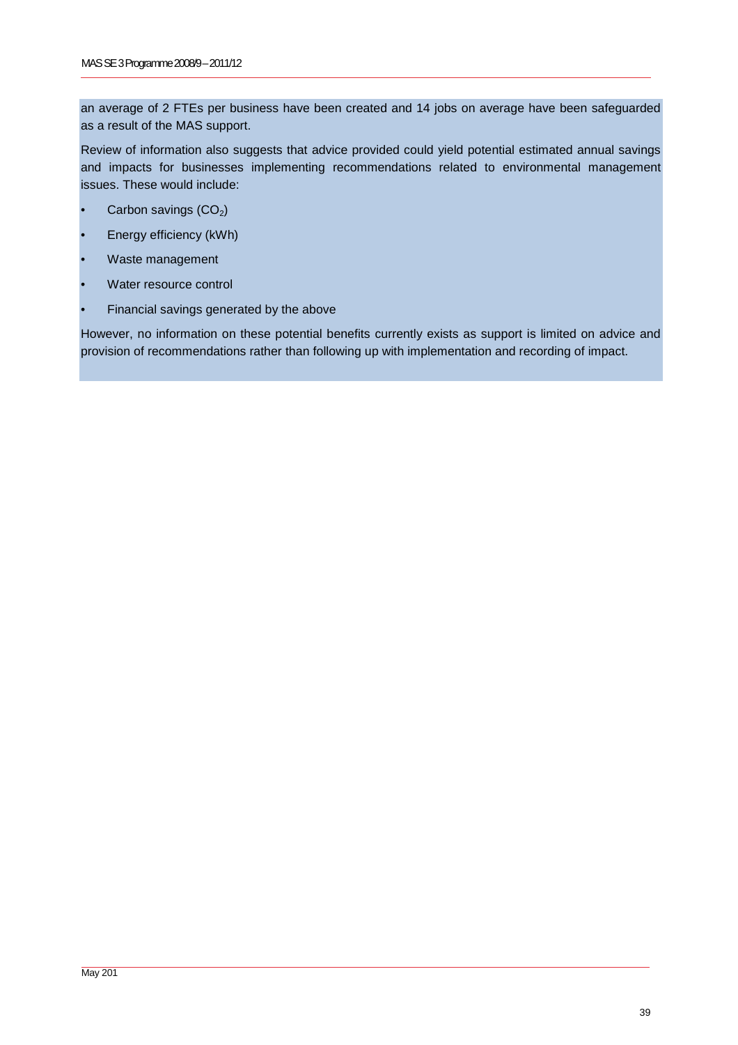an average of 2 FTEs per business have been created and 14 jobs on average have been safeguarded as a result of the MAS support.

Review of information also suggests that advice provided could yield potential estimated annual savings and impacts for businesses implementing recommendations related to environmental management issues. These would include:

- Carbon savings ($CO_2$)
- Energy efficiency (kWh)
- Waste management
- Water resource control
- Financial savings generated by the above

However, no information on these potential benefits currently exists as support is limited on advice and provision of recommendations rather than following up with implementation and recording of impact.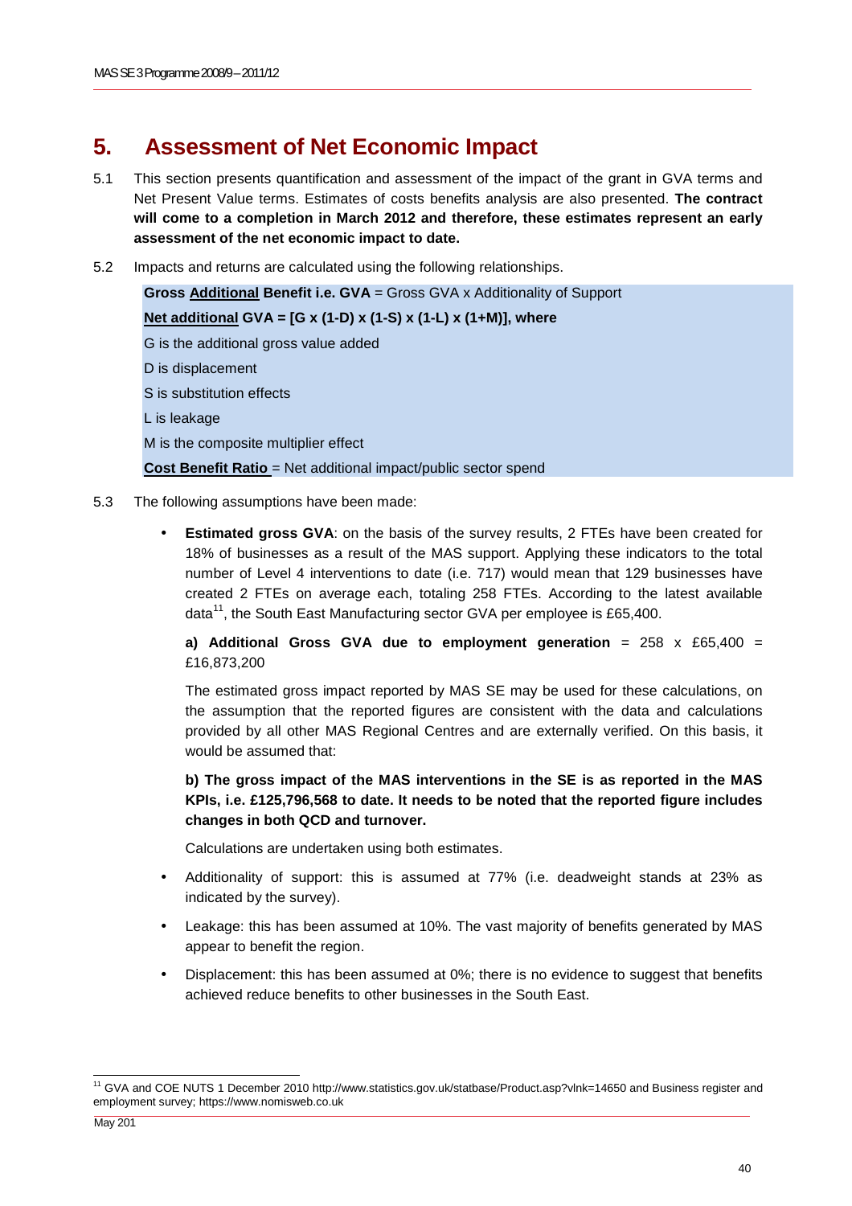# 5. Assessment of Net Economic Impact

5.1 This section presents quantification and assessment of the impact of the grant in GVA terms and Net Present Value terms. Estimates of costs benefits analysis are also presented. **The contract will come to a completion in March 2012 and therefore, these estimates represent an early assessment of the net economic impact to date.**

5.2 Impacts and returns are calculated using the following relationships.

> **Gross Additional Benefit i.e. GVA** = Gross GVA x Additionality of Support
>
> **Net additional GVA = [G x (1-D) x (1-S) x (1-L) x (1+M)], where**
>
> G is the additional gross value added
>
> D is displacement
>
> S is substitution effects
>
> L is leakage
>
> M is the composite multiplier effect
>
> **Cost Benefit Ratio** = Net additional impact/public sector spend

5.3 The following assumptions have been made:

- **Estimated gross GVA**: on the basis of the survey results, 2 FTEs have been created for 18% of businesses as a result of the MAS support. Applying these indicators to the total number of Level 4 interventions to date (i.e. 717) would mean that 129 businesses have created 2 FTEs on average each, totaling 258 FTEs. According to the latest available data[11], the South East Manufacturing sector GVA per employee is £65,400.

  **a) Additional Gross GVA due to employment generation** = 258 x £65,400 = £16,873,200

  The estimated gross impact reported by MAS SE may be used for these calculations, on the assumption that the reported figures are consistent with the data and calculations provided by all other MAS Regional Centres and are externally verified. On this basis, it would be assumed that:

  **b) The gross impact of the MAS interventions in the SE is as reported in the MAS KPIs, i.e. £125,796,568 to date. It needs to be noted that the reported figure includes changes in both QCD and turnover.**

  Calculations are undertaken using both estimates.

- Additionality of support: this is assumed at 77% (i.e. deadweight stands at 23% as indicated by the survey).
- Leakage: this has been assumed at 10%. The vast majority of benefits generated by MAS appear to benefit the region.
- Displacement: this has been assumed at 0%; there is no evidence to suggest that benefits achieved reduce benefits to other businesses in the South East.

---

[11] GVA and COE NUTS 1 December 2010 http://www.statistics.gov.uk/statbase/Product.asp?vlnk=14650 and Business register and employment survey; https://www.nomisweb.co.uk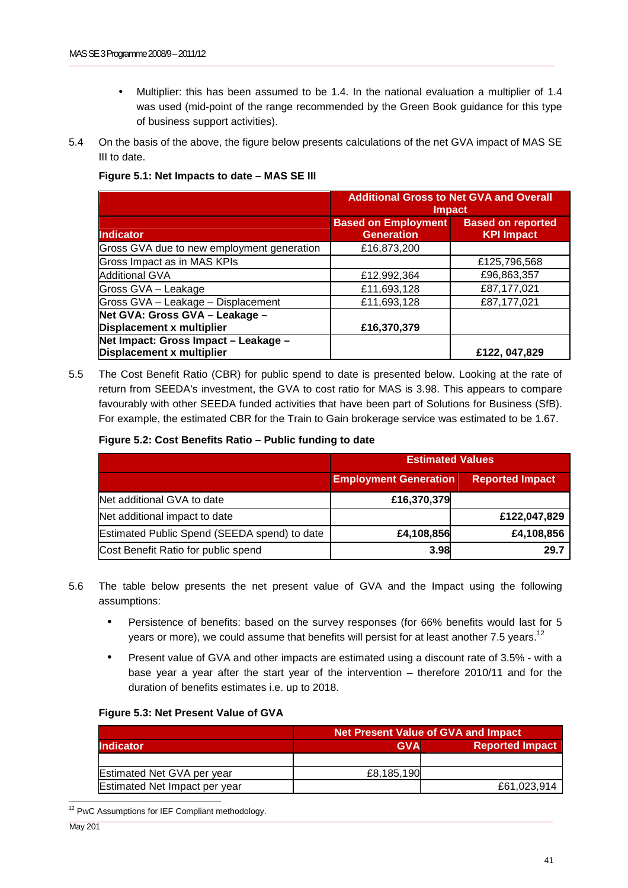- Multiplier: this has been assumed to be 1.4. In the national evaluation a multiplier of 1.4 was used (mid-point of the range recommended by the Green Book guidance for this type of business support activities).

5.4 On the basis of the above, the figure below presents calculations of the net GVA impact of MAS SE III to date.

**Figure 5.1: Net Impacts to date – MAS SE III**

| | Additional Gross to Net GVA and Overall Impact | |
|---|---|---|
| **Indicator** | **Based on Employment Generation** | **Based on reported KPI Impact** |
| Gross GVA due to new employment generation | £16,873,200 | |
| Gross Impact as in MAS KPIs | | £125,796,568 |
| Additional GVA | £12,992,364 | £96,863,357 |
| Gross GVA – Leakage | £11,693,128 | £87,177,021 |
| Gross GVA – Leakage – Displacement | £11,693,128 | £87,177,021 |
| **Net GVA: Gross GVA – Leakage – Displacement x multiplier** | **£16,370,379** | |
| **Net Impact: Gross Impact – Leakage – Displacement x multiplier** | | **£122, 047,829** |

5.5 The Cost Benefit Ratio (CBR) for public spend to date is presented below. Looking at the rate of return from SEEDA's investment, the GVA to cost ratio for MAS is 3.98. This appears to compare favourably with other SEEDA funded activities that have been part of Solutions for Business (SfB). For example, the estimated CBR for the Train to Gain brokerage service was estimated to be 1.67.

**Figure 5.2: Cost Benefits Ratio – Public funding to date**

| | Estimated Values | |
|---|---|---|
| | **Employment Generation** | **Reported Impact** |
| Net additional GVA to date | **£16,370,379** | |
| Net additional impact to date | | **£122,047,829** |
| Estimated Public Spend (SEEDA spend) to date | **£4,108,856** | **£4,108,856** |
| Cost Benefit Ratio for public spend | **3.98** | **29.7** |

5.6 The table below presents the net present value of GVA and the Impact using the following assumptions:

- Persistence of benefits: based on the survey responses (for 66% benefits would last for 5 years or more), we could assume that benefits will persist for at least another 7.5 years.[12]
- Present value of GVA and other impacts are estimated using a discount rate of 3.5% - with a base year a year after the start year of the intervention – therefore 2010/11 and for the duration of benefits estimates i.e. up to 2018.

**Figure 5.3: Net Present Value of GVA**

| | Net Present Value of GVA and Impact | |
|---|---|---|
| **Indicator** | **GVA** | **Reported Impact** |
| | | |
| Estimated Net GVA per year | £8,185,190 | |
| Estimated Net Impact per year | | £61,023,914 |

[12] PwC Assumptions for IEF Compliant methodology.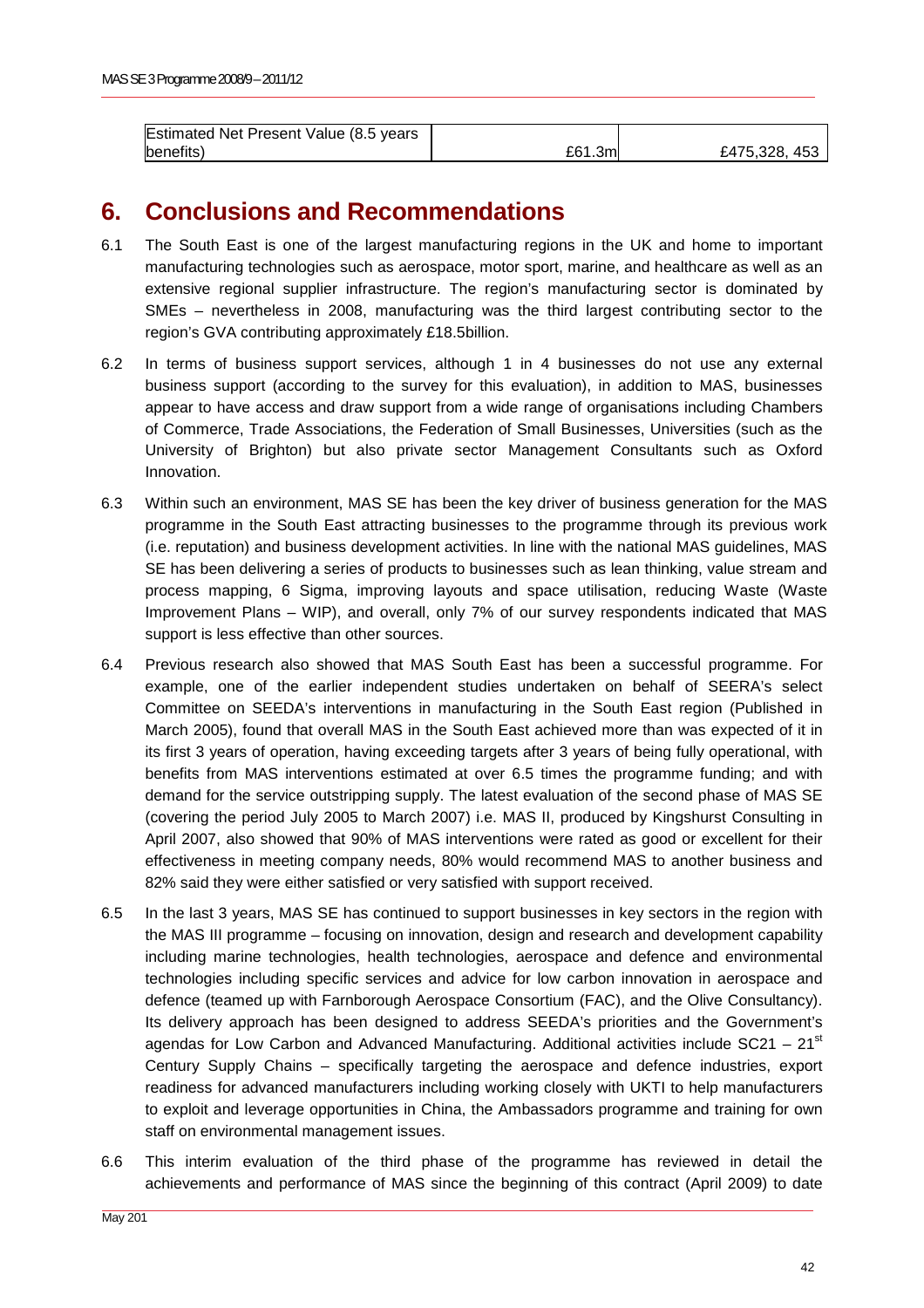| Estimated Net Present Value (8.5 years benefits) | £61.3m | £475,328, 453 |
|---|---|---|

## 6. Conclusions and Recommendations

6.1 The South East is one of the largest manufacturing regions in the UK and home to important manufacturing technologies such as aerospace, motor sport, marine, and healthcare as well as an extensive regional supplier infrastructure. The region's manufacturing sector is dominated by SMEs – nevertheless in 2008, manufacturing was the third largest contributing sector to the region's GVA contributing approximately £18.5billion.

6.2 In terms of business support services, although 1 in 4 businesses do not use any external business support (according to the survey for this evaluation), in addition to MAS, businesses appear to have access and draw support from a wide range of organisations including Chambers of Commerce, Trade Associations, the Federation of Small Businesses, Universities (such as the University of Brighton) but also private sector Management Consultants such as Oxford Innovation.

6.3 Within such an environment, MAS SE has been the key driver of business generation for the MAS programme in the South East attracting businesses to the programme through its previous work (i.e. reputation) and business development activities. In line with the national MAS guidelines, MAS SE has been delivering a series of products to businesses such as lean thinking, value stream and process mapping, 6 Sigma, improving layouts and space utilisation, reducing Waste (Waste Improvement Plans – WIP), and overall, only 7% of our survey respondents indicated that MAS support is less effective than other sources.

6.4 Previous research also showed that MAS South East has been a successful programme. For example, one of the earlier independent studies undertaken on behalf of SEERA's select Committee on SEEDA's interventions in manufacturing in the South East region (Published in March 2005), found that overall MAS in the South East achieved more than was expected of it in its first 3 years of operation, having exceeding targets after 3 years of being fully operational, with benefits from MAS interventions estimated at over 6.5 times the programme funding; and with demand for the service outstripping supply. The latest evaluation of the second phase of MAS SE (covering the period July 2005 to March 2007) i.e. MAS II, produced by Kingshurst Consulting in April 2007, also showed that 90% of MAS interventions were rated as good or excellent for their effectiveness in meeting company needs, 80% would recommend MAS to another business and 82% said they were either satisfied or very satisfied with support received.

6.5 In the last 3 years, MAS SE has continued to support businesses in key sectors in the region with the MAS III programme – focusing on innovation, design and research and development capability including marine technologies, health technologies, aerospace and defence and environmental technologies including specific services and advice for low carbon innovation in aerospace and defence (teamed up with Farnborough Aerospace Consortium (FAC), and the Olive Consultancy). Its delivery approach has been designed to address SEEDA's priorities and the Government's agendas for Low Carbon and Advanced Manufacturing. Additional activities include SC21 – 21st Century Supply Chains – specifically targeting the aerospace and defence industries, export readiness for advanced manufacturers including working closely with UKTI to help manufacturers to exploit and leverage opportunities in China, the Ambassadors programme and training for own staff on environmental management issues.

6.6 This interim evaluation of the third phase of the programme has reviewed in detail the achievements and performance of MAS since the beginning of this contract (April 2009) to date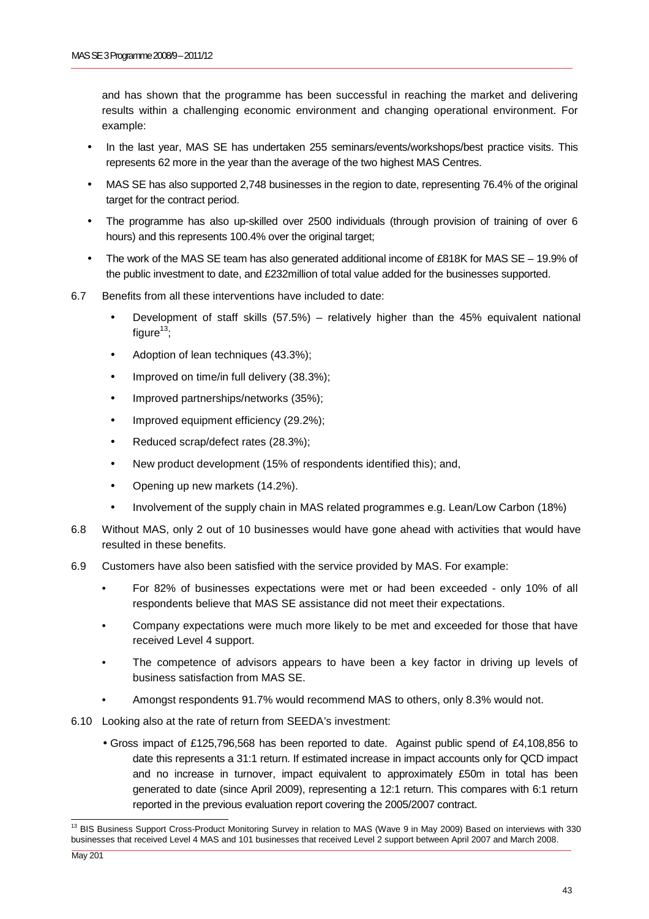and has shown that the programme has been successful in reaching the market and delivering results within a challenging economic environment and changing operational environment. For example:

- In the last year, MAS SE has undertaken 255 seminars/events/workshops/best practice visits. This represents 62 more in the year than the average of the two highest MAS Centres.
- MAS SE has also supported 2,748 businesses in the region to date, representing 76.4% of the original target for the contract period.
- The programme has also up-skilled over 2500 individuals (through provision of training of over 6 hours) and this represents 100.4% over the original target;
- The work of the MAS SE team has also generated additional income of £818K for MAS SE – 19.9% of the public investment to date, and £232million of total value added for the businesses supported.

6.7 Benefits from all these interventions have included to date:

- Development of staff skills (57.5%) – relatively higher than the 45% equivalent national figure[13];
- Adoption of lean techniques (43.3%);
- Improved on time/in full delivery (38.3%);
- Improved partnerships/networks (35%);
- Improved equipment efficiency (29.2%);
- Reduced scrap/defect rates (28.3%);
- New product development (15% of respondents identified this); and,
- Opening up new markets (14.2%).
- Involvement of the supply chain in MAS related programmes e.g. Lean/Low Carbon (18%)

6.8 Without MAS, only 2 out of 10 businesses would have gone ahead with activities that would have resulted in these benefits.

6.9 Customers have also been satisfied with the service provided by MAS. For example:

- For 82% of businesses expectations were met or had been exceeded - only 10% of all respondents believe that MAS SE assistance did not meet their expectations.
- Company expectations were much more likely to be met and exceeded for those that have received Level 4 support.
- The competence of advisors appears to have been a key factor in driving up levels of business satisfaction from MAS SE.
- Amongst respondents 91.7% would recommend MAS to others, only 8.3% would not.

6.10 Looking also at the rate of return from SEEDA's investment:

- Gross impact of £125,796,568 has been reported to date. Against public spend of £4,108,856 to date this represents a 31:1 return. If estimated increase in impact accounts only for QCD impact and no increase in turnover, impact equivalent to approximately £50m in total has been generated to date (since April 2009), representing a 12:1 return. This compares with 6:1 return reported in the previous evaluation report covering the 2005/2007 contract.

---

[13] BIS Business Support Cross-Product Monitoring Survey in relation to MAS (Wave 9 in May 2009) Based on interviews with 330 businesses that received Level 4 MAS and 101 businesses that received Level 2 support between April 2007 and March 2008.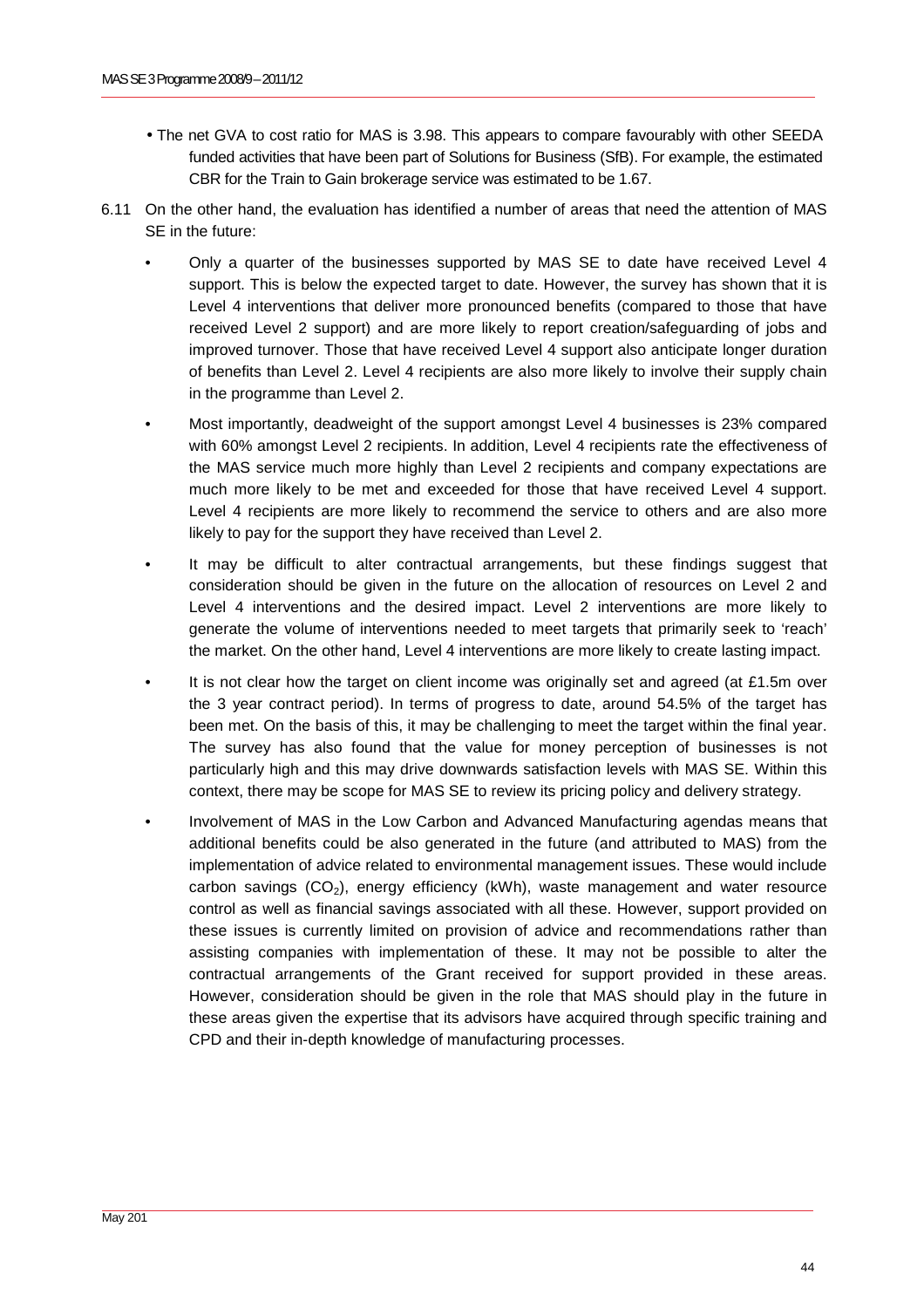- The net GVA to cost ratio for MAS is 3.98. This appears to compare favourably with other SEEDA funded activities that have been part of Solutions for Business (SfB). For example, the estimated CBR for the Train to Gain brokerage service was estimated to be 1.67.

6.11 On the other hand, the evaluation has identified a number of areas that need the attention of MAS SE in the future:

- Only a quarter of the businesses supported by MAS SE to date have received Level 4 support. This is below the expected target to date. However, the survey has shown that it is Level 4 interventions that deliver more pronounced benefits (compared to those that have received Level 2 support) and are more likely to report creation/safeguarding of jobs and improved turnover. Those that have received Level 4 support also anticipate longer duration of benefits than Level 2. Level 4 recipients are also more likely to involve their supply chain in the programme than Level 2.
- Most importantly, deadweight of the support amongst Level 4 businesses is 23% compared with 60% amongst Level 2 recipients. In addition, Level 4 recipients rate the effectiveness of the MAS service much more highly than Level 2 recipients and company expectations are much more likely to be met and exceeded for those that have received Level 4 support. Level 4 recipients are more likely to recommend the service to others and are also more likely to pay for the support they have received than Level 2.
- It may be difficult to alter contractual arrangements, but these findings suggest that consideration should be given in the future on the allocation of resources on Level 2 and Level 4 interventions and the desired impact. Level 2 interventions are more likely to generate the volume of interventions needed to meet targets that primarily seek to 'reach' the market. On the other hand, Level 4 interventions are more likely to create lasting impact.
- It is not clear how the target on client income was originally set and agreed (at £1.5m over the 3 year contract period). In terms of progress to date, around 54.5% of the target has been met. On the basis of this, it may be challenging to meet the target within the final year. The survey has also found that the value for money perception of businesses is not particularly high and this may drive downwards satisfaction levels with MAS SE. Within this context, there may be scope for MAS SE to review its pricing policy and delivery strategy.
- Involvement of MAS in the Low Carbon and Advanced Manufacturing agendas means that additional benefits could be also generated in the future (and attributed to MAS) from the implementation of advice related to environmental management issues. These would include carbon savings ($CO_2$), energy efficiency (kWh), waste management and water resource control as well as financial savings associated with all these. However, support provided on these issues is currently limited on provision of advice and recommendations rather than assisting companies with implementation of these. It may not be possible to alter the contractual arrangements of the Grant received for support provided in these areas. However, consideration should be given in the role that MAS should play in the future in these areas given the expertise that its advisors have acquired through specific training and CPD and their in-depth knowledge of manufacturing processes.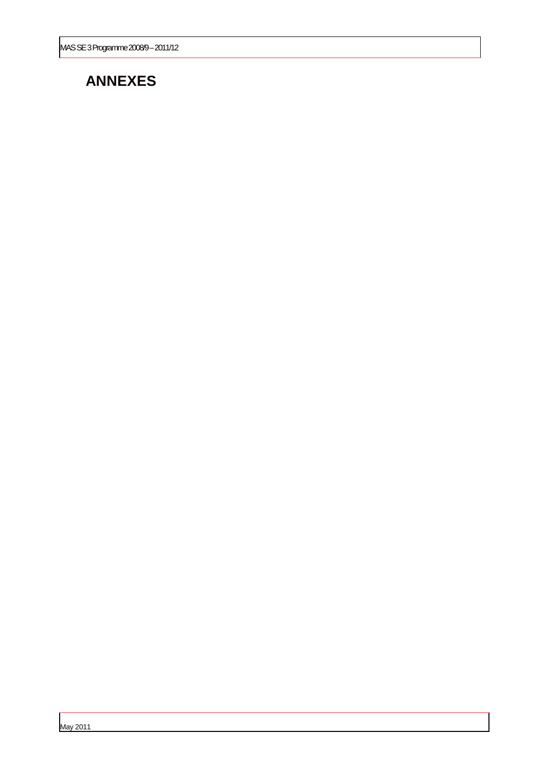# ANNEXES